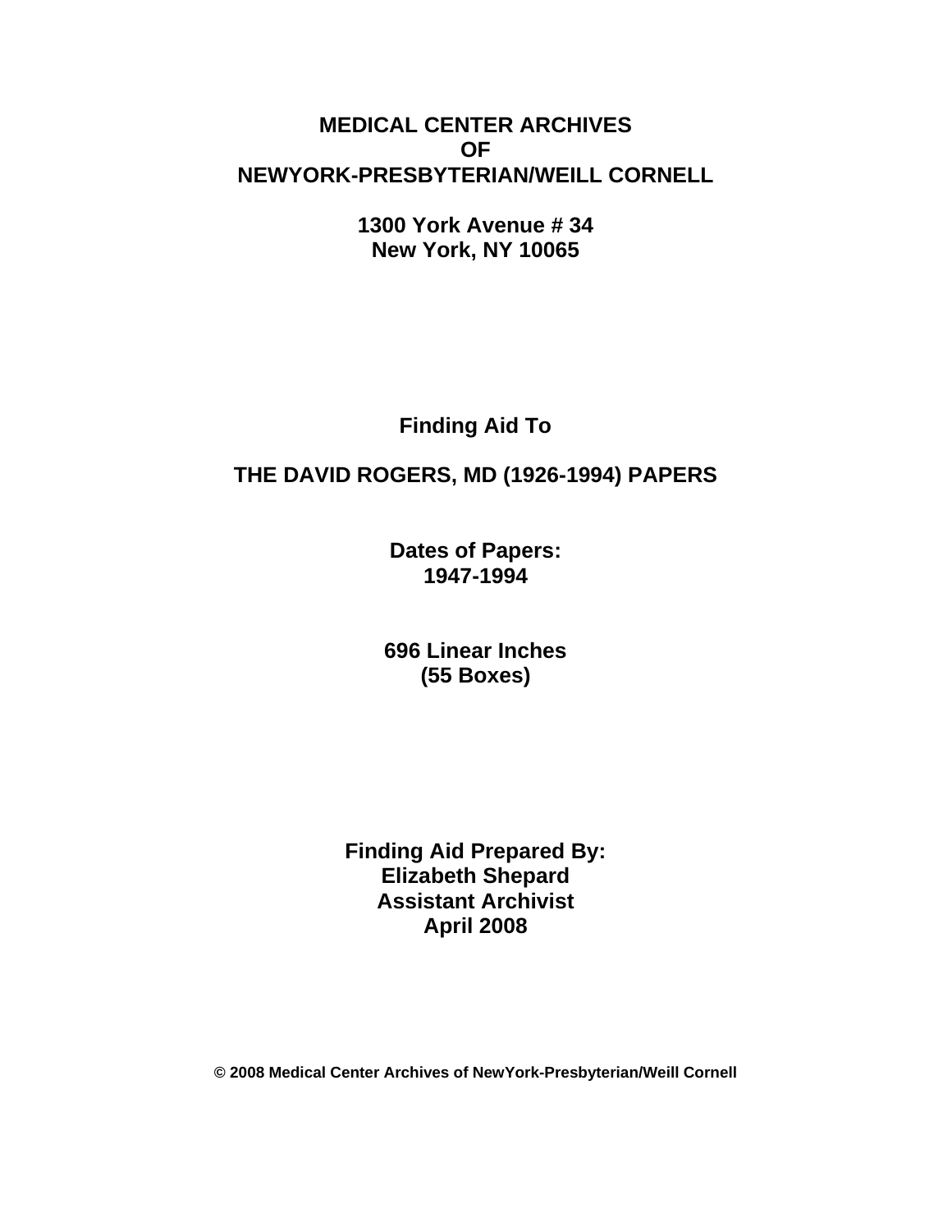# MEDICAL CENTER ARCHIVES
# OF
# NEWYORK-PRESBYTERIAN/WEILL CORNELL

**1300 York Avenue # 34**
**New York, NY 10065**

## Finding Aid To

## THE DAVID ROGERS, MD (1926-1994) PAPERS

**Dates of Papers:**
**1947-1994**

**696 Linear Inches**
**(55 Boxes)**

**Finding Aid Prepared By:**
**Elizabeth Shepard**
**Assistant Archivist**
**April 2008**

**© 2008 Medical Center Archives of NewYork-Presbyterian/Weill Cornell**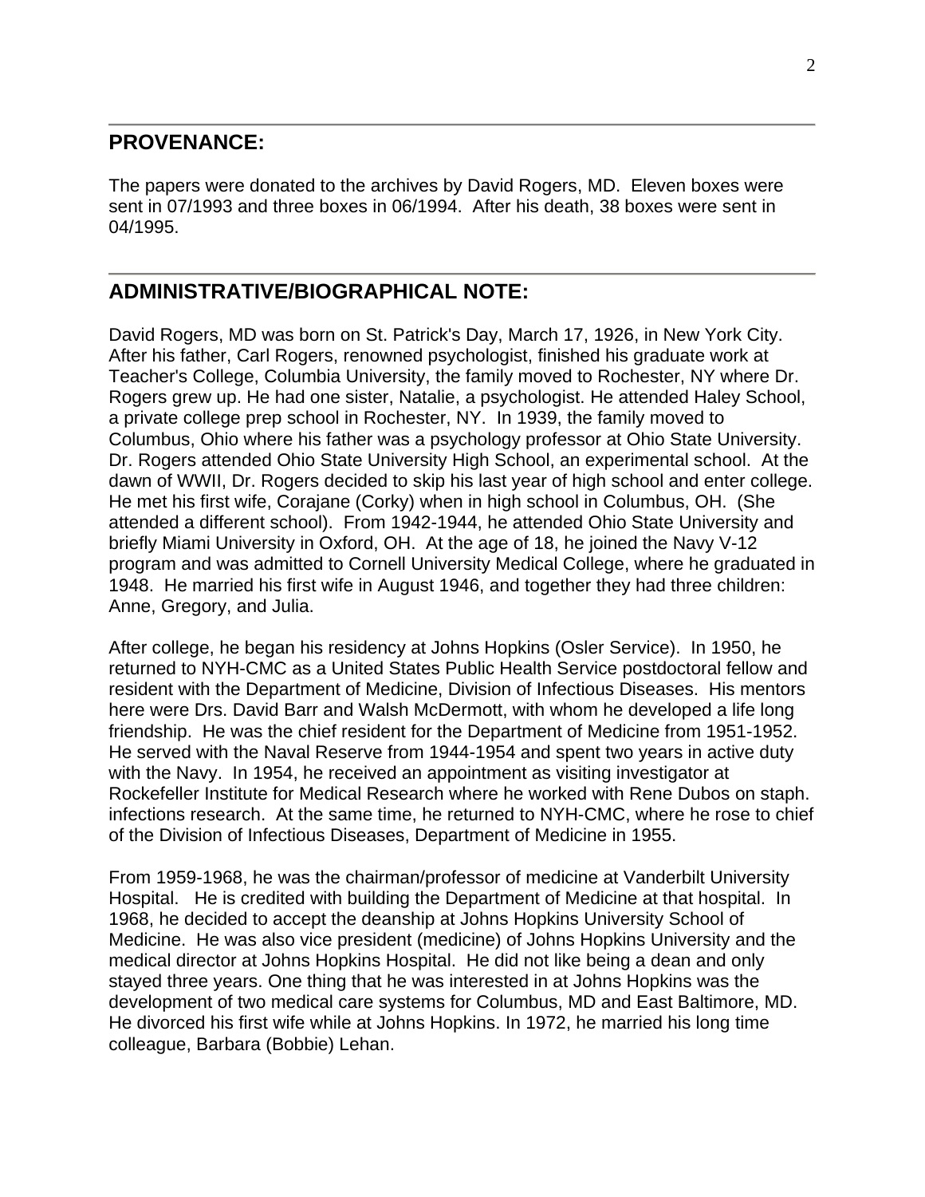## PROVENANCE:

The papers were donated to the archives by David Rogers, MD. Eleven boxes were sent in 07/1993 and three boxes in 06/1994. After his death, 38 boxes were sent in 04/1995.

## ADMINISTRATIVE/BIOGRAPHICAL NOTE:

David Rogers, MD was born on St. Patrick's Day, March 17, 1926, in New York City. After his father, Carl Rogers, renowned psychologist, finished his graduate work at Teacher's College, Columbia University, the family moved to Rochester, NY where Dr. Rogers grew up. He had one sister, Natalie, a psychologist. He attended Haley School, a private college prep school in Rochester, NY. In 1939, the family moved to Columbus, Ohio where his father was a psychology professor at Ohio State University. Dr. Rogers attended Ohio State University High School, an experimental school. At the dawn of WWII, Dr. Rogers decided to skip his last year of high school and enter college. He met his first wife, Corajane (Corky) when in high school in Columbus, OH. (She attended a different school). From 1942-1944, he attended Ohio State University and briefly Miami University in Oxford, OH. At the age of 18, he joined the Navy V-12 program and was admitted to Cornell University Medical College, where he graduated in 1948. He married his first wife in August 1946, and together they had three children: Anne, Gregory, and Julia.

After college, he began his residency at Johns Hopkins (Osler Service). In 1950, he returned to NYH-CMC as a United States Public Health Service postdoctoral fellow and resident with the Department of Medicine, Division of Infectious Diseases. His mentors here were Drs. David Barr and Walsh McDermott, with whom he developed a life long friendship. He was the chief resident for the Department of Medicine from 1951-1952. He served with the Naval Reserve from 1944-1954 and spent two years in active duty with the Navy. In 1954, he received an appointment as visiting investigator at Rockefeller Institute for Medical Research where he worked with Rene Dubos on staph. infections research. At the same time, he returned to NYH-CMC, where he rose to chief of the Division of Infectious Diseases, Department of Medicine in 1955.

From 1959-1968, he was the chairman/professor of medicine at Vanderbilt University Hospital. He is credited with building the Department of Medicine at that hospital. In 1968, he decided to accept the deanship at Johns Hopkins University School of Medicine. He was also vice president (medicine) of Johns Hopkins University and the medical director at Johns Hopkins Hospital. He did not like being a dean and only stayed three years. One thing that he was interested in at Johns Hopkins was the development of two medical care systems for Columbus, MD and East Baltimore, MD. He divorced his first wife while at Johns Hopkins. In 1972, he married his long time colleague, Barbara (Bobbie) Lehan.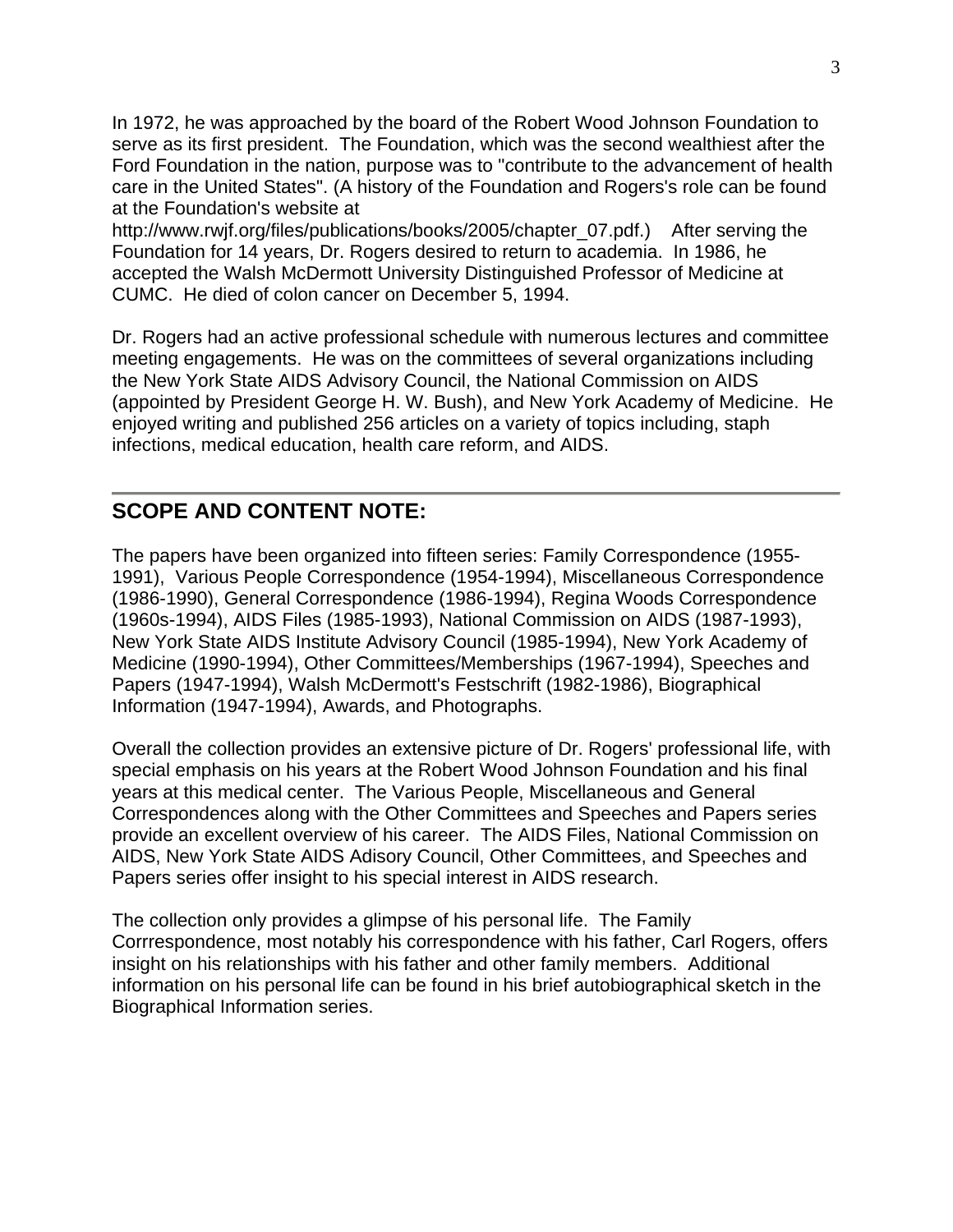In 1972, he was approached by the board of the Robert Wood Johnson Foundation to serve as its first president. The Foundation, which was the second wealthiest after the Ford Foundation in the nation, purpose was to "contribute to the advancement of health care in the United States". (A history of the Foundation and Rogers's role can be found at the Foundation's website at http://www.rwjf.org/files/publications/books/2005/chapter_07.pdf.) After serving the Foundation for 14 years, Dr. Rogers desired to return to academia. In 1986, he accepted the Walsh McDermott University Distinguished Professor of Medicine at CUMC. He died of colon cancer on December 5, 1994.

Dr. Rogers had an active professional schedule with numerous lectures and committee meeting engagements. He was on the committees of several organizations including the New York State AIDS Advisory Council, the National Commission on AIDS (appointed by President George H. W. Bush), and New York Academy of Medicine. He enjoyed writing and published 256 articles on a variety of topics including, staph infections, medical education, health care reform, and AIDS.

---

## SCOPE AND CONTENT NOTE:

The papers have been organized into fifteen series: Family Correspondence (1955-1991), Various People Correspondence (1954-1994), Miscellaneous Correspondence (1986-1990), General Correspondence (1986-1994), Regina Woods Correspondence (1960s-1994), AIDS Files (1985-1993), National Commission on AIDS (1987-1993), New York State AIDS Institute Advisory Council (1985-1994), New York Academy of Medicine (1990-1994), Other Committees/Memberships (1967-1994), Speeches and Papers (1947-1994), Walsh McDermott's Festschrift (1982-1986), Biographical Information (1947-1994), Awards, and Photographs.

Overall the collection provides an extensive picture of Dr. Rogers' professional life, with special emphasis on his years at the Robert Wood Johnson Foundation and his final years at this medical center. The Various People, Miscellaneous and General Correspondences along with the Other Committees and Speeches and Papers series provide an excellent overview of his career. The AIDS Files, National Commission on AIDS, New York State AIDS Adisory Council, Other Committees, and Speeches and Papers series offer insight to his special interest in AIDS research.

The collection only provides a glimpse of his personal life. The Family Corrrespondence, most notably his correspondence with his father, Carl Rogers, offers insight on his relationships with his father and other family members. Additional information on his personal life can be found in his brief autobiographical sketch in the Biographical Information series.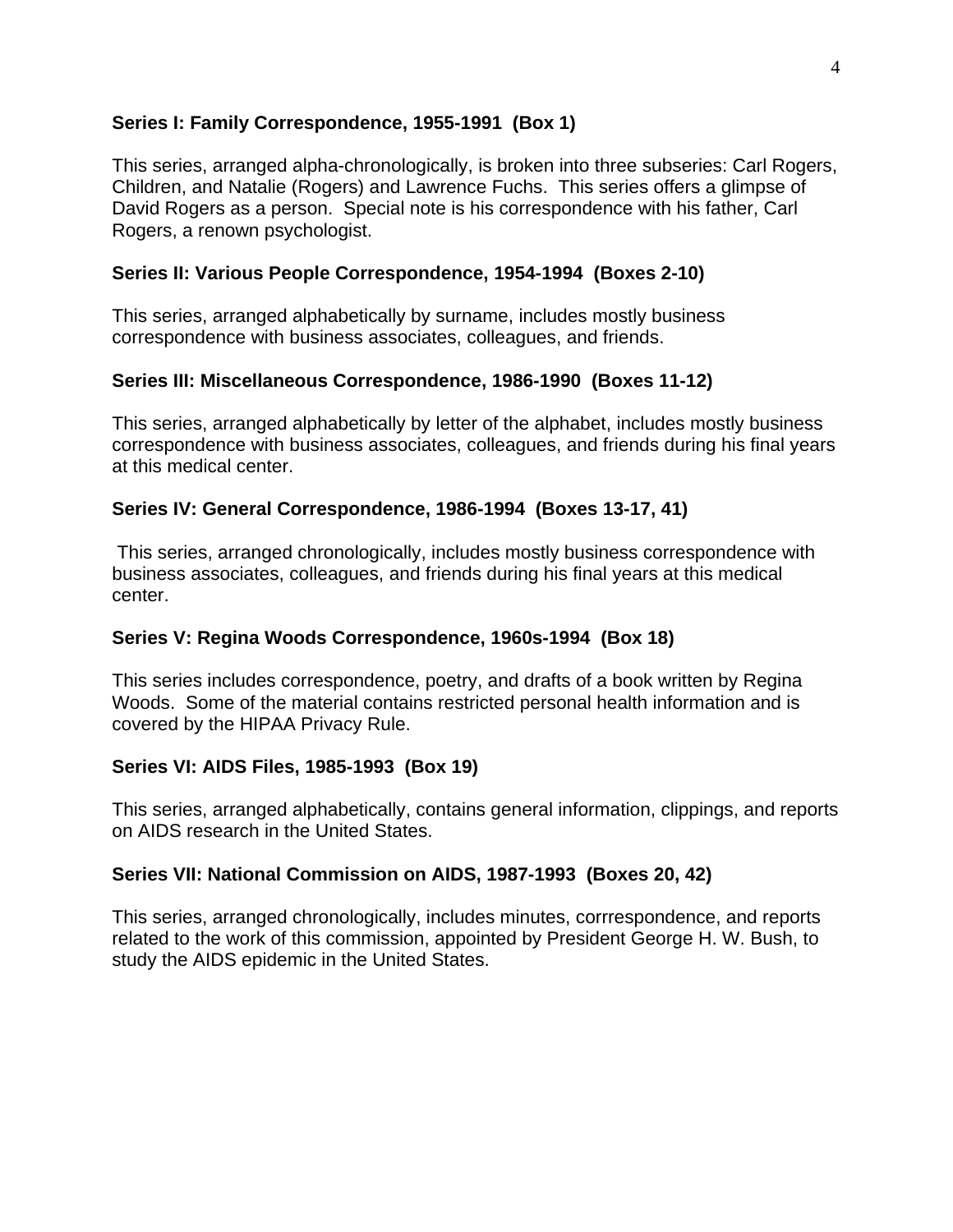### Series I: Family Correspondence, 1955-1991 (Box 1)

This series, arranged alpha-chronologically, is broken into three subseries: Carl Rogers, Children, and Natalie (Rogers) and Lawrence Fuchs. This series offers a glimpse of David Rogers as a person. Special note is his correspondence with his father, Carl Rogers, a renown psychologist.

### Series II: Various People Correspondence, 1954-1994 (Boxes 2-10)

This series, arranged alphabetically by surname, includes mostly business correspondence with business associates, colleagues, and friends.

### Series III: Miscellaneous Correspondence, 1986-1990 (Boxes 11-12)

This series, arranged alphabetically by letter of the alphabet, includes mostly business correspondence with business associates, colleagues, and friends during his final years at this medical center.

### Series IV: General Correspondence, 1986-1994 (Boxes 13-17, 41)

This series, arranged chronologically, includes mostly business correspondence with business associates, colleagues, and friends during his final years at this medical center.

### Series V: Regina Woods Correspondence, 1960s-1994 (Box 18)

This series includes correspondence, poetry, and drafts of a book written by Regina Woods. Some of the material contains restricted personal health information and is covered by the HIPAA Privacy Rule.

### Series VI: AIDS Files, 1985-1993 (Box 19)

This series, arranged alphabetically, contains general information, clippings, and reports on AIDS research in the United States.

### Series VII: National Commission on AIDS, 1987-1993 (Boxes 20, 42)

This series, arranged chronologically, includes minutes, corrrespondence, and reports related to the work of this commission, appointed by President George H. W. Bush, to study the AIDS epidemic in the United States.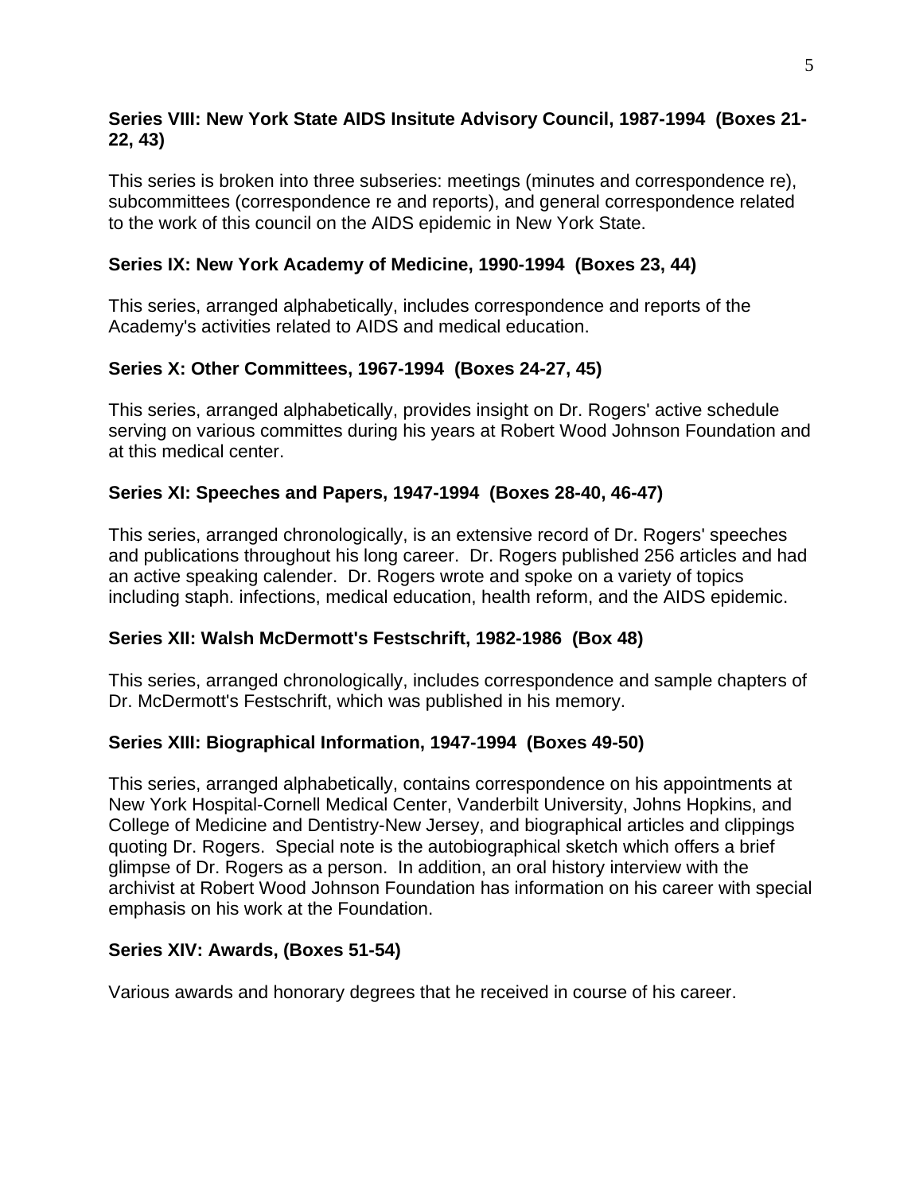**Series VIII: New York State AIDS Insitute Advisory Council, 1987-1994 (Boxes 21-22, 43)**

This series is broken into three subseries: meetings (minutes and correspondence re), subcommittees (correspondence re and reports), and general correspondence related to the work of this council on the AIDS epidemic in New York State.

**Series IX: New York Academy of Medicine, 1990-1994 (Boxes 23, 44)**

This series, arranged alphabetically, includes correspondence and reports of the Academy's activities related to AIDS and medical education.

**Series X: Other Committees, 1967-1994 (Boxes 24-27, 45)**

This series, arranged alphabetically, provides insight on Dr. Rogers' active schedule serving on various committes during his years at Robert Wood Johnson Foundation and at this medical center.

**Series XI: Speeches and Papers, 1947-1994 (Boxes 28-40, 46-47)**

This series, arranged chronologically, is an extensive record of Dr. Rogers' speeches and publications throughout his long career. Dr. Rogers published 256 articles and had an active speaking calender. Dr. Rogers wrote and spoke on a variety of topics including staph. infections, medical education, health reform, and the AIDS epidemic.

**Series XII: Walsh McDermott's Festschrift, 1982-1986 (Box 48)**

This series, arranged chronologically, includes correspondence and sample chapters of Dr. McDermott's Festschrift, which was published in his memory.

**Series XIII: Biographical Information, 1947-1994 (Boxes 49-50)**

This series, arranged alphabetically, contains correspondence on his appointments at New York Hospital-Cornell Medical Center, Vanderbilt University, Johns Hopkins, and College of Medicine and Dentistry-New Jersey, and biographical articles and clippings quoting Dr. Rogers. Special note is the autobiographical sketch which offers a brief glimpse of Dr. Rogers as a person. In addition, an oral history interview with the archivist at Robert Wood Johnson Foundation has information on his career with special emphasis on his work at the Foundation.

**Series XIV: Awards, (Boxes 51-54)**

Various awards and honorary degrees that he received in course of his career.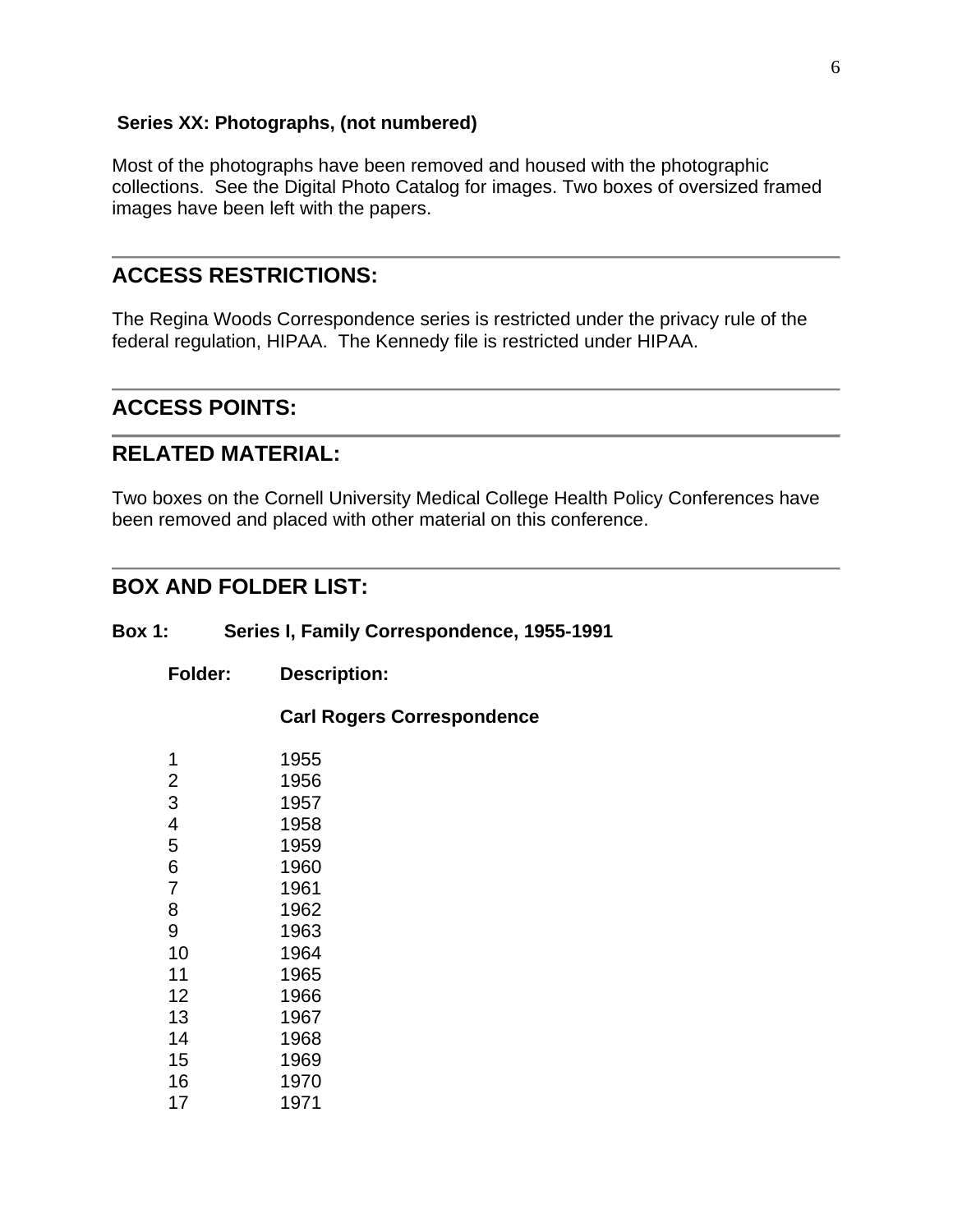**Series XX: Photographs, (not numbered)**

Most of the photographs have been removed and housed with the photographic collections. See the Digital Photo Catalog for images. Two boxes of oversized framed images have been left with the papers.

## ACCESS RESTRICTIONS:

The Regina Woods Correspondence series is restricted under the privacy rule of the federal regulation, HIPAA. The Kennedy file is restricted under HIPAA.

## ACCESS POINTS:

## RELATED MATERIAL:

Two boxes on the Cornell University Medical College Health Policy Conferences have been removed and placed with other material on this conference.

## BOX AND FOLDER LIST:

**Box 1: Series I, Family Correspondence, 1955-1991**

| Folder: | Description: |
|---|---|
| | **Carl Rogers Correspondence** |
| 1 | 1955 |
| 2 | 1956 |
| 3 | 1957 |
| 4 | 1958 |
| 5 | 1959 |
| 6 | 1960 |
| 7 | 1961 |
| 8 | 1962 |
| 9 | 1963 |
| 10 | 1964 |
| 11 | 1965 |
| 12 | 1966 |
| 13 | 1967 |
| 14 | 1968 |
| 15 | 1969 |
| 16 | 1970 |
| 17 | 1971 |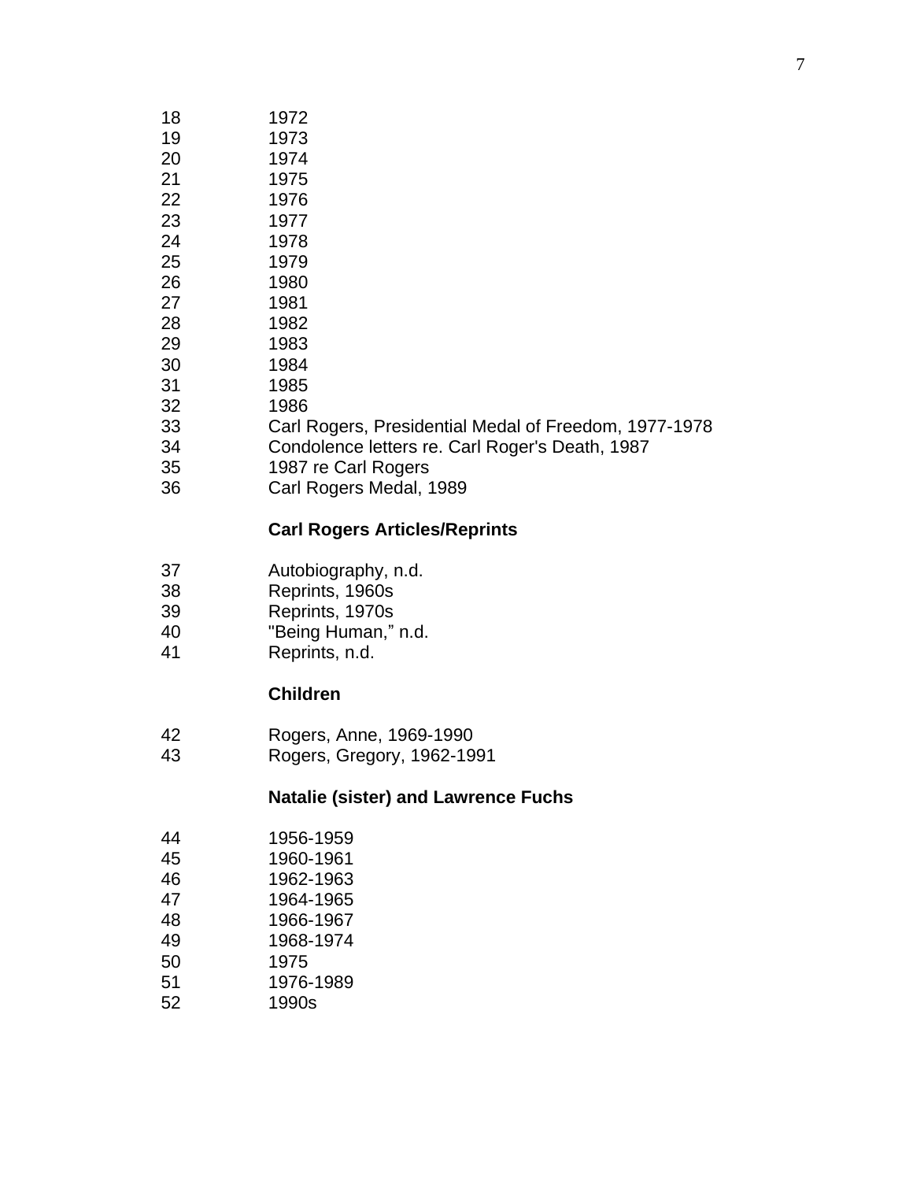| | |
|---|---|
| 18 | 1972 |
| 19 | 1973 |
| 20 | 1974 |
| 21 | 1975 |
| 22 | 1976 |
| 23 | 1977 |
| 24 | 1978 |
| 25 | 1979 |
| 26 | 1980 |
| 27 | 1981 |
| 28 | 1982 |
| 29 | 1983 |
| 30 | 1984 |
| 31 | 1985 |
| 32 | 1986 |
| 33 | Carl Rogers, Presidential Medal of Freedom, 1977-1978 |
| 34 | Condolence letters re. Carl Roger's Death, 1987 |
| 35 | 1987 re Carl Rogers |
| 36 | Carl Rogers Medal, 1989 |

**Carl Rogers Articles/Reprints**

| | |
|---|---|
| 37 | Autobiography, n.d. |
| 38 | Reprints, 1960s |
| 39 | Reprints, 1970s |
| 40 | "Being Human," n.d. |
| 41 | Reprints, n.d. |

**Children**

| | |
|---|---|
| 42 | Rogers, Anne, 1969-1990 |
| 43 | Rogers, Gregory, 1962-1991 |

**Natalie (sister) and Lawrence Fuchs**

| | |
|---|---|
| 44 | 1956-1959 |
| 45 | 1960-1961 |
| 46 | 1962-1963 |
| 47 | 1964-1965 |
| 48 | 1966-1967 |
| 49 | 1968-1974 |
| 50 | 1975 |
| 51 | 1976-1989 |
| 52 | 1990s |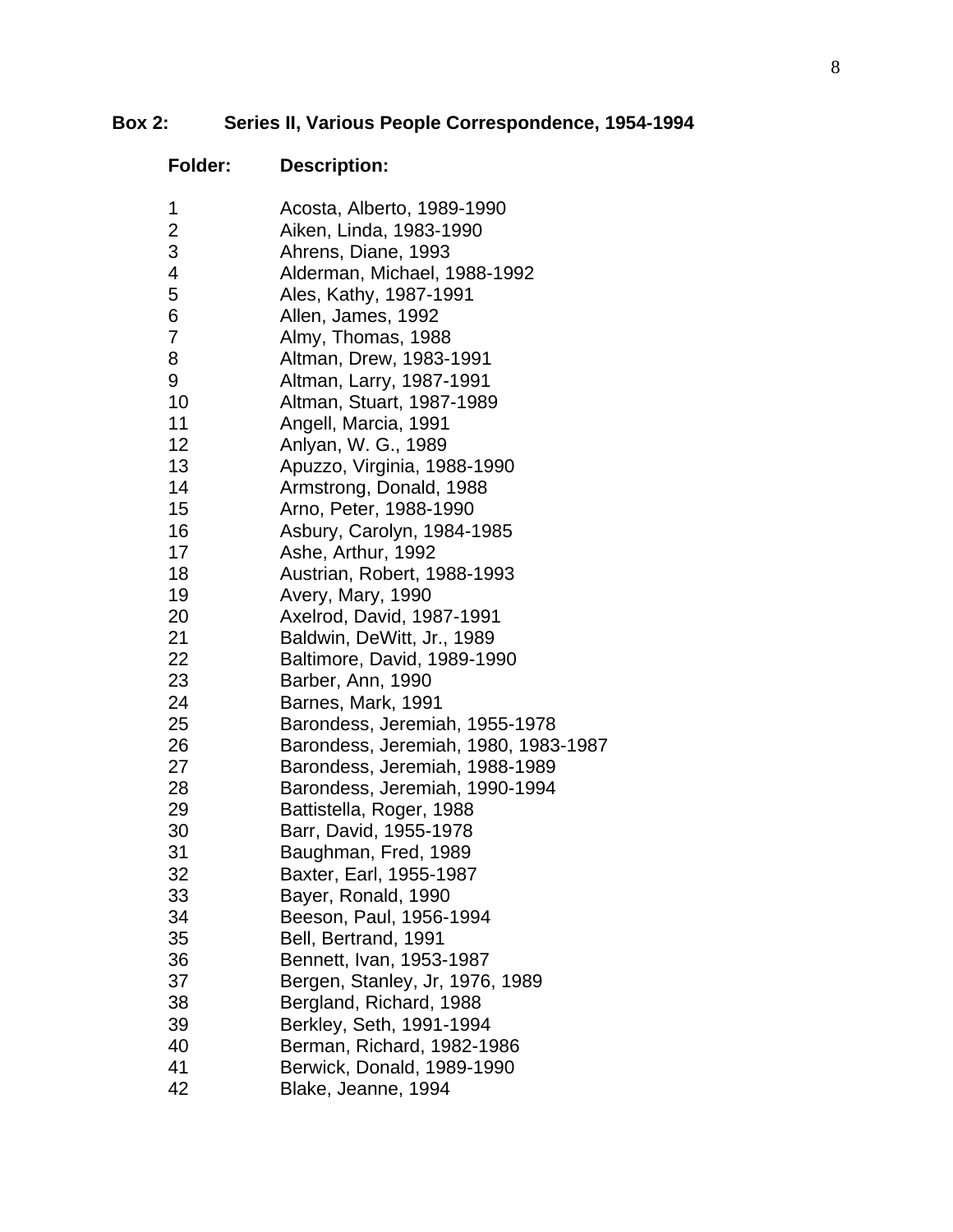**Box 2: Series II, Various People Correspondence, 1954-1994**

| Folder: | Description: |
|---|---|
| 1 | Acosta, Alberto, 1989-1990 |
| 2 | Aiken, Linda, 1983-1990 |
| 3 | Ahrens, Diane, 1993 |
| 4 | Alderman, Michael, 1988-1992 |
| 5 | Ales, Kathy, 1987-1991 |
| 6 | Allen, James, 1992 |
| 7 | Almy, Thomas, 1988 |
| 8 | Altman, Drew, 1983-1991 |
| 9 | Altman, Larry, 1987-1991 |
| 10 | Altman, Stuart, 1987-1989 |
| 11 | Angell, Marcia, 1991 |
| 12 | Anlyan, W. G., 1989 |
| 13 | Apuzzo, Virginia, 1988-1990 |
| 14 | Armstrong, Donald, 1988 |
| 15 | Arno, Peter, 1988-1990 |
| 16 | Asbury, Carolyn, 1984-1985 |
| 17 | Ashe, Arthur, 1992 |
| 18 | Austrian, Robert, 1988-1993 |
| 19 | Avery, Mary, 1990 |
| 20 | Axelrod, David, 1987-1991 |
| 21 | Baldwin, DeWitt, Jr., 1989 |
| 22 | Baltimore, David, 1989-1990 |
| 23 | Barber, Ann, 1990 |
| 24 | Barnes, Mark, 1991 |
| 25 | Barondess, Jeremiah, 1955-1978 |
| 26 | Barondess, Jeremiah, 1980, 1983-1987 |
| 27 | Barondess, Jeremiah, 1988-1989 |
| 28 | Barondess, Jeremiah, 1990-1994 |
| 29 | Battistella, Roger, 1988 |
| 30 | Barr, David, 1955-1978 |
| 31 | Baughman, Fred, 1989 |
| 32 | Baxter, Earl, 1955-1987 |
| 33 | Bayer, Ronald, 1990 |
| 34 | Beeson, Paul, 1956-1994 |
| 35 | Bell, Bertrand, 1991 |
| 36 | Bennett, Ivan, 1953-1987 |
| 37 | Bergen, Stanley, Jr, 1976, 1989 |
| 38 | Bergland, Richard, 1988 |
| 39 | Berkley, Seth, 1991-1994 |
| 40 | Berman, Richard, 1982-1986 |
| 41 | Berwick, Donald, 1989-1990 |
| 42 | Blake, Jeanne, 1994 |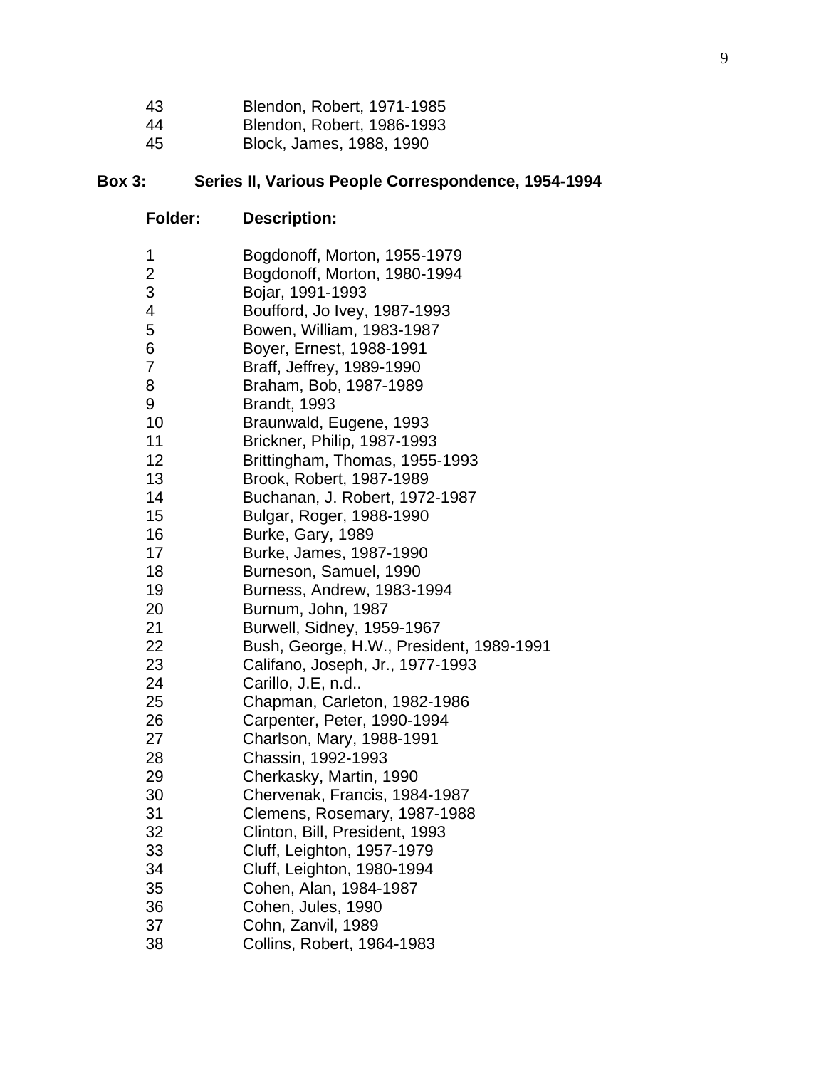| | |
|---|---|
| 43 | Blendon, Robert, 1971-1985 |
| 44 | Blendon, Robert, 1986-1993 |
| 45 | Block, James, 1988, 1990 |

**Box 3: Series II, Various People Correspondence, 1954-1994**

| Folder: | Description: |
|---|---|
| 1 | Bogdonoff, Morton, 1955-1979 |
| 2 | Bogdonoff, Morton, 1980-1994 |
| 3 | Bojar, 1991-1993 |
| 4 | Boufford, Jo Ivey, 1987-1993 |
| 5 | Bowen, William, 1983-1987 |
| 6 | Boyer, Ernest, 1988-1991 |
| 7 | Braff, Jeffrey, 1989-1990 |
| 8 | Braham, Bob, 1987-1989 |
| 9 | Brandt, 1993 |
| 10 | Braunwald, Eugene, 1993 |
| 11 | Brickner, Philip, 1987-1993 |
| 12 | Brittingham, Thomas, 1955-1993 |
| 13 | Brook, Robert, 1987-1989 |
| 14 | Buchanan, J. Robert, 1972-1987 |
| 15 | Bulgar, Roger, 1988-1990 |
| 16 | Burke, Gary, 1989 |
| 17 | Burke, James, 1987-1990 |
| 18 | Burneson, Samuel, 1990 |
| 19 | Burness, Andrew, 1983-1994 |
| 20 | Burnum, John, 1987 |
| 21 | Burwell, Sidney, 1959-1967 |
| 22 | Bush, George, H.W., President, 1989-1991 |
| 23 | Califano, Joseph, Jr., 1977-1993 |
| 24 | Carillo, J.E, n.d.. |
| 25 | Chapman, Carleton, 1982-1986 |
| 26 | Carpenter, Peter, 1990-1994 |
| 27 | Charlson, Mary, 1988-1991 |
| 28 | Chassin, 1992-1993 |
| 29 | Cherkasky, Martin, 1990 |
| 30 | Chervenak, Francis, 1984-1987 |
| 31 | Clemens, Rosemary, 1987-1988 |
| 32 | Clinton, Bill, President, 1993 |
| 33 | Cluff, Leighton, 1957-1979 |
| 34 | Cluff, Leighton, 1980-1994 |
| 35 | Cohen, Alan, 1984-1987 |
| 36 | Cohen, Jules, 1990 |
| 37 | Cohn, Zanvil, 1989 |
| 38 | Collins, Robert, 1964-1983 |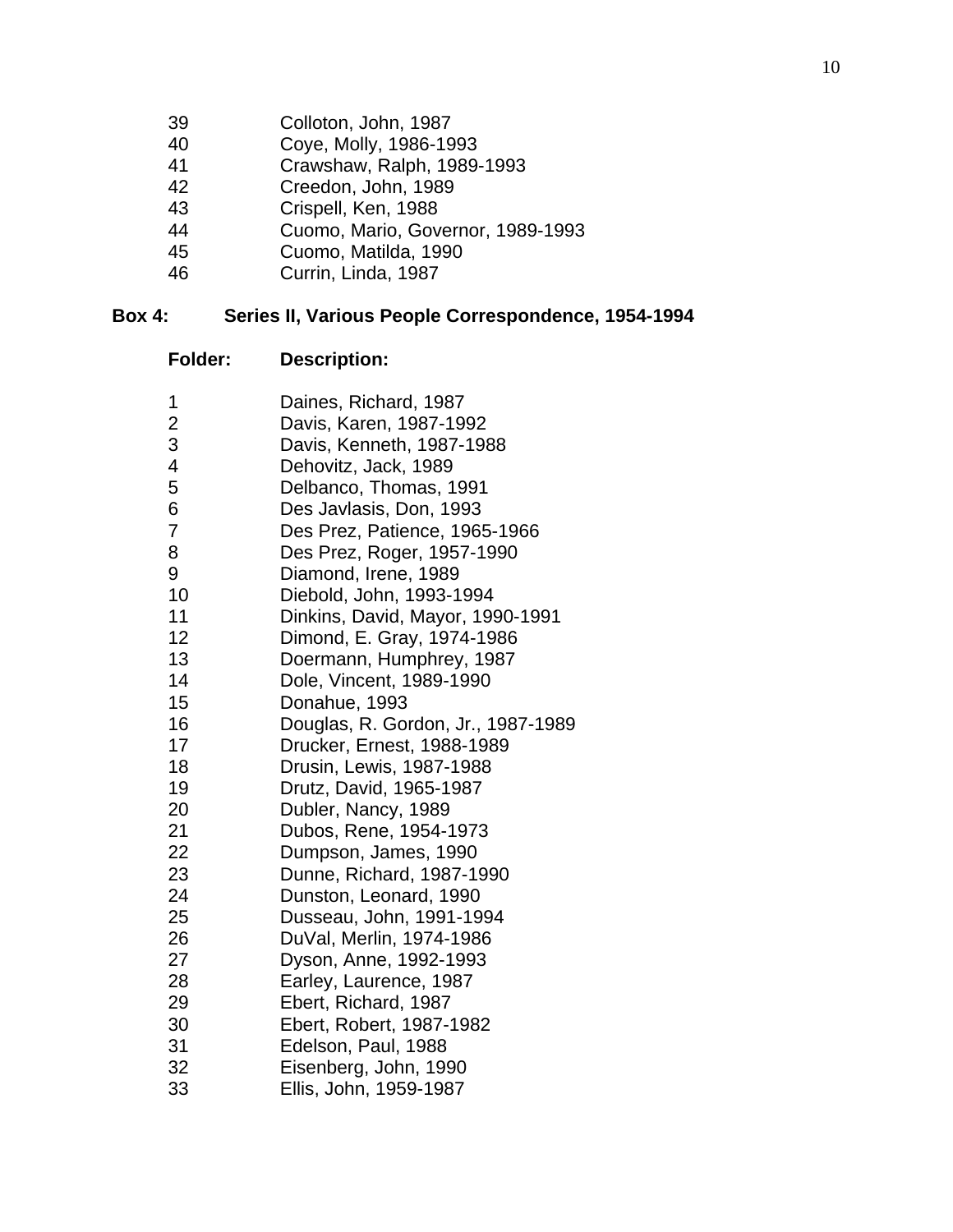| | |
|---|---|
| 39 | Colloton, John, 1987 |
| 40 | Coye, Molly, 1986-1993 |
| 41 | Crawshaw, Ralph, 1989-1993 |
| 42 | Creedon, John, 1989 |
| 43 | Crispell, Ken, 1988 |
| 44 | Cuomo, Mario, Governor, 1989-1993 |
| 45 | Cuomo, Matilda, 1990 |
| 46 | Currin, Linda, 1987 |

**Box 4: Series II, Various People Correspondence, 1954-1994**

| Folder: | Description: |
|---|---|
| 1 | Daines, Richard, 1987 |
| 2 | Davis, Karen, 1987-1992 |
| 3 | Davis, Kenneth, 1987-1988 |
| 4 | Dehovitz, Jack, 1989 |
| 5 | Delbanco, Thomas, 1991 |
| 6 | Des Javlasis, Don, 1993 |
| 7 | Des Prez, Patience, 1965-1966 |
| 8 | Des Prez, Roger, 1957-1990 |
| 9 | Diamond, Irene, 1989 |
| 10 | Diebold, John, 1993-1994 |
| 11 | Dinkins, David, Mayor, 1990-1991 |
| 12 | Dimond, E. Gray, 1974-1986 |
| 13 | Doermann, Humphrey, 1987 |
| 14 | Dole, Vincent, 1989-1990 |
| 15 | Donahue, 1993 |
| 16 | Douglas, R. Gordon, Jr., 1987-1989 |
| 17 | Drucker, Ernest, 1988-1989 |
| 18 | Drusin, Lewis, 1987-1988 |
| 19 | Drutz, David, 1965-1987 |
| 20 | Dubler, Nancy, 1989 |
| 21 | Dubos, Rene, 1954-1973 |
| 22 | Dumpson, James, 1990 |
| 23 | Dunne, Richard, 1987-1990 |
| 24 | Dunston, Leonard, 1990 |
| 25 | Dusseau, John, 1991-1994 |
| 26 | DuVal, Merlin, 1974-1986 |
| 27 | Dyson, Anne, 1992-1993 |
| 28 | Earley, Laurence, 1987 |
| 29 | Ebert, Richard, 1987 |
| 30 | Ebert, Robert, 1987-1982 |
| 31 | Edelson, Paul, 1988 |
| 32 | Eisenberg, John, 1990 |
| 33 | Ellis, John, 1959-1987 |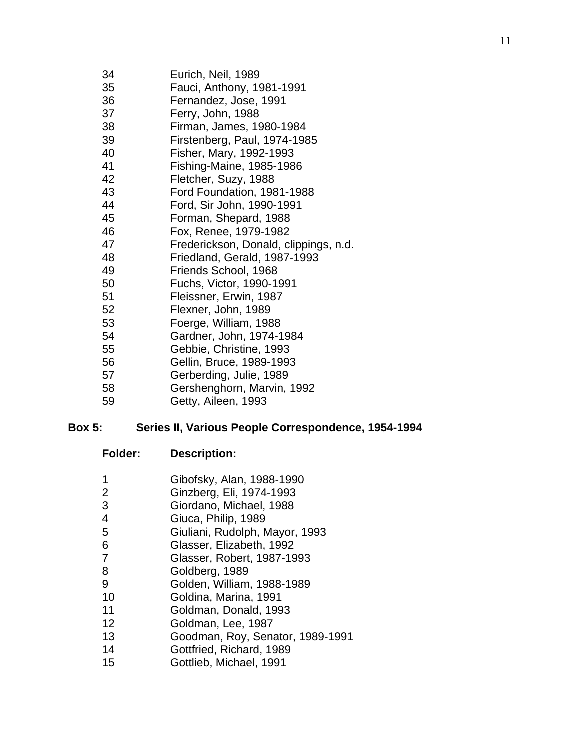| Folder | Description |
| --- | --- |
| 34 | Eurich, Neil, 1989 |
| 35 | Fauci, Anthony, 1981-1991 |
| 36 | Fernandez, Jose, 1991 |
| 37 | Ferry, John, 1988 |
| 38 | Firman, James, 1980-1984 |
| 39 | Firstenberg, Paul, 1974-1985 |
| 40 | Fisher, Mary, 1992-1993 |
| 41 | Fishing-Maine, 1985-1986 |
| 42 | Fletcher, Suzy, 1988 |
| 43 | Ford Foundation, 1981-1988 |
| 44 | Ford, Sir John, 1990-1991 |
| 45 | Forman, Shepard, 1988 |
| 46 | Fox, Renee, 1979-1982 |
| 47 | Frederickson, Donald, clippings, n.d. |
| 48 | Friedland, Gerald, 1987-1993 |
| 49 | Friends School, 1968 |
| 50 | Fuchs, Victor, 1990-1991 |
| 51 | Fleissner, Erwin, 1987 |
| 52 | Flexner, John, 1989 |
| 53 | Foerge, William, 1988 |
| 54 | Gardner, John, 1974-1984 |
| 55 | Gebbie, Christine, 1993 |
| 56 | Gellin, Bruce, 1989-1993 |
| 57 | Gerberding, Julie, 1989 |
| 58 | Gershenghorn, Marvin, 1992 |
| 59 | Getty, Aileen, 1993 |

**Box 5: Series II, Various People Correspondence, 1954-1994**

| Folder: | Description: |
| --- | --- |
| 1 | Gibofsky, Alan, 1988-1990 |
| 2 | Ginzberg, Eli, 1974-1993 |
| 3 | Giordano, Michael, 1988 |
| 4 | Giuca, Philip, 1989 |
| 5 | Giuliani, Rudolph, Mayor, 1993 |
| 6 | Glasser, Elizabeth, 1992 |
| 7 | Glasser, Robert, 1987-1993 |
| 8 | Goldberg, 1989 |
| 9 | Golden, William, 1988-1989 |
| 10 | Goldina, Marina, 1991 |
| 11 | Goldman, Donald, 1993 |
| 12 | Goldman, Lee, 1987 |
| 13 | Goodman, Roy, Senator, 1989-1991 |
| 14 | Gottfried, Richard, 1989 |
| 15 | Gottlieb, Michael, 1991 |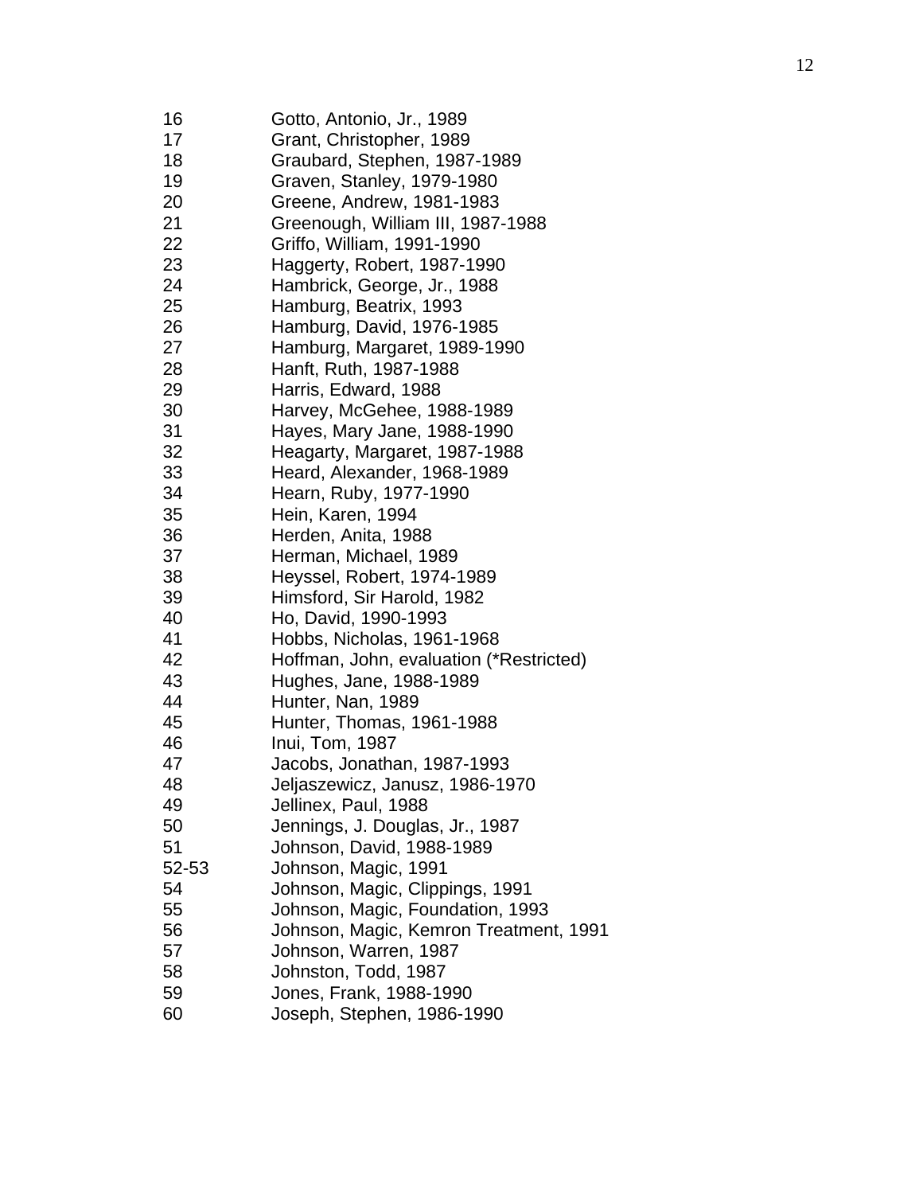16	Gotto, Antonio, Jr., 1989
17	Grant, Christopher, 1989
18	Graubard, Stephen, 1987-1989
19	Graven, Stanley, 1979-1980
20	Greene, Andrew, 1981-1983
21	Greenough, William III, 1987-1988
22	Griffo, William, 1991-1990
23	Haggerty, Robert, 1987-1990
24	Hambrick, George, Jr., 1988
25	Hamburg, Beatrix, 1993
26	Hamburg, David, 1976-1985
27	Hamburg, Margaret, 1989-1990
28	Hanft, Ruth, 1987-1988
29	Harris, Edward, 1988
30	Harvey, McGehee, 1988-1989
31	Hayes, Mary Jane, 1988-1990
32	Heagarty, Margaret, 1987-1988
33	Heard, Alexander, 1968-1989
34	Hearn, Ruby, 1977-1990
35	Hein, Karen, 1994
36	Herden, Anita, 1988
37	Herman, Michael, 1989
38	Heyssel, Robert, 1974-1989
39	Himsford, Sir Harold, 1982
40	Ho, David, 1990-1993
41	Hobbs, Nicholas, 1961-1968
42	Hoffman, John, evaluation (*Restricted)
43	Hughes, Jane, 1988-1989
44	Hunter, Nan, 1989
45	Hunter, Thomas, 1961-1988
46	Inui, Tom, 1987
47	Jacobs, Jonathan, 1987-1993
48	Jeljaszewicz, Janusz, 1986-1970
49	Jellinex, Paul, 1988
50	Jennings, J. Douglas, Jr., 1987
51	Johnson, David, 1988-1989
52-53	Johnson, Magic, 1991
54	Johnson, Magic, Clippings, 1991
55	Johnson, Magic, Foundation, 1993
56	Johnson, Magic, Kemron Treatment, 1991
57	Johnson, Warren, 1987
58	Johnston, Todd, 1987
59	Jones, Frank, 1988-1990
60	Joseph, Stephen, 1986-1990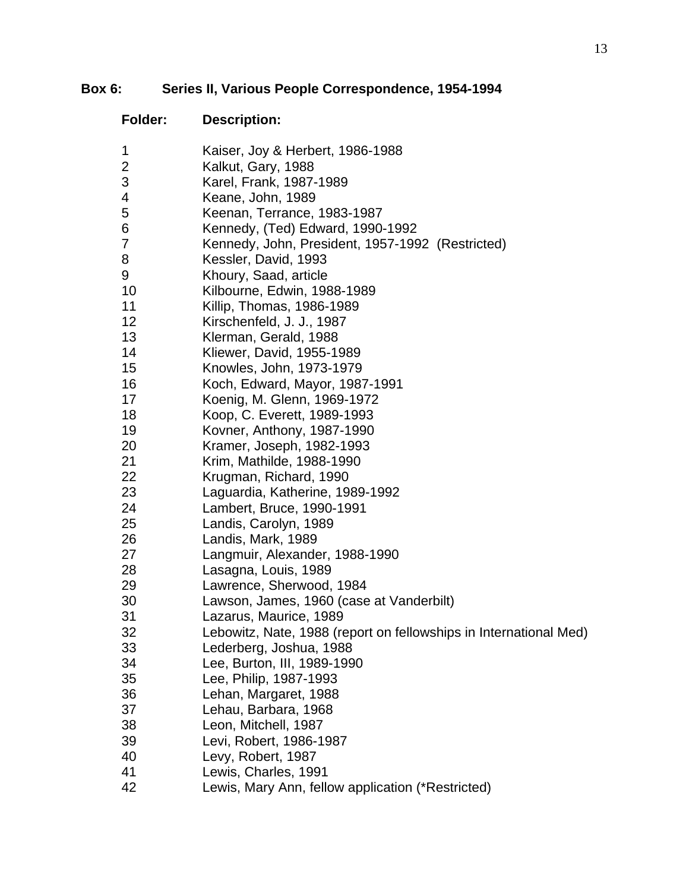**Box 6: Series II, Various People Correspondence, 1954-1994**

| Folder: | Description: |
|---|---|
| 1 | Kaiser, Joy & Herbert, 1986-1988 |
| 2 | Kalkut, Gary, 1988 |
| 3 | Karel, Frank, 1987-1989 |
| 4 | Keane, John, 1989 |
| 5 | Keenan, Terrance, 1983-1987 |
| 6 | Kennedy, (Ted) Edward, 1990-1992 |
| 7 | Kennedy, John, President, 1957-1992 (Restricted) |
| 8 | Kessler, David, 1993 |
| 9 | Khoury, Saad, article |
| 10 | Kilbourne, Edwin, 1988-1989 |
| 11 | Killip, Thomas, 1986-1989 |
| 12 | Kirschenfeld, J. J., 1987 |
| 13 | Klerman, Gerald, 1988 |
| 14 | Kliewer, David, 1955-1989 |
| 15 | Knowles, John, 1973-1979 |
| 16 | Koch, Edward, Mayor, 1987-1991 |
| 17 | Koenig, M. Glenn, 1969-1972 |
| 18 | Koop, C. Everett, 1989-1993 |
| 19 | Kovner, Anthony, 1987-1990 |
| 20 | Kramer, Joseph, 1982-1993 |
| 21 | Krim, Mathilde, 1988-1990 |
| 22 | Krugman, Richard, 1990 |
| 23 | Laguardia, Katherine, 1989-1992 |
| 24 | Lambert, Bruce, 1990-1991 |
| 25 | Landis, Carolyn, 1989 |
| 26 | Landis, Mark, 1989 |
| 27 | Langmuir, Alexander, 1988-1990 |
| 28 | Lasagna, Louis, 1989 |
| 29 | Lawrence, Sherwood, 1984 |
| 30 | Lawson, James, 1960 (case at Vanderbilt) |
| 31 | Lazarus, Maurice, 1989 |
| 32 | Lebowitz, Nate, 1988 (report on fellowships in International Med) |
| 33 | Lederberg, Joshua, 1988 |
| 34 | Lee, Burton, III, 1989-1990 |
| 35 | Lee, Philip, 1987-1993 |
| 36 | Lehan, Margaret, 1988 |
| 37 | Lehau, Barbara, 1968 |
| 38 | Leon, Mitchell, 1987 |
| 39 | Levi, Robert, 1986-1987 |
| 40 | Levy, Robert, 1987 |
| 41 | Lewis, Charles, 1991 |
| 42 | Lewis, Mary Ann, fellow application (*Restricted) |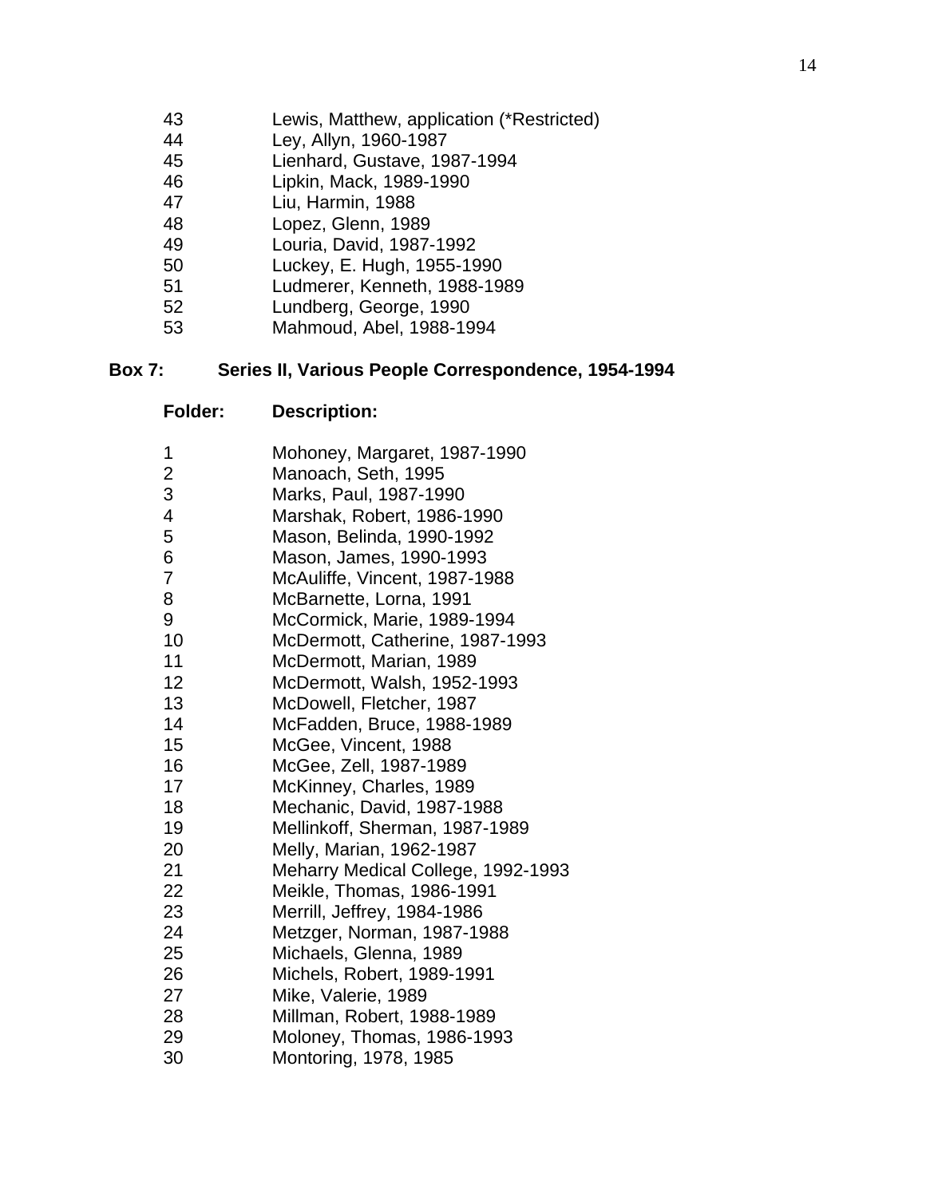| | |
|---|---|
| 43 | Lewis, Matthew, application (*Restricted) |
| 44 | Ley, Allyn, 1960-1987 |
| 45 | Lienhard, Gustave, 1987-1994 |
| 46 | Lipkin, Mack, 1989-1990 |
| 47 | Liu, Harmin, 1988 |
| 48 | Lopez, Glenn, 1989 |
| 49 | Louria, David, 1987-1992 |
| 50 | Luckey, E. Hugh, 1955-1990 |
| 51 | Ludmerer, Kenneth, 1988-1989 |
| 52 | Lundberg, George, 1990 |
| 53 | Mahmoud, Abel, 1988-1994 |

**Box 7: Series II, Various People Correspondence, 1954-1994**

| **Folder:** | **Description:** |
|---|---|
| 1 | Mohoney, Margaret, 1987-1990 |
| 2 | Manoach, Seth, 1995 |
| 3 | Marks, Paul, 1987-1990 |
| 4 | Marshak, Robert, 1986-1990 |
| 5 | Mason, Belinda, 1990-1992 |
| 6 | Mason, James, 1990-1993 |
| 7 | McAuliffe, Vincent, 1987-1988 |
| 8 | McBarnette, Lorna, 1991 |
| 9 | McCormick, Marie, 1989-1994 |
| 10 | McDermott, Catherine, 1987-1993 |
| 11 | McDermott, Marian, 1989 |
| 12 | McDermott, Walsh, 1952-1993 |
| 13 | McDowell, Fletcher, 1987 |
| 14 | McFadden, Bruce, 1988-1989 |
| 15 | McGee, Vincent, 1988 |
| 16 | McGee, Zell, 1987-1989 |
| 17 | McKinney, Charles, 1989 |
| 18 | Mechanic, David, 1987-1988 |
| 19 | Mellinkoff, Sherman, 1987-1989 |
| 20 | Melly, Marian, 1962-1987 |
| 21 | Meharry Medical College, 1992-1993 |
| 22 | Meikle, Thomas, 1986-1991 |
| 23 | Merrill, Jeffrey, 1984-1986 |
| 24 | Metzger, Norman, 1987-1988 |
| 25 | Michaels, Glenna, 1989 |
| 26 | Michels, Robert, 1989-1991 |
| 27 | Mike, Valerie, 1989 |
| 28 | Millman, Robert, 1988-1989 |
| 29 | Moloney, Thomas, 1986-1993 |
| 30 | Montoring, 1978, 1985 |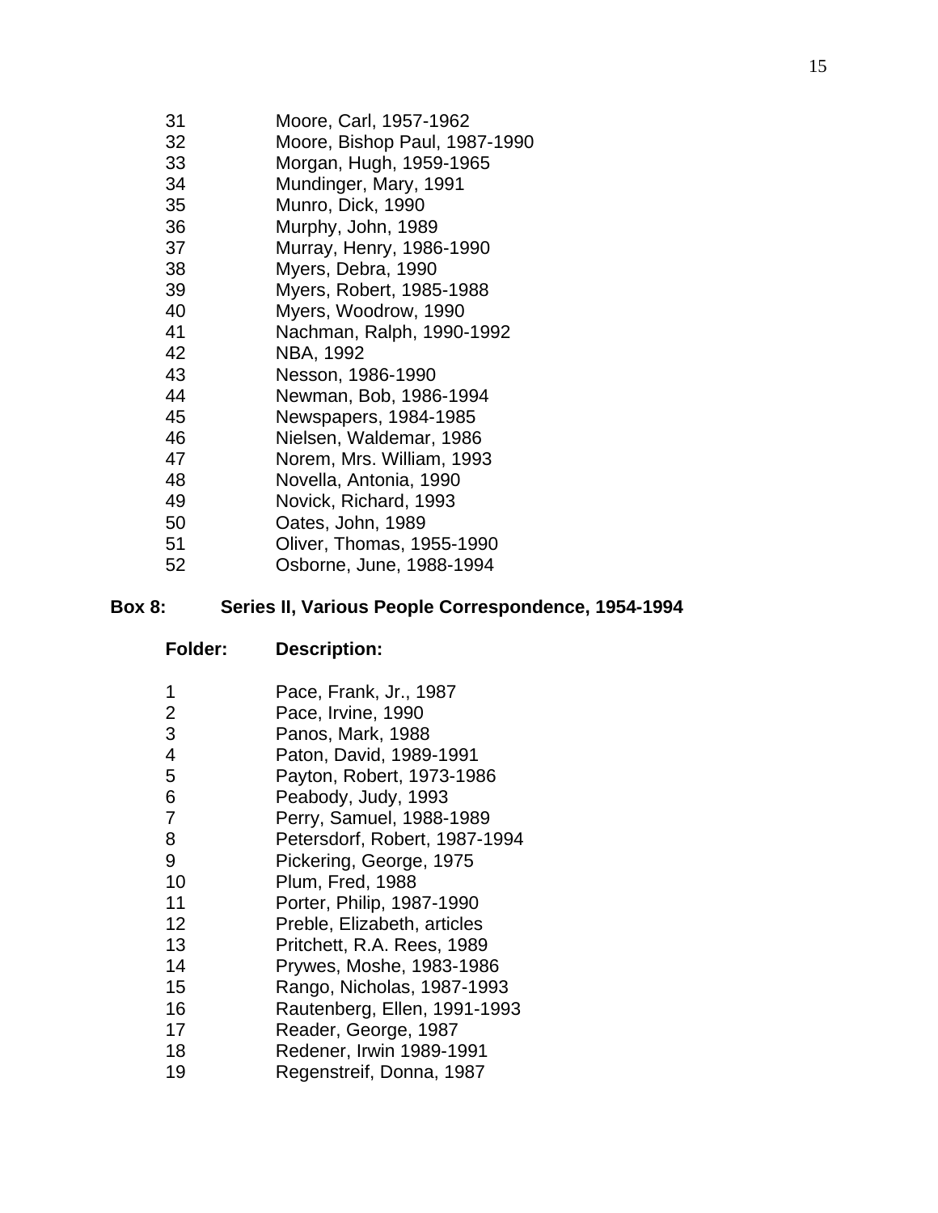| | |
|---|---|
| 31 | Moore, Carl, 1957-1962 |
| 32 | Moore, Bishop Paul, 1987-1990 |
| 33 | Morgan, Hugh, 1959-1965 |
| 34 | Mundinger, Mary, 1991 |
| 35 | Munro, Dick, 1990 |
| 36 | Murphy, John, 1989 |
| 37 | Murray, Henry, 1986-1990 |
| 38 | Myers, Debra, 1990 |
| 39 | Myers, Robert, 1985-1988 |
| 40 | Myers, Woodrow, 1990 |
| 41 | Nachman, Ralph, 1990-1992 |
| 42 | NBA, 1992 |
| 43 | Nesson, 1986-1990 |
| 44 | Newman, Bob, 1986-1994 |
| 45 | Newspapers, 1984-1985 |
| 46 | Nielsen, Waldemar, 1986 |
| 47 | Norem, Mrs. William, 1993 |
| 48 | Novella, Antonia, 1990 |
| 49 | Novick, Richard, 1993 |
| 50 | Oates, John, 1989 |
| 51 | Oliver, Thomas, 1955-1990 |
| 52 | Osborne, June, 1988-1994 |

**Box 8: Series II, Various People Correspondence, 1954-1994**

| **Folder:** | **Description:** |
|---|---|
| 1 | Pace, Frank, Jr., 1987 |
| 2 | Pace, Irvine, 1990 |
| 3 | Panos, Mark, 1988 |
| 4 | Paton, David, 1989-1991 |
| 5 | Payton, Robert, 1973-1986 |
| 6 | Peabody, Judy, 1993 |
| 7 | Perry, Samuel, 1988-1989 |
| 8 | Petersdorf, Robert, 1987-1994 |
| 9 | Pickering, George, 1975 |
| 10 | Plum, Fred, 1988 |
| 11 | Porter, Philip, 1987-1990 |
| 12 | Preble, Elizabeth, articles |
| 13 | Pritchett, R.A. Rees, 1989 |
| 14 | Prywes, Moshe, 1983-1986 |
| 15 | Rango, Nicholas, 1987-1993 |
| 16 | Rautenberg, Ellen, 1991-1993 |
| 17 | Reader, George, 1987 |
| 18 | Redener, Irwin 1989-1991 |
| 19 | Regenstreif, Donna, 1987 |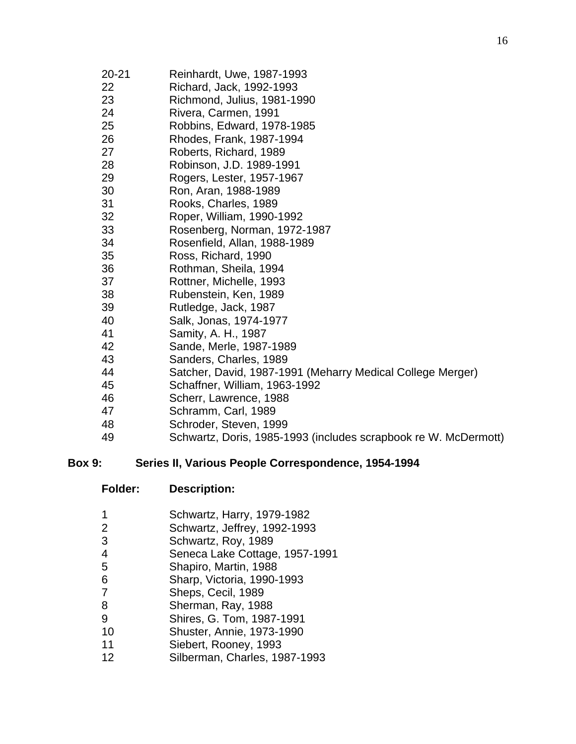| | |
|---|---|
| 20-21 | Reinhardt, Uwe, 1987-1993 |
| 22 | Richard, Jack, 1992-1993 |
| 23 | Richmond, Julius, 1981-1990 |
| 24 | Rivera, Carmen, 1991 |
| 25 | Robbins, Edward, 1978-1985 |
| 26 | Rhodes, Frank, 1987-1994 |
| 27 | Roberts, Richard, 1989 |
| 28 | Robinson, J.D. 1989-1991 |
| 29 | Rogers, Lester, 1957-1967 |
| 30 | Ron, Aran, 1988-1989 |
| 31 | Rooks, Charles, 1989 |
| 32 | Roper, William, 1990-1992 |
| 33 | Rosenberg, Norman, 1972-1987 |
| 34 | Rosenfield, Allan, 1988-1989 |
| 35 | Ross, Richard, 1990 |
| 36 | Rothman, Sheila, 1994 |
| 37 | Rottner, Michelle, 1993 |
| 38 | Rubenstein, Ken, 1989 |
| 39 | Rutledge, Jack, 1987 |
| 40 | Salk, Jonas, 1974-1977 |
| 41 | Samity, A. H., 1987 |
| 42 | Sande, Merle, 1987-1989 |
| 43 | Sanders, Charles, 1989 |
| 44 | Satcher, David, 1987-1991 (Meharry Medical College Merger) |
| 45 | Schaffner, William, 1963-1992 |
| 46 | Scherr, Lawrence, 1988 |
| 47 | Schramm, Carl, 1989 |
| 48 | Schroder, Steven, 1999 |
| 49 | Schwartz, Doris, 1985-1993 (includes scrapbook re W. McDermott) |

**Box 9: Series II, Various People Correspondence, 1954-1994**

| **Folder:** | **Description:** |
|---|---|
| 1 | Schwartz, Harry, 1979-1982 |
| 2 | Schwartz, Jeffrey, 1992-1993 |
| 3 | Schwartz, Roy, 1989 |
| 4 | Seneca Lake Cottage, 1957-1991 |
| 5 | Shapiro, Martin, 1988 |
| 6 | Sharp, Victoria, 1990-1993 |
| 7 | Sheps, Cecil, 1989 |
| 8 | Sherman, Ray, 1988 |
| 9 | Shires, G. Tom, 1987-1991 |
| 10 | Shuster, Annie, 1973-1990 |
| 11 | Siebert, Rooney, 1993 |
| 12 | Silberman, Charles, 1987-1993 |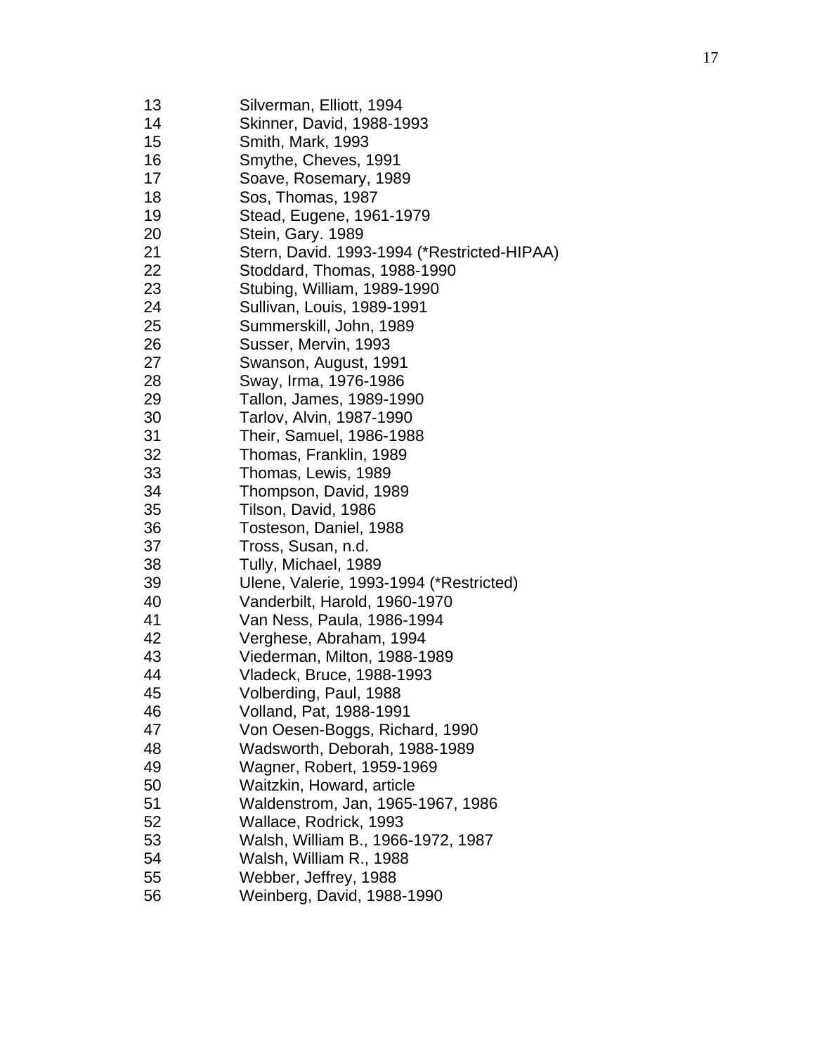| | |
|---|---|
| 13 | Silverman, Elliott, 1994 |
| 14 | Skinner, David, 1988-1993 |
| 15 | Smith, Mark, 1993 |
| 16 | Smythe, Cheves, 1991 |
| 17 | Soave, Rosemary, 1989 |
| 18 | Sos, Thomas, 1987 |
| 19 | Stead, Eugene, 1961-1979 |
| 20 | Stein, Gary. 1989 |
| 21 | Stern, David. 1993-1994 (*Restricted-HIPAA) |
| 22 | Stoddard, Thomas, 1988-1990 |
| 23 | Stubing, William, 1989-1990 |
| 24 | Sullivan, Louis, 1989-1991 |
| 25 | Summerskill, John, 1989 |
| 26 | Susser, Mervin, 1993 |
| 27 | Swanson, August, 1991 |
| 28 | Sway, Irma, 1976-1986 |
| 29 | Tallon, James, 1989-1990 |
| 30 | Tarlov, Alvin, 1987-1990 |
| 31 | Their, Samuel, 1986-1988 |
| 32 | Thomas, Franklin, 1989 |
| 33 | Thomas, Lewis, 1989 |
| 34 | Thompson, David, 1989 |
| 35 | Tilson, David, 1986 |
| 36 | Tosteson, Daniel, 1988 |
| 37 | Tross, Susan, n.d. |
| 38 | Tully, Michael, 1989 |
| 39 | Ulene, Valerie, 1993-1994 (*Restricted) |
| 40 | Vanderbilt, Harold, 1960-1970 |
| 41 | Van Ness, Paula, 1986-1994 |
| 42 | Verghese, Abraham, 1994 |
| 43 | Viederman, Milton, 1988-1989 |
| 44 | Vladeck, Bruce, 1988-1993 |
| 45 | Volberding, Paul, 1988 |
| 46 | Volland, Pat, 1988-1991 |
| 47 | Von Oesen-Boggs, Richard, 1990 |
| 48 | Wadsworth, Deborah, 1988-1989 |
| 49 | Wagner, Robert, 1959-1969 |
| 50 | Waitzkin, Howard, article |
| 51 | Waldenstrom, Jan, 1965-1967, 1986 |
| 52 | Wallace, Rodrick, 1993 |
| 53 | Walsh, William B., 1966-1972, 1987 |
| 54 | Walsh, William R., 1988 |
| 55 | Webber, Jeffrey, 1988 |
| 56 | Weinberg, David, 1988-1990 |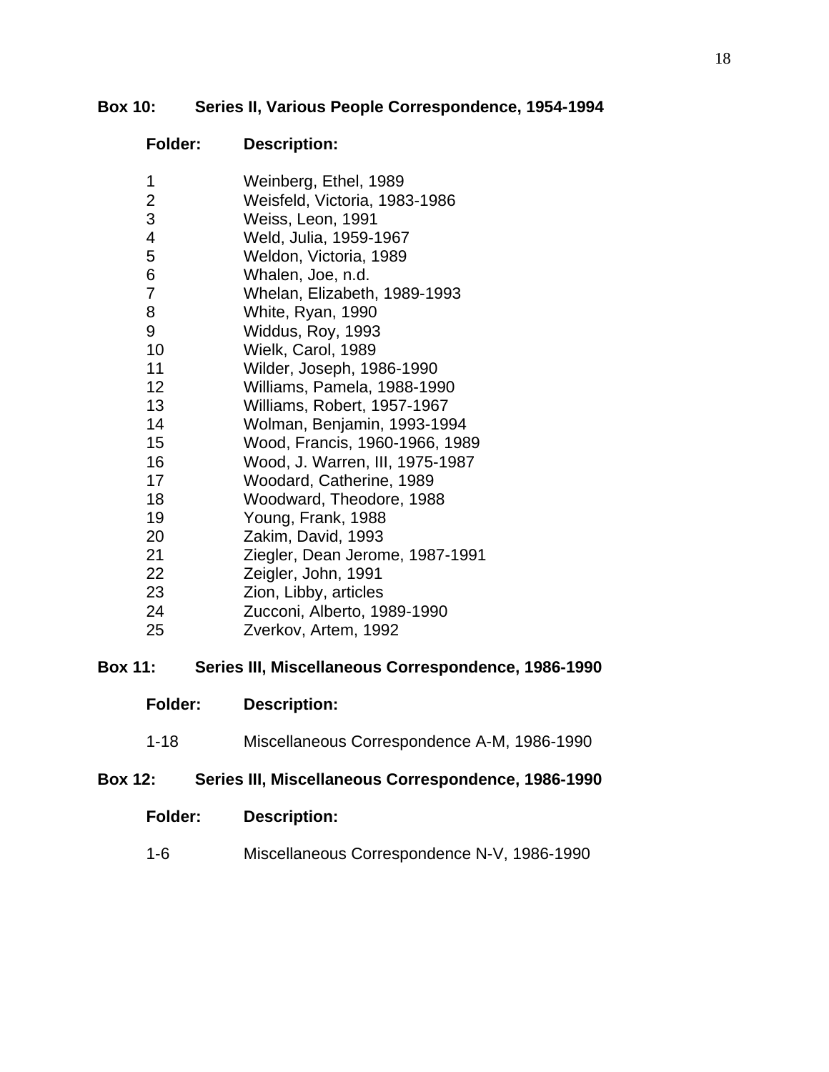**Box 10: Series II, Various People Correspondence, 1954-1994**

| Folder: | Description: |
| --- | --- |
| 1 | Weinberg, Ethel, 1989 |
| 2 | Weisfeld, Victoria, 1983-1986 |
| 3 | Weiss, Leon, 1991 |
| 4 | Weld, Julia, 1959-1967 |
| 5 | Weldon, Victoria, 1989 |
| 6 | Whalen, Joe, n.d. |
| 7 | Whelan, Elizabeth, 1989-1993 |
| 8 | White, Ryan, 1990 |
| 9 | Widdus, Roy, 1993 |
| 10 | Wielk, Carol, 1989 |
| 11 | Wilder, Joseph, 1986-1990 |
| 12 | Williams, Pamela, 1988-1990 |
| 13 | Williams, Robert, 1957-1967 |
| 14 | Wolman, Benjamin, 1993-1994 |
| 15 | Wood, Francis, 1960-1966, 1989 |
| 16 | Wood, J. Warren, III, 1975-1987 |
| 17 | Woodard, Catherine, 1989 |
| 18 | Woodward, Theodore, 1988 |
| 19 | Young, Frank, 1988 |
| 20 | Zakim, David, 1993 |
| 21 | Ziegler, Dean Jerome, 1987-1991 |
| 22 | Zeigler, John, 1991 |
| 23 | Zion, Libby, articles |
| 24 | Zucconi, Alberto, 1989-1990 |
| 25 | Zverkov, Artem, 1992 |

**Box 11: Series III, Miscellaneous Correspondence, 1986-1990**

| Folder: | Description: |
| --- | --- |
| 1-18 | Miscellaneous Correspondence A-M, 1986-1990 |

**Box 12: Series III, Miscellaneous Correspondence, 1986-1990**

| Folder: | Description: |
| --- | --- |
| 1-6 | Miscellaneous Correspondence N-V, 1986-1990 |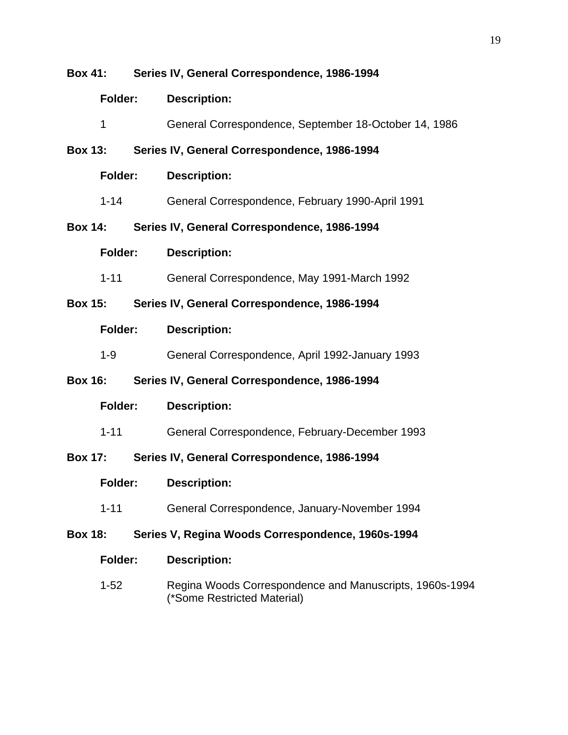**Box 41: Series IV, General Correspondence, 1986-1994**

| Folder: | Description: |
|---|---|
| 1 | General Correspondence, September 18-October 14, 1986 |

**Box 13: Series IV, General Correspondence, 1986-1994**

| Folder: | Description: |
|---|---|
| 1-14 | General Correspondence, February 1990-April 1991 |

**Box 14: Series IV, General Correspondence, 1986-1994**

| Folder: | Description: |
|---|---|
| 1-11 | General Correspondence, May 1991-March 1992 |

**Box 15: Series IV, General Correspondence, 1986-1994**

| Folder: | Description: |
|---|---|
| 1-9 | General Correspondence, April 1992-January 1993 |

**Box 16: Series IV, General Correspondence, 1986-1994**

| Folder: | Description: |
|---|---|
| 1-11 | General Correspondence, February-December 1993 |

**Box 17: Series IV, General Correspondence, 1986-1994**

| Folder: | Description: |
|---|---|
| 1-11 | General Correspondence, January-November 1994 |

**Box 18: Series V, Regina Woods Correspondence, 1960s-1994**

| Folder: | Description: |
|---|---|
| 1-52 | Regina Woods Correspondence and Manuscripts, 1960s-1994 (*Some Restricted Material) |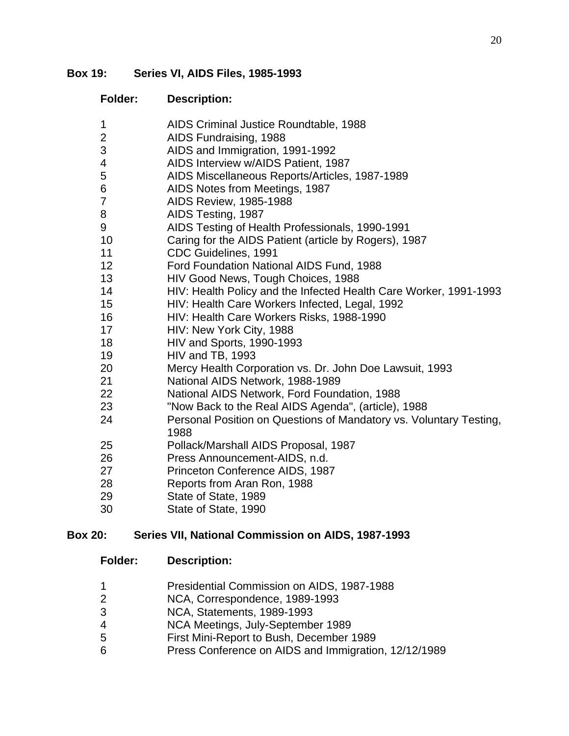## Box 19: Series VI, AIDS Files, 1985-1993

| Folder: | Description: |
|---|---|
| 1 | AIDS Criminal Justice Roundtable, 1988 |
| 2 | AIDS Fundraising, 1988 |
| 3 | AIDS and Immigration, 1991-1992 |
| 4 | AIDS Interview w/AIDS Patient, 1987 |
| 5 | AIDS Miscellaneous Reports/Articles, 1987-1989 |
| 6 | AIDS Notes from Meetings, 1987 |
| 7 | AIDS Review, 1985-1988 |
| 8 | AIDS Testing, 1987 |
| 9 | AIDS Testing of Health Professionals, 1990-1991 |
| 10 | Caring for the AIDS Patient (article by Rogers), 1987 |
| 11 | CDC Guidelines, 1991 |
| 12 | Ford Foundation National AIDS Fund, 1988 |
| 13 | HIV Good News, Tough Choices, 1988 |
| 14 | HIV: Health Policy and the Infected Health Care Worker, 1991-1993 |
| 15 | HIV: Health Care Workers Infected, Legal, 1992 |
| 16 | HIV: Health Care Workers Risks, 1988-1990 |
| 17 | HIV: New York City, 1988 |
| 18 | HIV and Sports, 1990-1993 |
| 19 | HIV and TB, 1993 |
| 20 | Mercy Health Corporation vs. Dr. John Doe Lawsuit, 1993 |
| 21 | National AIDS Network, 1988-1989 |
| 22 | National AIDS Network, Ford Foundation, 1988 |
| 23 | "Now Back to the Real AIDS Agenda", (article), 1988 |
| 24 | Personal Position on Questions of Mandatory vs. Voluntary Testing, 1988 |
| 25 | Pollack/Marshall AIDS Proposal, 1987 |
| 26 | Press Announcement-AIDS, n.d. |
| 27 | Princeton Conference AIDS, 1987 |
| 28 | Reports from Aran Ron, 1988 |
| 29 | State of State, 1989 |
| 30 | State of State, 1990 |

## Box 20: Series VII, National Commission on AIDS, 1987-1993

| Folder: | Description: |
|---|---|
| 1 | Presidential Commission on AIDS, 1987-1988 |
| 2 | NCA, Correspondence, 1989-1993 |
| 3 | NCA, Statements, 1989-1993 |
| 4 | NCA Meetings, July-September 1989 |
| 5 | First Mini-Report to Bush, December 1989 |
| 6 | Press Conference on AIDS and Immigration, 12/12/1989 |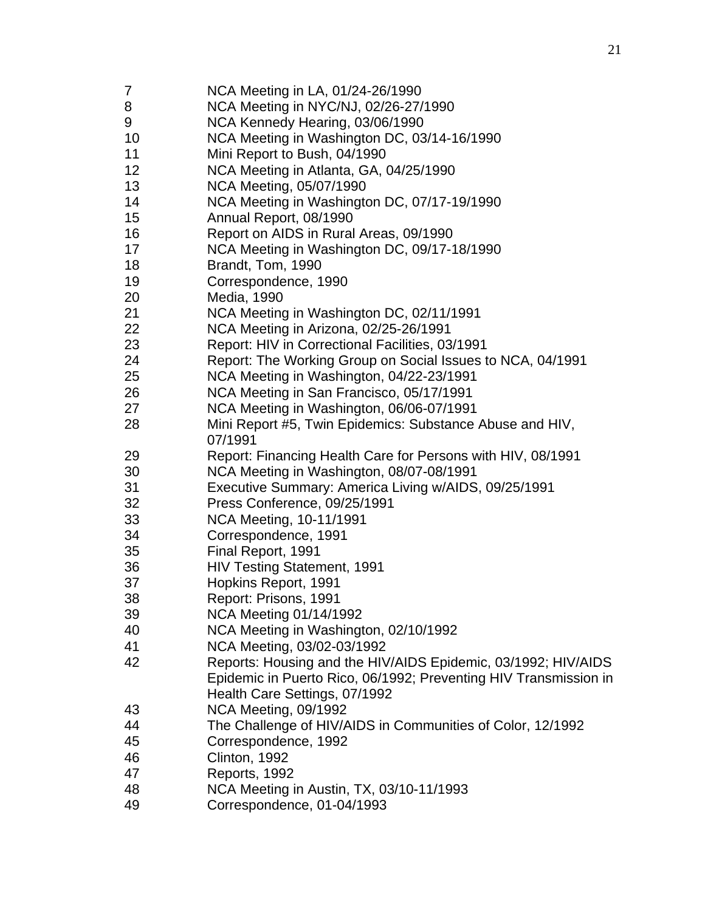| | |
|---|---|
| 7 | NCA Meeting in LA, 01/24-26/1990 |
| 8 | NCA Meeting in NYC/NJ, 02/26-27/1990 |
| 9 | NCA Kennedy Hearing, 03/06/1990 |
| 10 | NCA Meeting in Washington DC, 03/14-16/1990 |
| 11 | Mini Report to Bush, 04/1990 |
| 12 | NCA Meeting in Atlanta, GA, 04/25/1990 |
| 13 | NCA Meeting, 05/07/1990 |
| 14 | NCA Meeting in Washington DC, 07/17-19/1990 |
| 15 | Annual Report, 08/1990 |
| 16 | Report on AIDS in Rural Areas, 09/1990 |
| 17 | NCA Meeting in Washington DC, 09/17-18/1990 |
| 18 | Brandt, Tom, 1990 |
| 19 | Correspondence, 1990 |
| 20 | Media, 1990 |
| 21 | NCA Meeting in Washington DC, 02/11/1991 |
| 22 | NCA Meeting in Arizona, 02/25-26/1991 |
| 23 | Report: HIV in Correctional Facilities, 03/1991 |
| 24 | Report: The Working Group on Social Issues to NCA, 04/1991 |
| 25 | NCA Meeting in Washington, 04/22-23/1991 |
| 26 | NCA Meeting in San Francisco, 05/17/1991 |
| 27 | NCA Meeting in Washington, 06/06-07/1991 |
| 28 | Mini Report #5, Twin Epidemics: Substance Abuse and HIV, 07/1991 |
| 29 | Report: Financing Health Care for Persons with HIV, 08/1991 |
| 30 | NCA Meeting in Washington, 08/07-08/1991 |
| 31 | Executive Summary: America Living w/AIDS, 09/25/1991 |
| 32 | Press Conference, 09/25/1991 |
| 33 | NCA Meeting, 10-11/1991 |
| 34 | Correspondence, 1991 |
| 35 | Final Report, 1991 |
| 36 | HIV Testing Statement, 1991 |
| 37 | Hopkins Report, 1991 |
| 38 | Report: Prisons, 1991 |
| 39 | NCA Meeting 01/14/1992 |
| 40 | NCA Meeting in Washington, 02/10/1992 |
| 41 | NCA Meeting, 03/02-03/1992 |
| 42 | Reports: Housing and the HIV/AIDS Epidemic, 03/1992; HIV/AIDS Epidemic in Puerto Rico, 06/1992; Preventing HIV Transmission in Health Care Settings, 07/1992 |
| 43 | NCA Meeting, 09/1992 |
| 44 | The Challenge of HIV/AIDS in Communities of Color, 12/1992 |
| 45 | Correspondence, 1992 |
| 46 | Clinton, 1992 |
| 47 | Reports, 1992 |
| 48 | NCA Meeting in Austin, TX, 03/10-11/1993 |
| 49 | Correspondence, 01-04/1993 |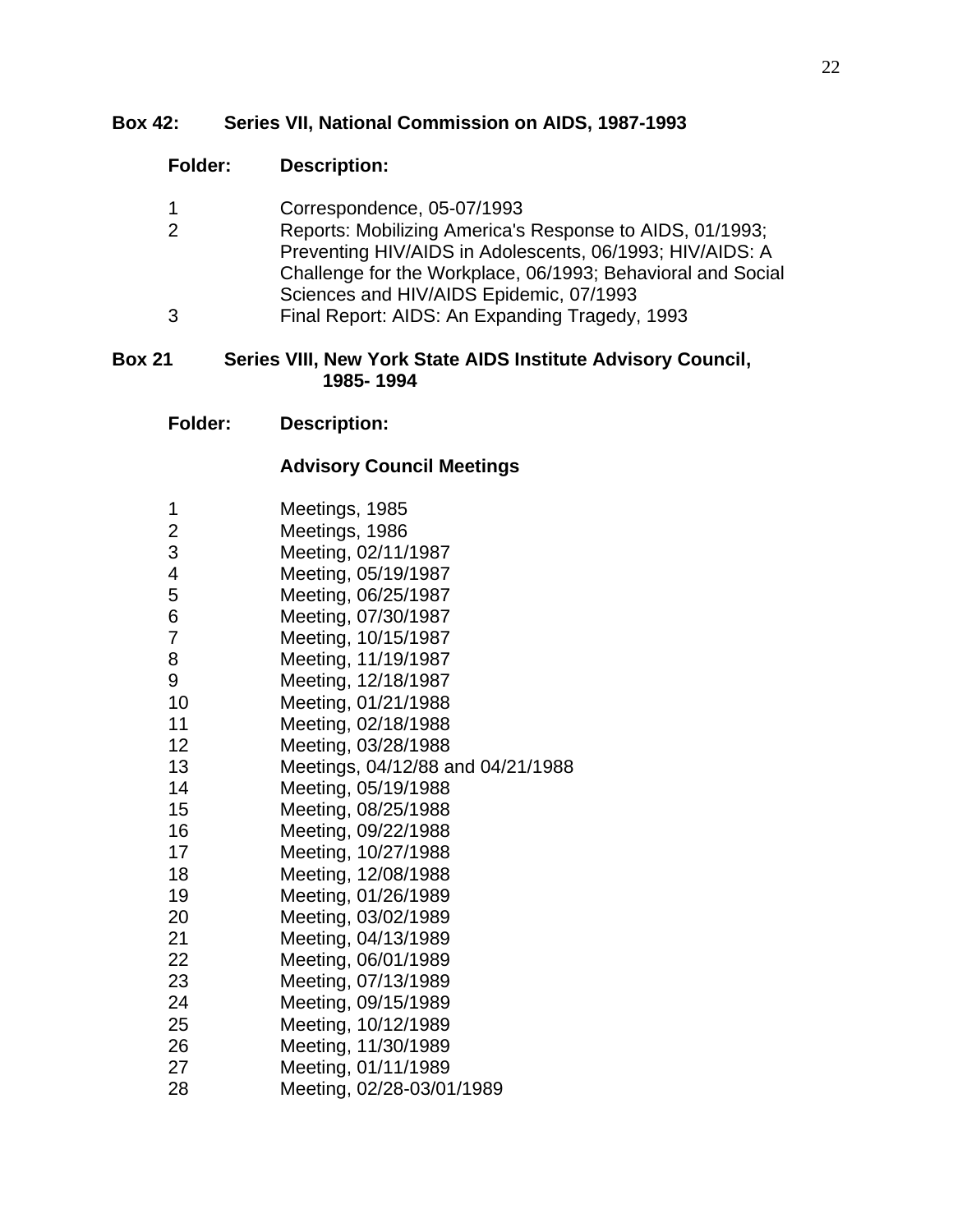**Box 42: Series VII, National Commission on AIDS, 1987-1993**

| Folder: | Description: |
| --- | --- |
| 1 | Correspondence, 05-07/1993 |
| 2 | Reports: Mobilizing America's Response to AIDS, 01/1993; Preventing HIV/AIDS in Adolescents, 06/1993; HIV/AIDS: A Challenge for the Workplace, 06/1993; Behavioral and Social Sciences and HIV/AIDS Epidemic, 07/1993 |
| 3 | Final Report: AIDS: An Expanding Tragedy, 1993 |

**Box 21 Series VIII, New York State AIDS Institute Advisory Council, 1985- 1994**

**Advisory Council Meetings**

| Folder: | Description: |
| --- | --- |
| 1 | Meetings, 1985 |
| 2 | Meetings, 1986 |
| 3 | Meeting, 02/11/1987 |
| 4 | Meeting, 05/19/1987 |
| 5 | Meeting, 06/25/1987 |
| 6 | Meeting, 07/30/1987 |
| 7 | Meeting, 10/15/1987 |
| 8 | Meeting, 11/19/1987 |
| 9 | Meeting, 12/18/1987 |
| 10 | Meeting, 01/21/1988 |
| 11 | Meeting, 02/18/1988 |
| 12 | Meeting, 03/28/1988 |
| 13 | Meetings, 04/12/88 and 04/21/1988 |
| 14 | Meeting, 05/19/1988 |
| 15 | Meeting, 08/25/1988 |
| 16 | Meeting, 09/22/1988 |
| 17 | Meeting, 10/27/1988 |
| 18 | Meeting, 12/08/1988 |
| 19 | Meeting, 01/26/1989 |
| 20 | Meeting, 03/02/1989 |
| 21 | Meeting, 04/13/1989 |
| 22 | Meeting, 06/01/1989 |
| 23 | Meeting, 07/13/1989 |
| 24 | Meeting, 09/15/1989 |
| 25 | Meeting, 10/12/1989 |
| 26 | Meeting, 11/30/1989 |
| 27 | Meeting, 01/11/1989 |
| 28 | Meeting, 02/28-03/01/1989 |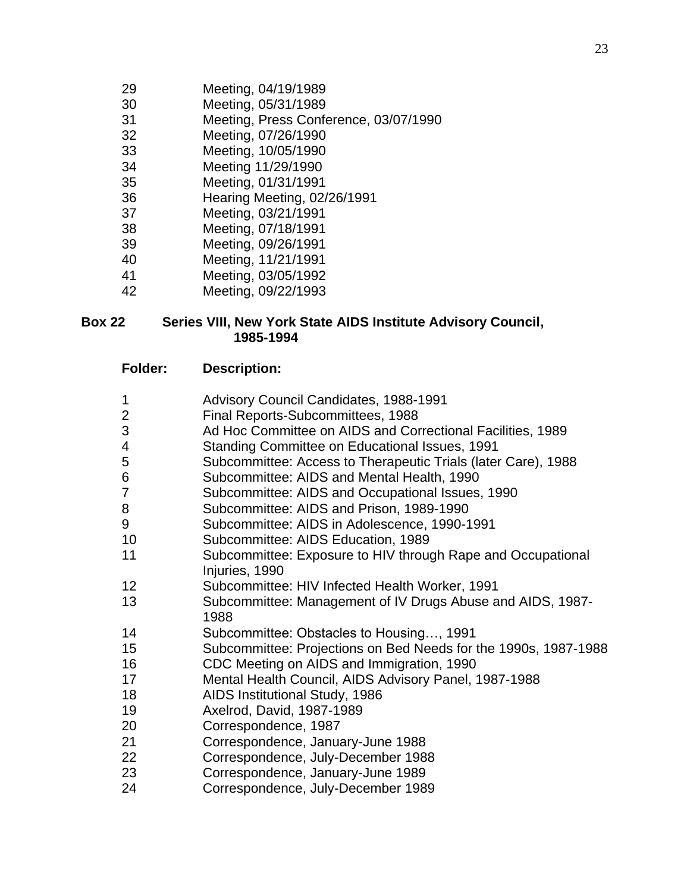| | |
|---|---|
| 29 | Meeting, 04/19/1989 |
| 30 | Meeting, 05/31/1989 |
| 31 | Meeting, Press Conference, 03/07/1990 |
| 32 | Meeting, 07/26/1990 |
| 33 | Meeting, 10/05/1990 |
| 34 | Meeting 11/29/1990 |
| 35 | Meeting, 01/31/1991 |
| 36 | Hearing Meeting, 02/26/1991 |
| 37 | Meeting, 03/21/1991 |
| 38 | Meeting, 07/18/1991 |
| 39 | Meeting, 09/26/1991 |
| 40 | Meeting, 11/21/1991 |
| 41 | Meeting, 03/05/1992 |
| 42 | Meeting, 09/22/1993 |

**Box 22 Series VIII, New York State AIDS Institute Advisory Council, 1985-1994**

| **Folder:** | **Description:** |
|---|---|
| 1 | Advisory Council Candidates, 1988-1991 |
| 2 | Final Reports-Subcommittees, 1988 |
| 3 | Ad Hoc Committee on AIDS and Correctional Facilities, 1989 |
| 4 | Standing Committee on Educational Issues, 1991 |
| 5 | Subcommittee: Access to Therapeutic Trials (later Care), 1988 |
| 6 | Subcommittee: AIDS and Mental Health, 1990 |
| 7 | Subcommittee: AIDS and Occupational Issues, 1990 |
| 8 | Subcommittee: AIDS and Prison, 1989-1990 |
| 9 | Subcommittee: AIDS in Adolescence, 1990-1991 |
| 10 | Subcommittee: AIDS Education, 1989 |
| 11 | Subcommittee: Exposure to HIV through Rape and Occupational Injuries, 1990 |
| 12 | Subcommittee: HIV Infected Health Worker, 1991 |
| 13 | Subcommittee: Management of IV Drugs Abuse and AIDS, 1987-1988 |
| 14 | Subcommittee: Obstacles to Housing…, 1991 |
| 15 | Subcommittee: Projections on Bed Needs for the 1990s, 1987-1988 |
| 16 | CDC Meeting on AIDS and Immigration, 1990 |
| 17 | Mental Health Council, AIDS Advisory Panel, 1987-1988 |
| 18 | AIDS Institutional Study, 1986 |
| 19 | Axelrod, David, 1987-1989 |
| 20 | Correspondence, 1987 |
| 21 | Correspondence, January-June 1988 |
| 22 | Correspondence, July-December 1988 |
| 23 | Correspondence, January-June 1989 |
| 24 | Correspondence, July-December 1989 |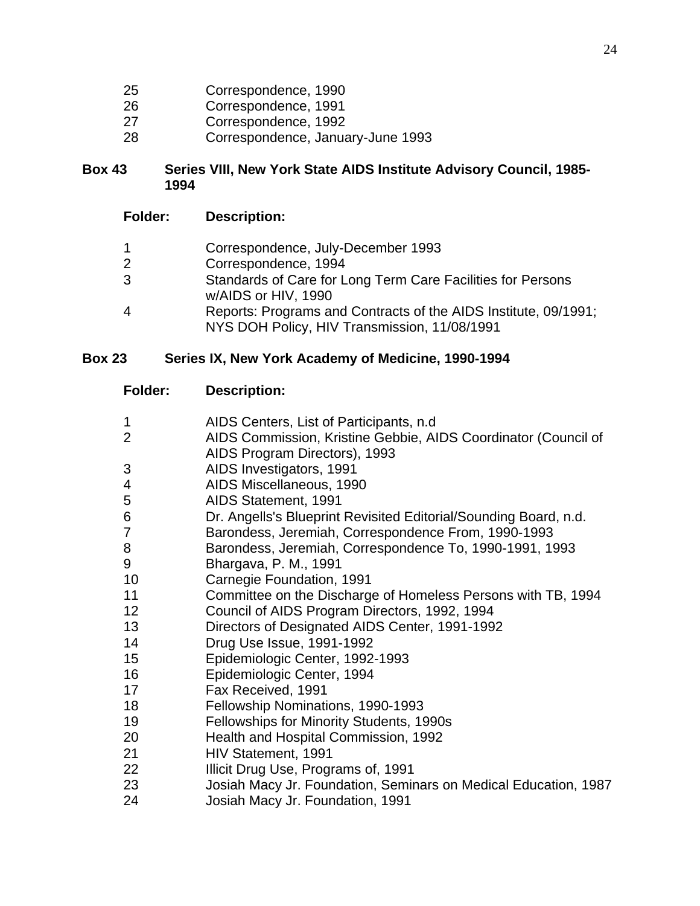| Folder | Description |
|---|---|
| 25 | Correspondence, 1990 |
| 26 | Correspondence, 1991 |
| 27 | Correspondence, 1992 |
| 28 | Correspondence, January-June 1993 |

**Box 43 Series VIII, New York State AIDS Institute Advisory Council, 1985-1994**

| Folder: | Description: |
|---|---|
| 1 | Correspondence, July-December 1993 |
| 2 | Correspondence, 1994 |
| 3 | Standards of Care for Long Term Care Facilities for Persons w/AIDS or HIV, 1990 |
| 4 | Reports: Programs and Contracts of the AIDS Institute, 09/1991; NYS DOH Policy, HIV Transmission, 11/08/1991 |

**Box 23 Series IX, New York Academy of Medicine, 1990-1994**

| Folder: | Description: |
|---|---|
| 1 | AIDS Centers, List of Participants, n.d |
| 2 | AIDS Commission, Kristine Gebbie, AIDS Coordinator (Council of AIDS Program Directors), 1993 |
| 3 | AIDS Investigators, 1991 |
| 4 | AIDS Miscellaneous, 1990 |
| 5 | AIDS Statement, 1991 |
| 6 | Dr. Angells's Blueprint Revisited Editorial/Sounding Board, n.d. |
| 7 | Barondess, Jeremiah, Correspondence From, 1990-1993 |
| 8 | Barondess, Jeremiah, Correspondence To, 1990-1991, 1993 |
| 9 | Bhargava, P. M., 1991 |
| 10 | Carnegie Foundation, 1991 |
| 11 | Committee on the Discharge of Homeless Persons with TB, 1994 |
| 12 | Council of AIDS Program Directors, 1992, 1994 |
| 13 | Directors of Designated AIDS Center, 1991-1992 |
| 14 | Drug Use Issue, 1991-1992 |
| 15 | Epidemiologic Center, 1992-1993 |
| 16 | Epidemiologic Center, 1994 |
| 17 | Fax Received, 1991 |
| 18 | Fellowship Nominations, 1990-1993 |
| 19 | Fellowships for Minority Students, 1990s |
| 20 | Health and Hospital Commission, 1992 |
| 21 | HIV Statement, 1991 |
| 22 | Illicit Drug Use, Programs of, 1991 |
| 23 | Josiah Macy Jr. Foundation, Seminars on Medical Education, 1987 |
| 24 | Josiah Macy Jr. Foundation, 1991 |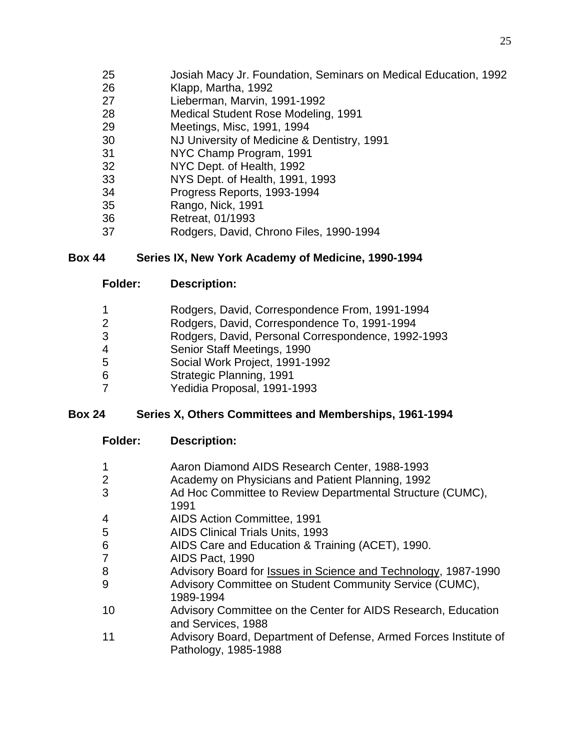| | |
|---|---|
| 25 | Josiah Macy Jr. Foundation, Seminars on Medical Education, 1992 |
| 26 | Klapp, Martha, 1992 |
| 27 | Lieberman, Marvin, 1991-1992 |
| 28 | Medical Student Rose Modeling, 1991 |
| 29 | Meetings, Misc, 1991, 1994 |
| 30 | NJ University of Medicine & Dentistry, 1991 |
| 31 | NYC Champ Program, 1991 |
| 32 | NYC Dept. of Health, 1992 |
| 33 | NYS Dept. of Health, 1991, 1993 |
| 34 | Progress Reports, 1993-1994 |
| 35 | Rango, Nick, 1991 |
| 36 | Retreat, 01/1993 |
| 37 | Rodgers, David, Chrono Files, 1990-1994 |

**Box 44 Series IX, New York Academy of Medicine, 1990-1994**

| **Folder:** | **Description:** |
|---|---|
| 1 | Rodgers, David, Correspondence From, 1991-1994 |
| 2 | Rodgers, David, Correspondence To, 1991-1994 |
| 3 | Rodgers, David, Personal Correspondence, 1992-1993 |
| 4 | Senior Staff Meetings, 1990 |
| 5 | Social Work Project, 1991-1992 |
| 6 | Strategic Planning, 1991 |
| 7 | Yedidia Proposal, 1991-1993 |

**Box 24 Series X, Others Committees and Memberships, 1961-1994**

| **Folder:** | **Description:** |
|---|---|
| 1 | Aaron Diamond AIDS Research Center, 1988-1993 |
| 2 | Academy on Physicians and Patient Planning, 1992 |
| 3 | Ad Hoc Committee to Review Departmental Structure (CUMC), 1991 |
| 4 | AIDS Action Committee, 1991 |
| 5 | AIDS Clinical Trials Units, 1993 |
| 6 | AIDS Care and Education & Training (ACET), 1990. |
| 7 | AIDS Pact, 1990 |
| 8 | Advisory Board for <u>Issues in Science and Technology</u>, 1987-1990 |
| 9 | Advisory Committee on Student Community Service (CUMC), 1989-1994 |
| 10 | Advisory Committee on the Center for AIDS Research, Education and Services, 1988 |
| 11 | Advisory Board, Department of Defense, Armed Forces Institute of Pathology, 1985-1988 |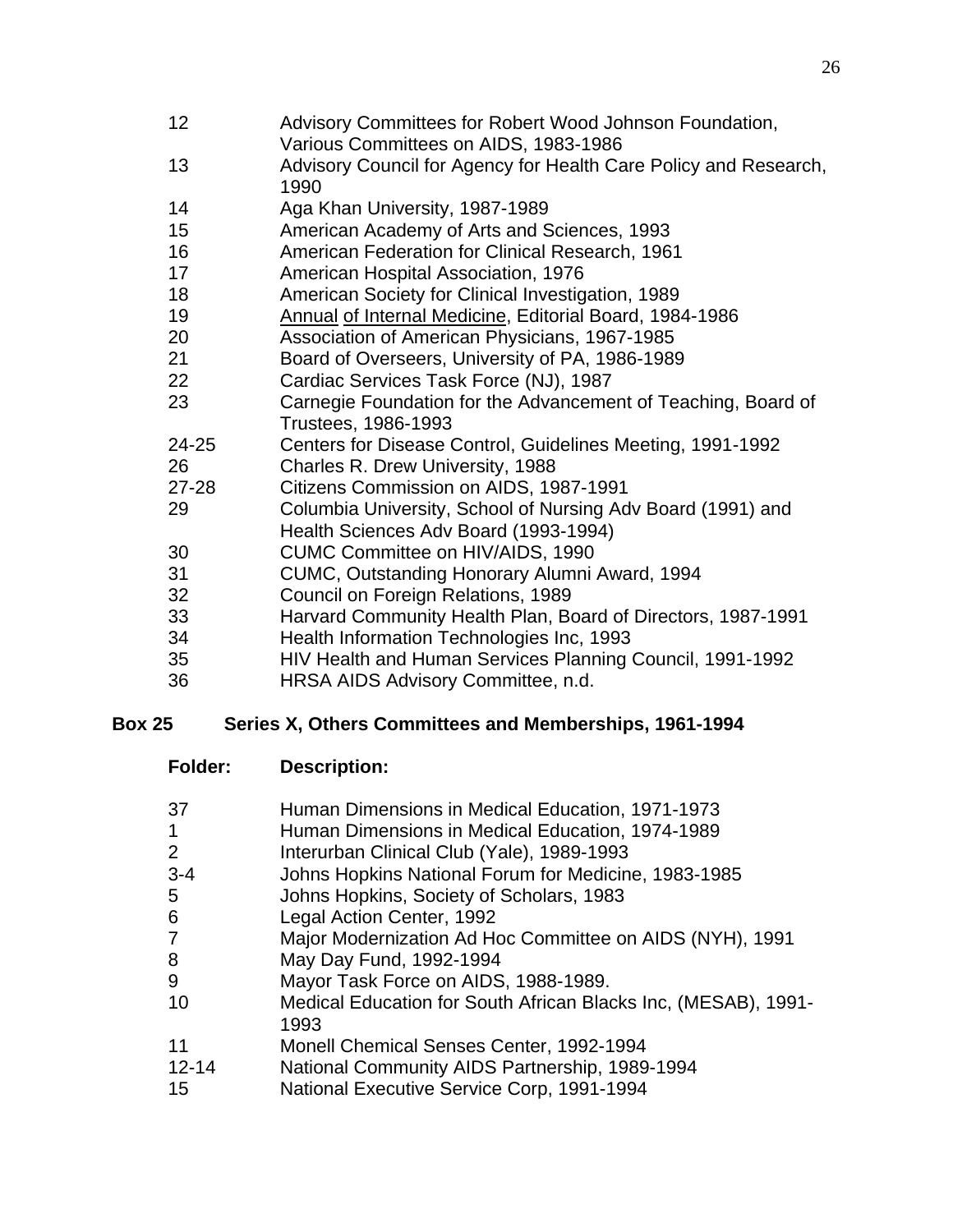| | |
|---|---|
| 12 | Advisory Committees for Robert Wood Johnson Foundation, Various Committees on AIDS, 1983-1986 |
| 13 | Advisory Council for Agency for Health Care Policy and Research, 1990 |
| 14 | Aga Khan University, 1987-1989 |
| 15 | American Academy of Arts and Sciences, 1993 |
| 16 | American Federation for Clinical Research, 1961 |
| 17 | American Hospital Association, 1976 |
| 18 | American Society for Clinical Investigation, 1989 |
| 19 | Annual of Internal Medicine, Editorial Board, 1984-1986 |
| 20 | Association of American Physicians, 1967-1985 |
| 21 | Board of Overseers, University of PA, 1986-1989 |
| 22 | Cardiac Services Task Force (NJ), 1987 |
| 23 | Carnegie Foundation for the Advancement of Teaching, Board of Trustees, 1986-1993 |
| 24-25 | Centers for Disease Control, Guidelines Meeting, 1991-1992 |
| 26 | Charles R. Drew University, 1988 |
| 27-28 | Citizens Commission on AIDS, 1987-1991 |
| 29 | Columbia University, School of Nursing Adv Board (1991) and Health Sciences Adv Board (1993-1994) |
| 30 | CUMC Committee on HIV/AIDS, 1990 |
| 31 | CUMC, Outstanding Honorary Alumni Award, 1994 |
| 32 | Council on Foreign Relations, 1989 |
| 33 | Harvard Community Health Plan, Board of Directors, 1987-1991 |
| 34 | Health Information Technologies Inc, 1993 |
| 35 | HIV Health and Human Services Planning Council, 1991-1992 |
| 36 | HRSA AIDS Advisory Committee, n.d. |

**Box 25 Series X, Others Committees and Memberships, 1961-1994**

| Folder: | Description: |
|---|---|
| 37 | Human Dimensions in Medical Education, 1971-1973 |
| 1 | Human Dimensions in Medical Education, 1974-1989 |
| 2 | Interurban Clinical Club (Yale), 1989-1993 |
| 3-4 | Johns Hopkins National Forum for Medicine, 1983-1985 |
| 5 | Johns Hopkins, Society of Scholars, 1983 |
| 6 | Legal Action Center, 1992 |
| 7 | Major Modernization Ad Hoc Committee on AIDS (NYH), 1991 |
| 8 | May Day Fund, 1992-1994 |
| 9 | Mayor Task Force on AIDS, 1988-1989. |
| 10 | Medical Education for South African Blacks Inc, (MESAB), 1991-1993 |
| 11 | Monell Chemical Senses Center, 1992-1994 |
| 12-14 | National Community AIDS Partnership, 1989-1994 |
| 15 | National Executive Service Corp, 1991-1994 |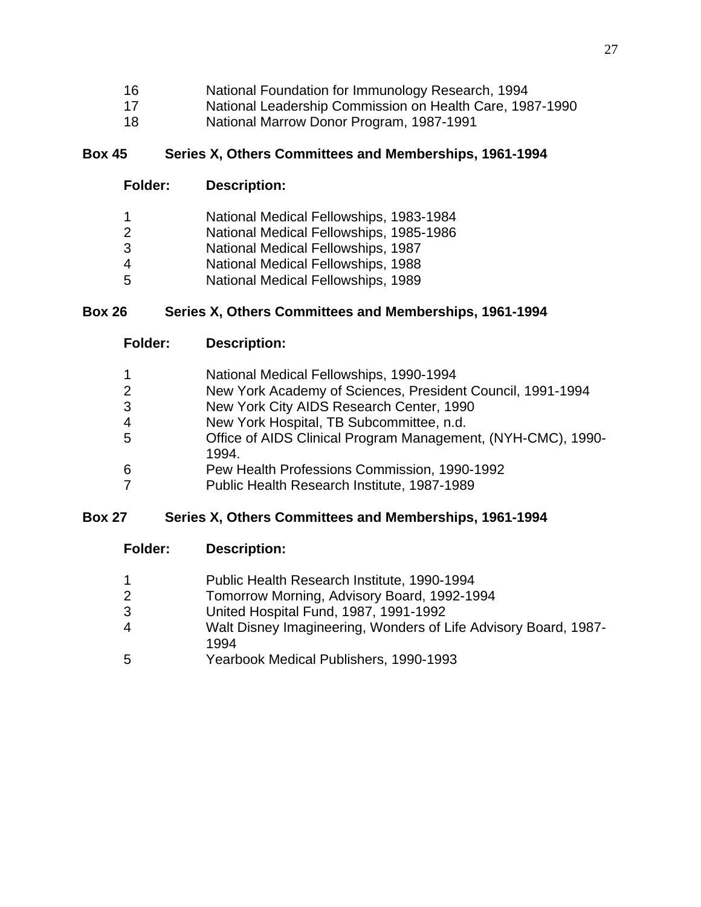| Folder | Description |
|---|---|
| 16 | National Foundation for Immunology Research, 1994 |
| 17 | National Leadership Commission on Health Care, 1987-1990 |
| 18 | National Marrow Donor Program, 1987-1991 |

**Box 45 Series X, Others Committees and Memberships, 1961-1994**

| Folder: | Description: |
|---|---|
| 1 | National Medical Fellowships, 1983-1984 |
| 2 | National Medical Fellowships, 1985-1986 |
| 3 | National Medical Fellowships, 1987 |
| 4 | National Medical Fellowships, 1988 |
| 5 | National Medical Fellowships, 1989 |

**Box 26 Series X, Others Committees and Memberships, 1961-1994**

| Folder: | Description: |
|---|---|
| 1 | National Medical Fellowships, 1990-1994 |
| 2 | New York Academy of Sciences, President Council, 1991-1994 |
| 3 | New York City AIDS Research Center, 1990 |
| 4 | New York Hospital, TB Subcommittee, n.d. |
| 5 | Office of AIDS Clinical Program Management, (NYH-CMC), 1990-1994. |
| 6 | Pew Health Professions Commission, 1990-1992 |
| 7 | Public Health Research Institute, 1987-1989 |

**Box 27 Series X, Others Committees and Memberships, 1961-1994**

| Folder: | Description: |
|---|---|
| 1 | Public Health Research Institute, 1990-1994 |
| 2 | Tomorrow Morning, Advisory Board, 1992-1994 |
| 3 | United Hospital Fund, 1987, 1991-1992 |
| 4 | Walt Disney Imagineering, Wonders of Life Advisory Board, 1987-1994 |
| 5 | Yearbook Medical Publishers, 1990-1993 |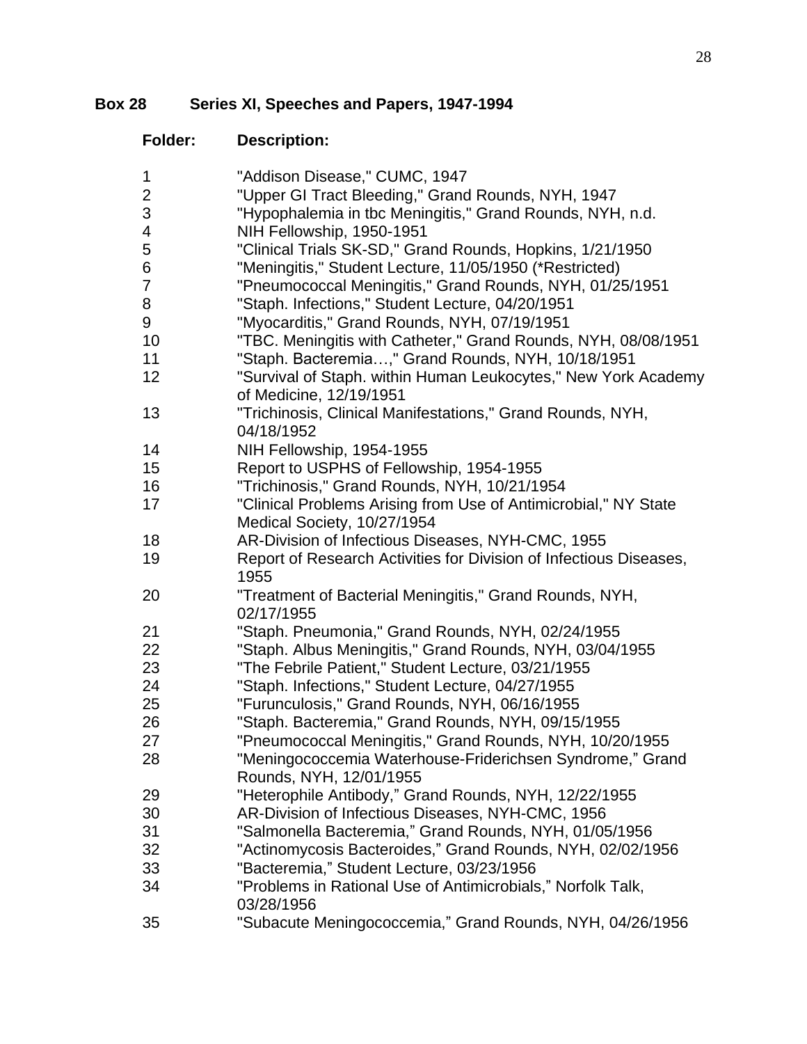**Box 28 Series XI, Speeches and Papers, 1947-1994**

| Folder: | Description: |
|---|---|
| 1 | "Addison Disease," CUMC, 1947 |
| 2 | "Upper GI Tract Bleeding," Grand Rounds, NYH, 1947 |
| 3 | "Hypophalemia in tbc Meningitis," Grand Rounds, NYH, n.d. |
| 4 | NIH Fellowship, 1950-1951 |
| 5 | "Clinical Trials SK-SD," Grand Rounds, Hopkins, 1/21/1950 |
| 6 | "Meningitis," Student Lecture, 11/05/1950 (*Restricted) |
| 7 | "Pneumococcal Meningitis," Grand Rounds, NYH, 01/25/1951 |
| 8 | "Staph. Infections," Student Lecture, 04/20/1951 |
| 9 | "Myocarditis," Grand Rounds, NYH, 07/19/1951 |
| 10 | "TBC. Meningitis with Catheter," Grand Rounds, NYH, 08/08/1951 |
| 11 | "Staph. Bacteremia…," Grand Rounds, NYH, 10/18/1951 |
| 12 | "Survival of Staph. within Human Leukocytes," New York Academy of Medicine, 12/19/1951 |
| 13 | "Trichinosis, Clinical Manifestations," Grand Rounds, NYH, 04/18/1952 |
| 14 | NIH Fellowship, 1954-1955 |
| 15 | Report to USPHS of Fellowship, 1954-1955 |
| 16 | "Trichinosis," Grand Rounds, NYH, 10/21/1954 |
| 17 | "Clinical Problems Arising from Use of Antimicrobial," NY State Medical Society, 10/27/1954 |
| 18 | AR-Division of Infectious Diseases, NYH-CMC, 1955 |
| 19 | Report of Research Activities for Division of Infectious Diseases, 1955 |
| 20 | "Treatment of Bacterial Meningitis," Grand Rounds, NYH, 02/17/1955 |
| 21 | "Staph. Pneumonia," Grand Rounds, NYH, 02/24/1955 |
| 22 | "Staph. Albus Meningitis," Grand Rounds, NYH, 03/04/1955 |
| 23 | "The Febrile Patient," Student Lecture, 03/21/1955 |
| 24 | "Staph. Infections," Student Lecture, 04/27/1955 |
| 25 | "Furunculosis," Grand Rounds, NYH, 06/16/1955 |
| 26 | "Staph. Bacteremia," Grand Rounds, NYH, 09/15/1955 |
| 27 | "Pneumococcal Meningitis," Grand Rounds, NYH, 10/20/1955 |
| 28 | "Meningococcemia Waterhouse-Friderichsen Syndrome," Grand Rounds, NYH, 12/01/1955 |
| 29 | "Heterophile Antibody," Grand Rounds, NYH, 12/22/1955 |
| 30 | AR-Division of Infectious Diseases, NYH-CMC, 1956 |
| 31 | "Salmonella Bacteremia," Grand Rounds, NYH, 01/05/1956 |
| 32 | "Actinomycosis Bacteroides," Grand Rounds, NYH, 02/02/1956 |
| 33 | "Bacteremia," Student Lecture, 03/23/1956 |
| 34 | "Problems in Rational Use of Antimicrobials," Norfolk Talk, 03/28/1956 |
| 35 | "Subacute Meningococcemia," Grand Rounds, NYH, 04/26/1956 |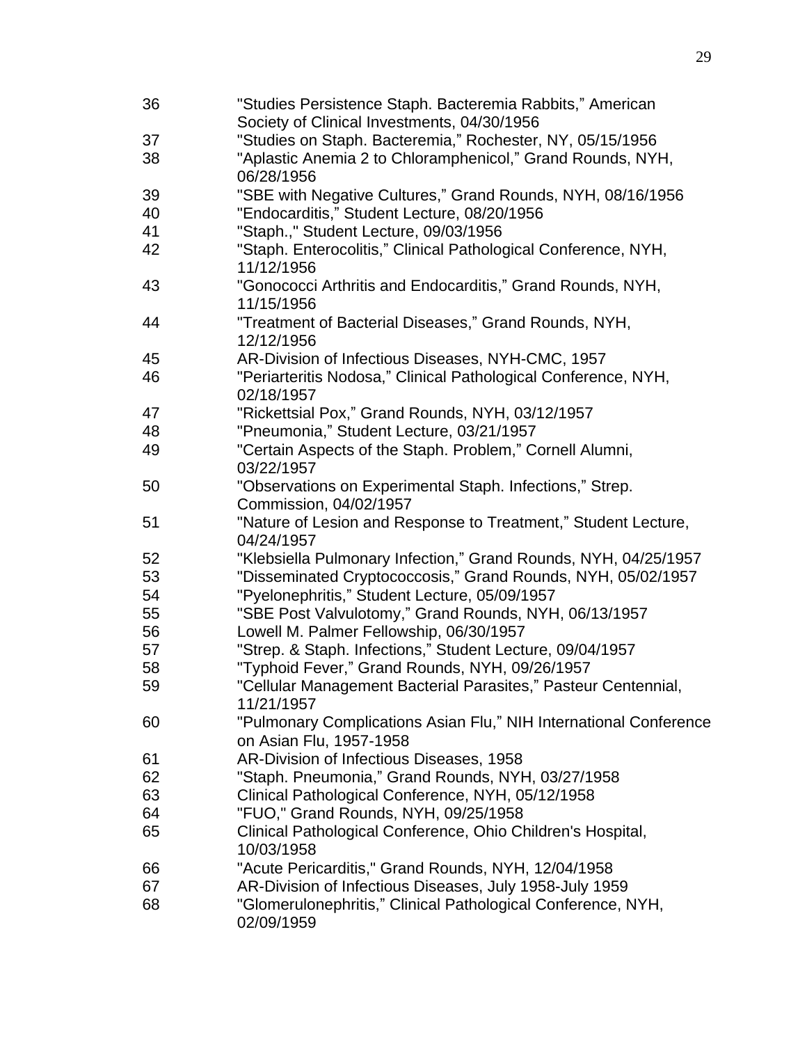| | |
|---|---|
| 36 | "Studies Persistence Staph. Bacteremia Rabbits," American Society of Clinical Investments, 04/30/1956 |
| 37 | "Studies on Staph. Bacteremia," Rochester, NY, 05/15/1956 |
| 38 | "Aplastic Anemia 2 to Chloramphenicol," Grand Rounds, NYH, 06/28/1956 |
| 39 | "SBE with Negative Cultures," Grand Rounds, NYH, 08/16/1956 |
| 40 | "Endocarditis," Student Lecture, 08/20/1956 |
| 41 | "Staph.," Student Lecture, 09/03/1956 |
| 42 | "Staph. Enterocolitis," Clinical Pathological Conference, NYH, 11/12/1956 |
| 43 | "Gonococci Arthritis and Endocarditis," Grand Rounds, NYH, 11/15/1956 |
| 44 | "Treatment of Bacterial Diseases," Grand Rounds, NYH, 12/12/1956 |
| 45 | AR-Division of Infectious Diseases, NYH-CMC, 1957 |
| 46 | "Periarteritis Nodosa," Clinical Pathological Conference, NYH, 02/18/1957 |
| 47 | "Rickettsial Pox," Grand Rounds, NYH, 03/12/1957 |
| 48 | "Pneumonia," Student Lecture, 03/21/1957 |
| 49 | "Certain Aspects of the Staph. Problem," Cornell Alumni, 03/22/1957 |
| 50 | "Observations on Experimental Staph. Infections," Strep. Commission, 04/02/1957 |
| 51 | "Nature of Lesion and Response to Treatment," Student Lecture, 04/24/1957 |
| 52 | "Klebsiella Pulmonary Infection," Grand Rounds, NYH, 04/25/1957 |
| 53 | "Disseminated Cryptococcosis," Grand Rounds, NYH, 05/02/1957 |
| 54 | "Pyelonephritis," Student Lecture, 05/09/1957 |
| 55 | "SBE Post Valvulotomy," Grand Rounds, NYH, 06/13/1957 |
| 56 | Lowell M. Palmer Fellowship, 06/30/1957 |
| 57 | "Strep. & Staph. Infections," Student Lecture, 09/04/1957 |
| 58 | "Typhoid Fever," Grand Rounds, NYH, 09/26/1957 |
| 59 | "Cellular Management Bacterial Parasites," Pasteur Centennial, 11/21/1957 |
| 60 | "Pulmonary Complications Asian Flu," NIH International Conference on Asian Flu, 1957-1958 |
| 61 | AR-Division of Infectious Diseases, 1958 |
| 62 | "Staph. Pneumonia," Grand Rounds, NYH, 03/27/1958 |
| 63 | Clinical Pathological Conference, NYH, 05/12/1958 |
| 64 | "FUO," Grand Rounds, NYH, 09/25/1958 |
| 65 | Clinical Pathological Conference, Ohio Children's Hospital, 10/03/1958 |
| 66 | "Acute Pericarditis," Grand Rounds, NYH, 12/04/1958 |
| 67 | AR-Division of Infectious Diseases, July 1958-July 1959 |
| 68 | "Glomerulonephritis," Clinical Pathological Conference, NYH, 02/09/1959 |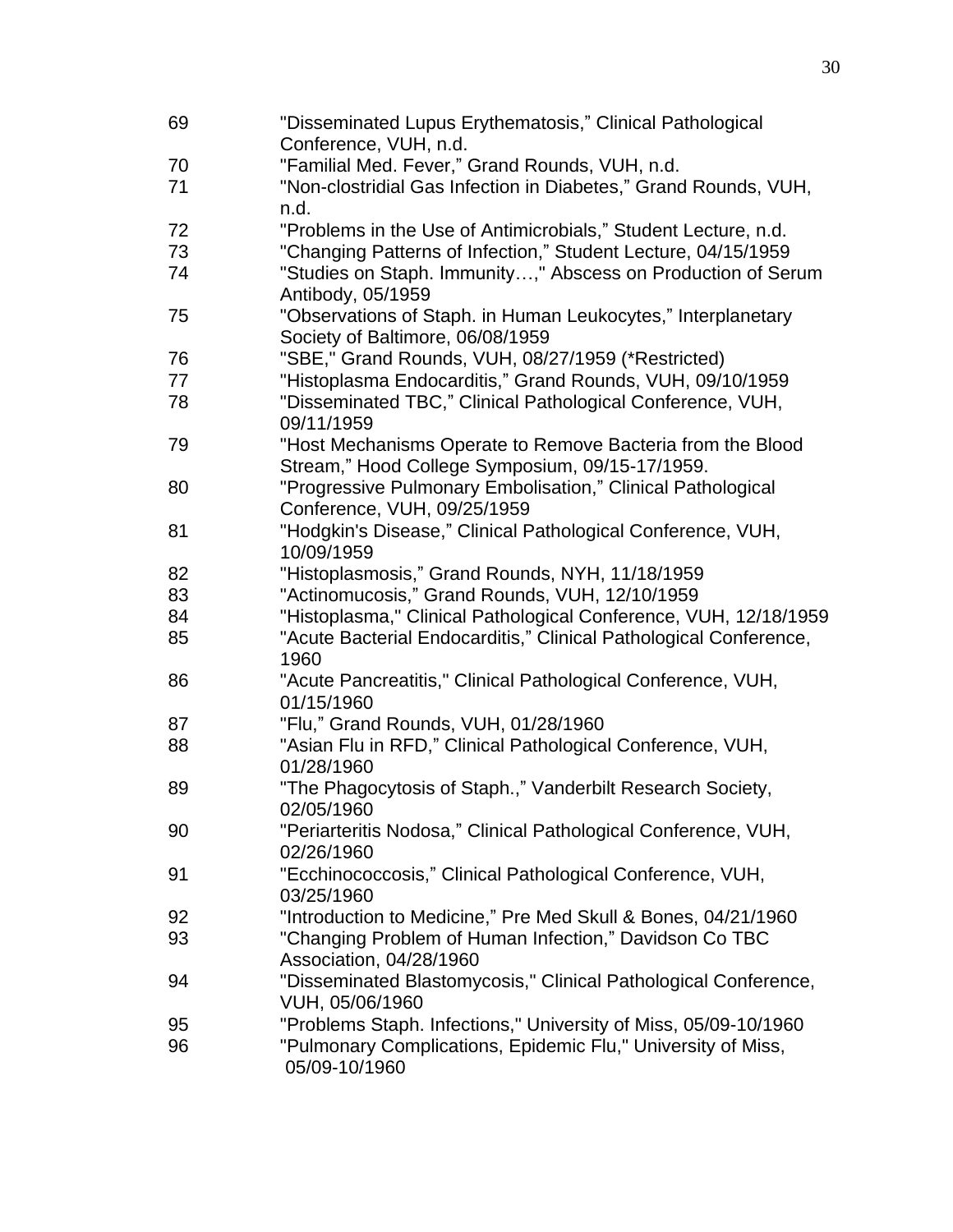| | |
|---|---|
| 69 | "Disseminated Lupus Erythematosis," Clinical Pathological Conference, VUH, n.d. |
| 70 | "Familial Med. Fever," Grand Rounds, VUH, n.d. |
| 71 | "Non-clostridial Gas Infection in Diabetes," Grand Rounds, VUH, n.d. |
| 72 | "Problems in the Use of Antimicrobials," Student Lecture, n.d. |
| 73 | "Changing Patterns of Infection," Student Lecture, 04/15/1959 |
| 74 | "Studies on Staph. Immunity…," Abscess on Production of Serum Antibody, 05/1959 |
| 75 | "Observations of Staph. in Human Leukocytes," Interplanetary Society of Baltimore, 06/08/1959 |
| 76 | "SBE," Grand Rounds, VUH, 08/27/1959 (*Restricted) |
| 77 | "Histoplasma Endocarditis," Grand Rounds, VUH, 09/10/1959 |
| 78 | "Disseminated TBC," Clinical Pathological Conference, VUH, 09/11/1959 |
| 79 | "Host Mechanisms Operate to Remove Bacteria from the Blood Stream," Hood College Symposium, 09/15-17/1959. |
| 80 | "Progressive Pulmonary Embolisation," Clinical Pathological Conference, VUH, 09/25/1959 |
| 81 | "Hodgkin's Disease," Clinical Pathological Conference, VUH, 10/09/1959 |
| 82 | "Histoplasmosis," Grand Rounds, NYH, 11/18/1959 |
| 83 | "Actinomucosis," Grand Rounds, VUH, 12/10/1959 |
| 84 | "Histoplasma," Clinical Pathological Conference, VUH, 12/18/1959 |
| 85 | "Acute Bacterial Endocarditis," Clinical Pathological Conference, 1960 |
| 86 | "Acute Pancreatitis," Clinical Pathological Conference, VUH, 01/15/1960 |
| 87 | "Flu," Grand Rounds, VUH, 01/28/1960 |
| 88 | "Asian Flu in RFD," Clinical Pathological Conference, VUH, 01/28/1960 |
| 89 | "The Phagocytosis of Staph.," Vanderbilt Research Society, 02/05/1960 |
| 90 | "Periarteritis Nodosa," Clinical Pathological Conference, VUH, 02/26/1960 |
| 91 | "Ecchinococcosis," Clinical Pathological Conference, VUH, 03/25/1960 |
| 92 | "Introduction to Medicine," Pre Med Skull & Bones, 04/21/1960 |
| 93 | "Changing Problem of Human Infection," Davidson Co TBC Association, 04/28/1960 |
| 94 | "Disseminated Blastomycosis," Clinical Pathological Conference, VUH, 05/06/1960 |
| 95 | "Problems Staph. Infections," University of Miss, 05/09-10/1960 |
| 96 | "Pulmonary Complications, Epidemic Flu," University of Miss, 05/09-10/1960 |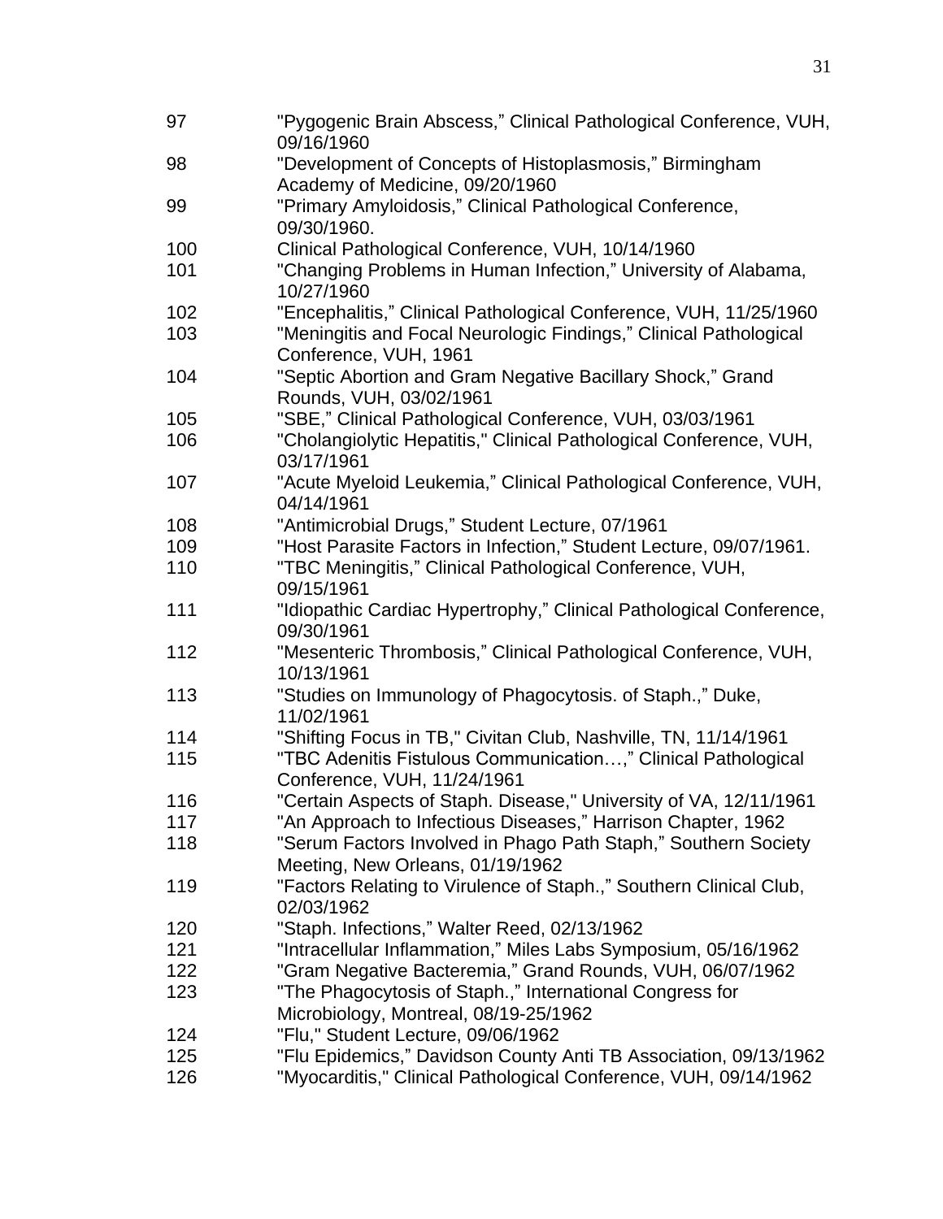| | |
|---|---|
| 97 | "Pygogenic Brain Abscess," Clinical Pathological Conference, VUH, 09/16/1960 |
| 98 | "Development of Concepts of Histoplasmosis," Birmingham Academy of Medicine, 09/20/1960 |
| 99 | "Primary Amyloidosis," Clinical Pathological Conference, 09/30/1960. |
| 100 | Clinical Pathological Conference, VUH, 10/14/1960 |
| 101 | "Changing Problems in Human Infection," University of Alabama, 10/27/1960 |
| 102 | "Encephalitis," Clinical Pathological Conference, VUH, 11/25/1960 |
| 103 | "Meningitis and Focal Neurologic Findings," Clinical Pathological Conference, VUH, 1961 |
| 104 | "Septic Abortion and Gram Negative Bacillary Shock," Grand Rounds, VUH, 03/02/1961 |
| 105 | "SBE," Clinical Pathological Conference, VUH, 03/03/1961 |
| 106 | "Cholangiolytic Hepatitis," Clinical Pathological Conference, VUH, 03/17/1961 |
| 107 | "Acute Myeloid Leukemia," Clinical Pathological Conference, VUH, 04/14/1961 |
| 108 | "Antimicrobial Drugs," Student Lecture, 07/1961 |
| 109 | "Host Parasite Factors in Infection," Student Lecture, 09/07/1961. |
| 110 | "TBC Meningitis," Clinical Pathological Conference, VUH, 09/15/1961 |
| 111 | "Idiopathic Cardiac Hypertrophy," Clinical Pathological Conference, 09/30/1961 |
| 112 | "Mesenteric Thrombosis," Clinical Pathological Conference, VUH, 10/13/1961 |
| 113 | "Studies on Immunology of Phagocytosis. of Staph.," Duke, 11/02/1961 |
| 114 | "Shifting Focus in TB," Civitan Club, Nashville, TN, 11/14/1961 |
| 115 | "TBC Adenitis Fistulous Communication…," Clinical Pathological Conference, VUH, 11/24/1961 |
| 116 | "Certain Aspects of Staph. Disease," University of VA, 12/11/1961 |
| 117 | "An Approach to Infectious Diseases," Harrison Chapter, 1962 |
| 118 | "Serum Factors Involved in Phago Path Staph," Southern Society Meeting, New Orleans, 01/19/1962 |
| 119 | "Factors Relating to Virulence of Staph.," Southern Clinical Club, 02/03/1962 |
| 120 | "Staph. Infections," Walter Reed, 02/13/1962 |
| 121 | "Intracellular Inflammation," Miles Labs Symposium, 05/16/1962 |
| 122 | "Gram Negative Bacteremia," Grand Rounds, VUH, 06/07/1962 |
| 123 | "The Phagocytosis of Staph.," International Congress for Microbiology, Montreal, 08/19-25/1962 |
| 124 | "Flu," Student Lecture, 09/06/1962 |
| 125 | "Flu Epidemics," Davidson County Anti TB Association, 09/13/1962 |
| 126 | "Myocarditis," Clinical Pathological Conference, VUH, 09/14/1962 |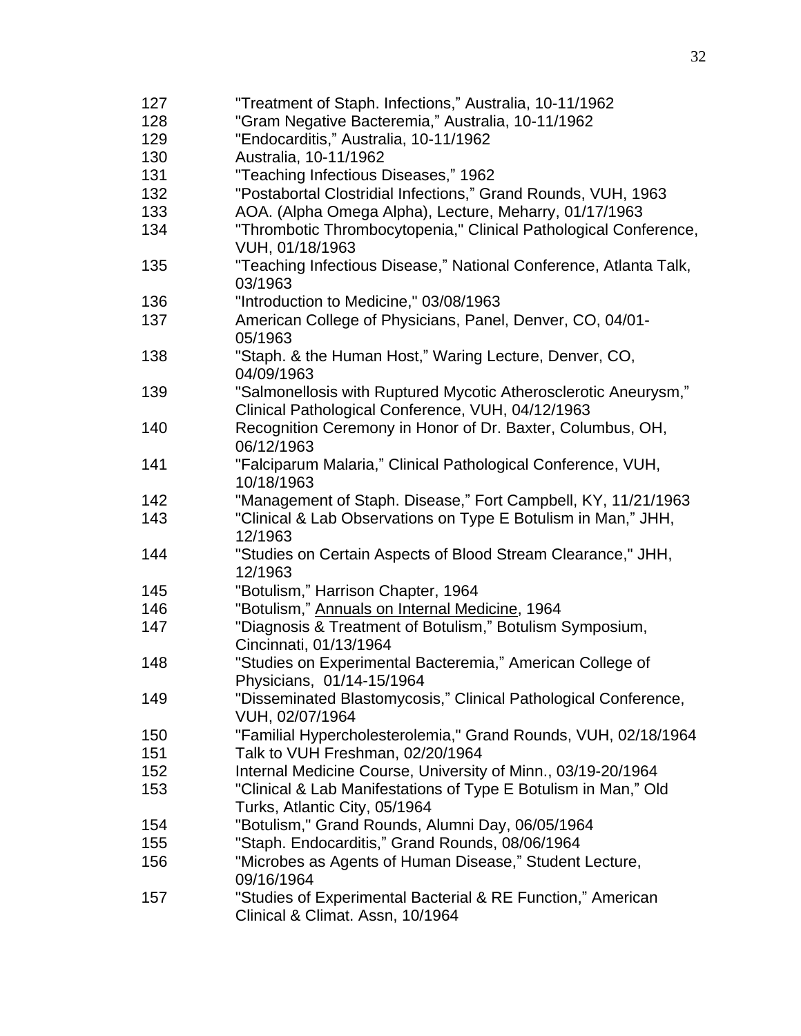| | |
|---|---|
| 127 | "Treatment of Staph. Infections," Australia, 10-11/1962 |
| 128 | "Gram Negative Bacteremia," Australia, 10-11/1962 |
| 129 | "Endocarditis," Australia, 10-11/1962 |
| 130 | Australia, 10-11/1962 |
| 131 | "Teaching Infectious Diseases," 1962 |
| 132 | "Postabortal Clostridial Infections," Grand Rounds, VUH, 1963 |
| 133 | AOA. (Alpha Omega Alpha), Lecture, Meharry, 01/17/1963 |
| 134 | "Thrombotic Thrombocytopenia," Clinical Pathological Conference, VUH, 01/18/1963 |
| 135 | "Teaching Infectious Disease," National Conference, Atlanta Talk, 03/1963 |
| 136 | "Introduction to Medicine," 03/08/1963 |
| 137 | American College of Physicians, Panel, Denver, CO, 04/01-05/1963 |
| 138 | "Staph. & the Human Host," Waring Lecture, Denver, CO, 04/09/1963 |
| 139 | "Salmonellosis with Ruptured Mycotic Atherosclerotic Aneurysm," Clinical Pathological Conference, VUH, 04/12/1963 |
| 140 | Recognition Ceremony in Honor of Dr. Baxter, Columbus, OH, 06/12/1963 |
| 141 | "Falciparum Malaria," Clinical Pathological Conference, VUH, 10/18/1963 |
| 142 | "Management of Staph. Disease," Fort Campbell, KY, 11/21/1963 |
| 143 | "Clinical & Lab Observations on Type E Botulism in Man," JHH, 12/1963 |
| 144 | "Studies on Certain Aspects of Blood Stream Clearance," JHH, 12/1963 |
| 145 | "Botulism," Harrison Chapter, 1964 |
| 146 | "Botulism," Annuals on Internal Medicine, 1964 |
| 147 | "Diagnosis & Treatment of Botulism," Botulism Symposium, Cincinnati, 01/13/1964 |
| 148 | "Studies on Experimental Bacteremia," American College of Physicians, 01/14-15/1964 |
| 149 | "Disseminated Blastomycosis," Clinical Pathological Conference, VUH, 02/07/1964 |
| 150 | "Familial Hypercholesterolemia," Grand Rounds, VUH, 02/18/1964 |
| 151 | Talk to VUH Freshman, 02/20/1964 |
| 152 | Internal Medicine Course, University of Minn., 03/19-20/1964 |
| 153 | "Clinical & Lab Manifestations of Type E Botulism in Man," Old Turks, Atlantic City, 05/1964 |
| 154 | "Botulism," Grand Rounds, Alumni Day, 06/05/1964 |
| 155 | "Staph. Endocarditis," Grand Rounds, 08/06/1964 |
| 156 | "Microbes as Agents of Human Disease," Student Lecture, 09/16/1964 |
| 157 | "Studies of Experimental Bacterial & RE Function," American Clinical & Climat. Assn, 10/1964 |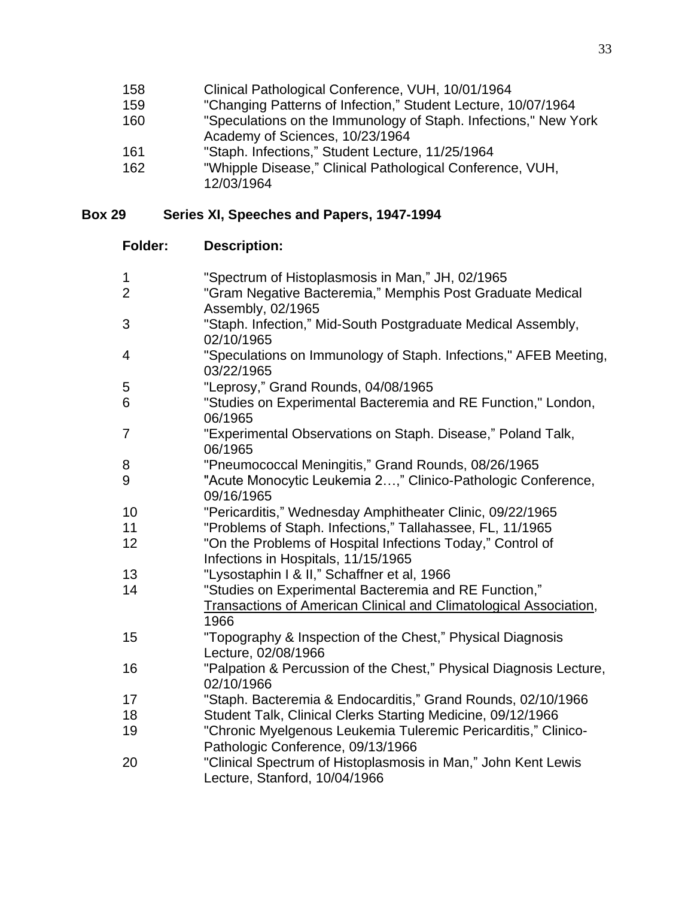| | |
|---|---|
| 158 | Clinical Pathological Conference, VUH, 10/01/1964 |
| 159 | "Changing Patterns of Infection," Student Lecture, 10/07/1964 |
| 160 | "Speculations on the Immunology of Staph. Infections," New York Academy of Sciences, 10/23/1964 |
| 161 | "Staph. Infections," Student Lecture, 11/25/1964 |
| 162 | "Whipple Disease," Clinical Pathological Conference, VUH, 12/03/1964 |

**Box 29 Series XI, Speeches and Papers, 1947-1994**

| **Folder:** | **Description:** |
|---|---|
| 1 | "Spectrum of Histoplasmosis in Man," JH, 02/1965 |
| 2 | "Gram Negative Bacteremia," Memphis Post Graduate Medical Assembly, 02/1965 |
| 3 | "Staph. Infection," Mid-South Postgraduate Medical Assembly, 02/10/1965 |
| 4 | "Speculations on Immunology of Staph. Infections," AFEB Meeting, 03/22/1965 |
| 5 | "Leprosy," Grand Rounds, 04/08/1965 |
| 6 | "Studies on Experimental Bacteremia and RE Function," London, 06/1965 |
| 7 | "Experimental Observations on Staph. Disease," Poland Talk, 06/1965 |
| 8 | "Pneumococcal Meningitis," Grand Rounds, 08/26/1965 |
| 9 | "Acute Monocytic Leukemia 2…," Clinico-Pathologic Conference, 09/16/1965 |
| 10 | "Pericarditis," Wednesday Amphitheater Clinic, 09/22/1965 |
| 11 | "Problems of Staph. Infections," Tallahassee, FL, 11/1965 |
| 12 | "On the Problems of Hospital Infections Today," Control of Infections in Hospitals, 11/15/1965 |
| 13 | "Lysostaphin I & II," Schaffner et al, 1966 |
| 14 | "Studies on Experimental Bacteremia and RE Function," Transactions of American Clinical and Climatological Association, 1966 |
| 15 | "Topography & Inspection of the Chest," Physical Diagnosis Lecture, 02/08/1966 |
| 16 | "Palpation & Percussion of the Chest," Physical Diagnosis Lecture, 02/10/1966 |
| 17 | "Staph. Bacteremia & Endocarditis," Grand Rounds, 02/10/1966 |
| 18 | Student Talk, Clinical Clerks Starting Medicine, 09/12/1966 |
| 19 | "Chronic Myelgenous Leukemia Tuleremic Pericarditis," Clinico-Pathologic Conference, 09/13/1966 |
| 20 | "Clinical Spectrum of Histoplasmosis in Man," John Kent Lewis Lecture, Stanford, 10/04/1966 |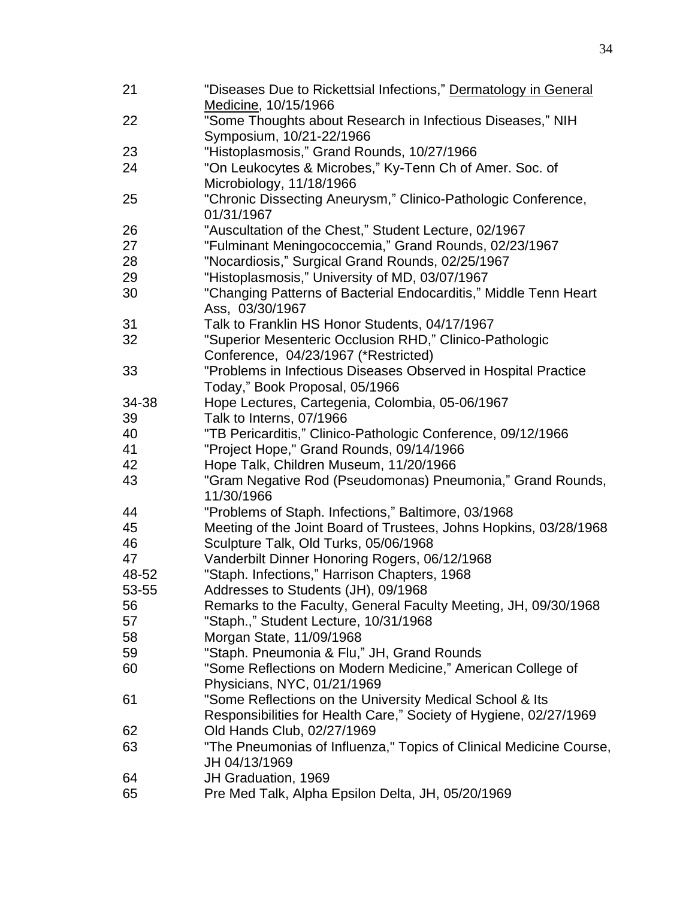| | |
|---|---|
| 21 | "Diseases Due to Rickettsial Infections," Dermatology in General Medicine, 10/15/1966 |
| 22 | "Some Thoughts about Research in Infectious Diseases," NIH Symposium, 10/21-22/1966 |
| 23 | "Histoplasmosis," Grand Rounds, 10/27/1966 |
| 24 | "On Leukocytes & Microbes," Ky-Tenn Ch of Amer. Soc. of Microbiology, 11/18/1966 |
| 25 | "Chronic Dissecting Aneurysm," Clinico-Pathologic Conference, 01/31/1967 |
| 26 | "Auscultation of the Chest," Student Lecture, 02/1967 |
| 27 | "Fulminant Meningococcemia," Grand Rounds, 02/23/1967 |
| 28 | "Nocardiosis," Surgical Grand Rounds, 02/25/1967 |
| 29 | "Histoplasmosis," University of MD, 03/07/1967 |
| 30 | "Changing Patterns of Bacterial Endocarditis," Middle Tenn Heart Ass, 03/30/1967 |
| 31 | Talk to Franklin HS Honor Students, 04/17/1967 |
| 32 | "Superior Mesenteric Occlusion RHD," Clinico-Pathologic Conference, 04/23/1967 (*Restricted) |
| 33 | "Problems in Infectious Diseases Observed in Hospital Practice Today," Book Proposal, 05/1966 |
| 34-38 | Hope Lectures, Cartegenia, Colombia, 05-06/1967 |
| 39 | Talk to Interns, 07/1966 |
| 40 | "TB Pericarditis," Clinico-Pathologic Conference, 09/12/1966 |
| 41 | "Project Hope," Grand Rounds, 09/14/1966 |
| 42 | Hope Talk, Children Museum, 11/20/1966 |
| 43 | "Gram Negative Rod (Pseudomonas) Pneumonia," Grand Rounds, 11/30/1966 |
| 44 | "Problems of Staph. Infections," Baltimore, 03/1968 |
| 45 | Meeting of the Joint Board of Trustees, Johns Hopkins, 03/28/1968 |
| 46 | Sculpture Talk, Old Turks, 05/06/1968 |
| 47 | Vanderbilt Dinner Honoring Rogers, 06/12/1968 |
| 48-52 | "Staph. Infections," Harrison Chapters, 1968 |
| 53-55 | Addresses to Students (JH), 09/1968 |
| 56 | Remarks to the Faculty, General Faculty Meeting, JH, 09/30/1968 |
| 57 | "Staph.," Student Lecture, 10/31/1968 |
| 58 | Morgan State, 11/09/1968 |
| 59 | "Staph. Pneumonia & Flu," JH, Grand Rounds |
| 60 | "Some Reflections on Modern Medicine," American College of Physicians, NYC, 01/21/1969 |
| 61 | "Some Reflections on the University Medical School & Its Responsibilities for Health Care," Society of Hygiene, 02/27/1969 |
| 62 | Old Hands Club, 02/27/1969 |
| 63 | "The Pneumonias of Influenza," Topics of Clinical Medicine Course, JH 04/13/1969 |
| 64 | JH Graduation, 1969 |
| 65 | Pre Med Talk, Alpha Epsilon Delta, JH, 05/20/1969 |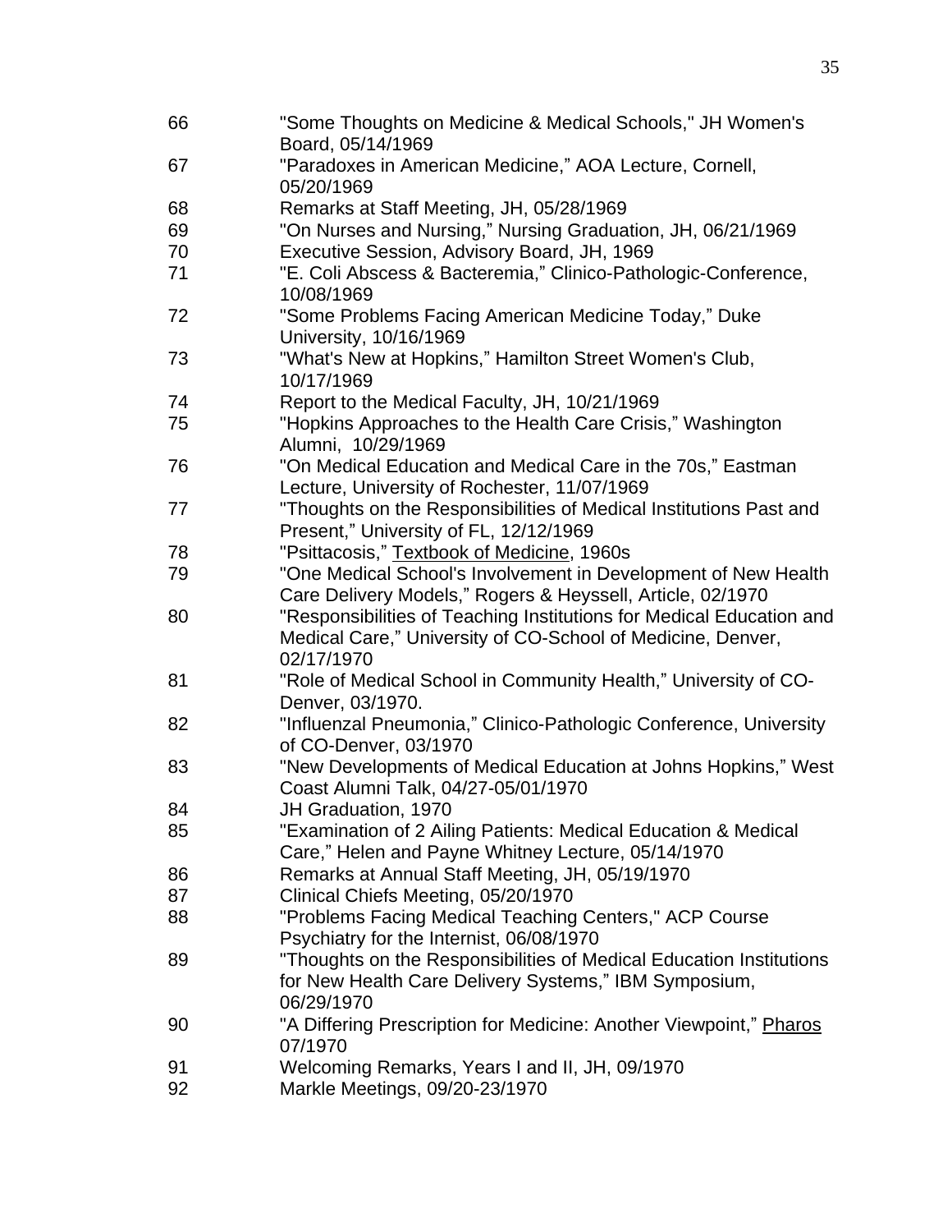| | |
|---|---|
| 66 | "Some Thoughts on Medicine & Medical Schools," JH Women's Board, 05/14/1969 |
| 67 | "Paradoxes in American Medicine," AOA Lecture, Cornell, 05/20/1969 |
| 68 | Remarks at Staff Meeting, JH, 05/28/1969 |
| 69 | "On Nurses and Nursing," Nursing Graduation, JH, 06/21/1969 |
| 70 | Executive Session, Advisory Board, JH, 1969 |
| 71 | "E. Coli Abscess & Bacteremia," Clinico-Pathologic-Conference, 10/08/1969 |
| 72 | "Some Problems Facing American Medicine Today," Duke University, 10/16/1969 |
| 73 | "What's New at Hopkins," Hamilton Street Women's Club, 10/17/1969 |
| 74 | Report to the Medical Faculty, JH, 10/21/1969 |
| 75 | "Hopkins Approaches to the Health Care Crisis," Washington Alumni, 10/29/1969 |
| 76 | "On Medical Education and Medical Care in the 70s," Eastman Lecture, University of Rochester, 11/07/1969 |
| 77 | "Thoughts on the Responsibilities of Medical Institutions Past and Present," University of FL, 12/12/1969 |
| 78 | "Psittacosis," Textbook of Medicine, 1960s |
| 79 | "One Medical School's Involvement in Development of New Health Care Delivery Models," Rogers & Heyssell, Article, 02/1970 |
| 80 | "Responsibilities of Teaching Institutions for Medical Education and Medical Care," University of CO-School of Medicine, Denver, 02/17/1970 |
| 81 | "Role of Medical School in Community Health," University of CO-Denver, 03/1970. |
| 82 | "Influenzal Pneumonia," Clinico-Pathologic Conference, University of CO-Denver, 03/1970 |
| 83 | "New Developments of Medical Education at Johns Hopkins," West Coast Alumni Talk, 04/27-05/01/1970 |
| 84 | JH Graduation, 1970 |
| 85 | "Examination of 2 Ailing Patients: Medical Education & Medical Care," Helen and Payne Whitney Lecture, 05/14/1970 |
| 86 | Remarks at Annual Staff Meeting, JH, 05/19/1970 |
| 87 | Clinical Chiefs Meeting, 05/20/1970 |
| 88 | "Problems Facing Medical Teaching Centers," ACP Course Psychiatry for the Internist, 06/08/1970 |
| 89 | "Thoughts on the Responsibilities of Medical Education Institutions for New Health Care Delivery Systems," IBM Symposium, 06/29/1970 |
| 90 | "A Differing Prescription for Medicine: Another Viewpoint," Pharos 07/1970 |
| 91 | Welcoming Remarks, Years I and II, JH, 09/1970 |
| 92 | Markle Meetings, 09/20-23/1970 |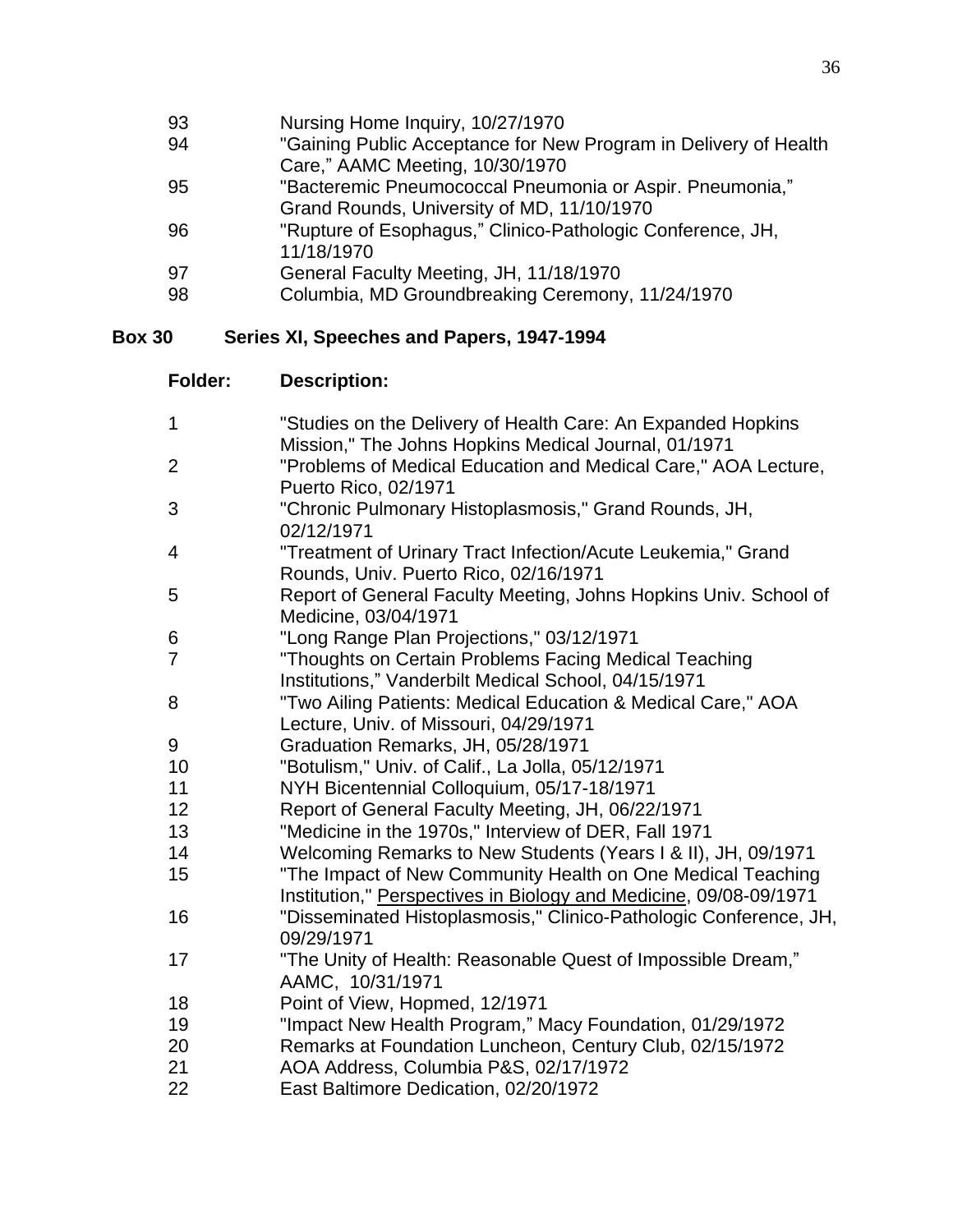| | |
|---|---|
| 93 | Nursing Home Inquiry, 10/27/1970 |
| 94 | "Gaining Public Acceptance for New Program in Delivery of Health Care," AAMC Meeting, 10/30/1970 |
| 95 | "Bacteremic Pneumococcal Pneumonia or Aspir. Pneumonia," Grand Rounds, University of MD, 11/10/1970 |
| 96 | "Rupture of Esophagus," Clinico-Pathologic Conference, JH, 11/18/1970 |
| 97 | General Faculty Meeting, JH, 11/18/1970 |
| 98 | Columbia, MD Groundbreaking Ceremony, 11/24/1970 |

**Box 30 Series XI, Speeches and Papers, 1947-1994**

| **Folder:** | **Description:** |
|---|---|
| 1 | "Studies on the Delivery of Health Care: An Expanded Hopkins Mission," The Johns Hopkins Medical Journal, 01/1971 |
| 2 | "Problems of Medical Education and Medical Care," AOA Lecture, Puerto Rico, 02/1971 |
| 3 | "Chronic Pulmonary Histoplasmosis," Grand Rounds, JH, 02/12/1971 |
| 4 | "Treatment of Urinary Tract Infection/Acute Leukemia," Grand Rounds, Univ. Puerto Rico, 02/16/1971 |
| 5 | Report of General Faculty Meeting, Johns Hopkins Univ. School of Medicine, 03/04/1971 |
| 6 | "Long Range Plan Projections," 03/12/1971 |
| 7 | "Thoughts on Certain Problems Facing Medical Teaching Institutions," Vanderbilt Medical School, 04/15/1971 |
| 8 | "Two Ailing Patients: Medical Education & Medical Care," AOA Lecture, Univ. of Missouri, 04/29/1971 |
| 9 | Graduation Remarks, JH, 05/28/1971 |
| 10 | "Botulism," Univ. of Calif., La Jolla, 05/12/1971 |
| 11 | NYH Bicentennial Colloquium, 05/17-18/1971 |
| 12 | Report of General Faculty Meeting, JH, 06/22/1971 |
| 13 | "Medicine in the 1970s," Interview of DER, Fall 1971 |
| 14 | Welcoming Remarks to New Students (Years I & II), JH, 09/1971 |
| 15 | "The Impact of New Community Health on One Medical Teaching Institution," Perspectives in Biology and Medicine, 09/08-09/1971 |
| 16 | "Disseminated Histoplasmosis," Clinico-Pathologic Conference, JH, 09/29/1971 |
| 17 | "The Unity of Health: Reasonable Quest of Impossible Dream," AAMC, 10/31/1971 |
| 18 | Point of View, Hopmed, 12/1971 |
| 19 | "Impact New Health Program," Macy Foundation, 01/29/1972 |
| 20 | Remarks at Foundation Luncheon, Century Club, 02/15/1972 |
| 21 | AOA Address, Columbia P&S, 02/17/1972 |
| 22 | East Baltimore Dedication, 02/20/1972 |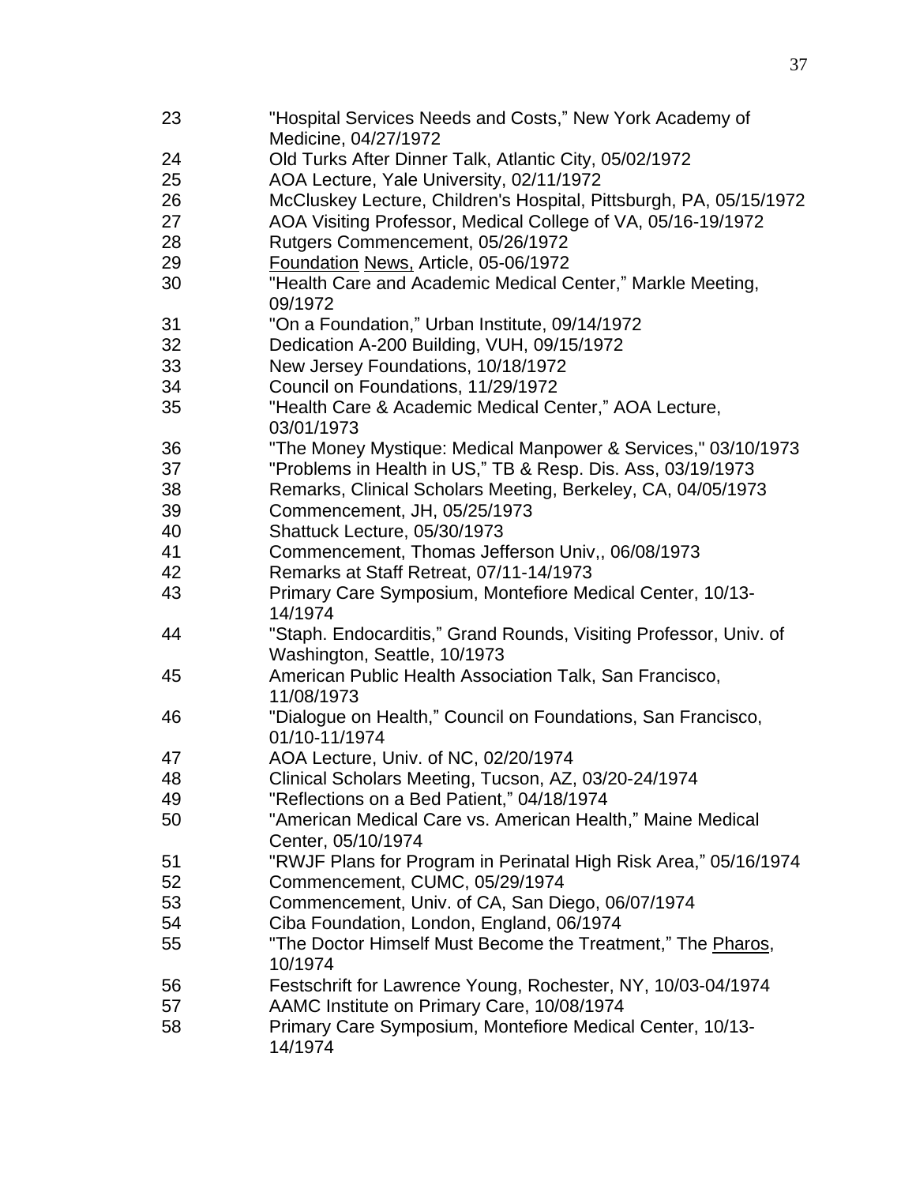| | |
|---|---|
| 23 | "Hospital Services Needs and Costs," New York Academy of Medicine, 04/27/1972 |
| 24 | Old Turks After Dinner Talk, Atlantic City, 05/02/1972 |
| 25 | AOA Lecture, Yale University, 02/11/1972 |
| 26 | McCluskey Lecture, Children's Hospital, Pittsburgh, PA, 05/15/1972 |
| 27 | AOA Visiting Professor, Medical College of VA, 05/16-19/1972 |
| 28 | Rutgers Commencement, 05/26/1972 |
| 29 | <u>Foundation</u> <u>News,</u> Article, 05-06/1972 |
| 30 | "Health Care and Academic Medical Center," Markle Meeting, 09/1972 |
| 31 | "On a Foundation," Urban Institute, 09/14/1972 |
| 32 | Dedication A-200 Building, VUH, 09/15/1972 |
| 33 | New Jersey Foundations, 10/18/1972 |
| 34 | Council on Foundations, 11/29/1972 |
| 35 | "Health Care & Academic Medical Center," AOA Lecture, 03/01/1973 |
| 36 | "The Money Mystique: Medical Manpower & Services," 03/10/1973 |
| 37 | "Problems in Health in US," TB & Resp. Dis. Ass, 03/19/1973 |
| 38 | Remarks, Clinical Scholars Meeting, Berkeley, CA, 04/05/1973 |
| 39 | Commencement, JH, 05/25/1973 |
| 40 | Shattuck Lecture, 05/30/1973 |
| 41 | Commencement, Thomas Jefferson Univ,, 06/08/1973 |
| 42 | Remarks at Staff Retreat, 07/11-14/1973 |
| 43 | Primary Care Symposium, Montefiore Medical Center, 10/13-14/1974 |
| 44 | "Staph. Endocarditis," Grand Rounds, Visiting Professor, Univ. of Washington, Seattle, 10/1973 |
| 45 | American Public Health Association Talk, San Francisco, 11/08/1973 |
| 46 | "Dialogue on Health," Council on Foundations, San Francisco, 01/10-11/1974 |
| 47 | AOA Lecture, Univ. of NC, 02/20/1974 |
| 48 | Clinical Scholars Meeting, Tucson, AZ, 03/20-24/1974 |
| 49 | "Reflections on a Bed Patient," 04/18/1974 |
| 50 | "American Medical Care vs. American Health," Maine Medical Center, 05/10/1974 |
| 51 | "RWJF Plans for Program in Perinatal High Risk Area," 05/16/1974 |
| 52 | Commencement, CUMC, 05/29/1974 |
| 53 | Commencement, Univ. of CA, San Diego, 06/07/1974 |
| 54 | Ciba Foundation, London, England, 06/1974 |
| 55 | "The Doctor Himself Must Become the Treatment," The <u>Pharos</u>, 10/1974 |
| 56 | Festschrift for Lawrence Young, Rochester, NY, 10/03-04/1974 |
| 57 | AAMC Institute on Primary Care, 10/08/1974 |
| 58 | Primary Care Symposium, Montefiore Medical Center, 10/13-14/1974 |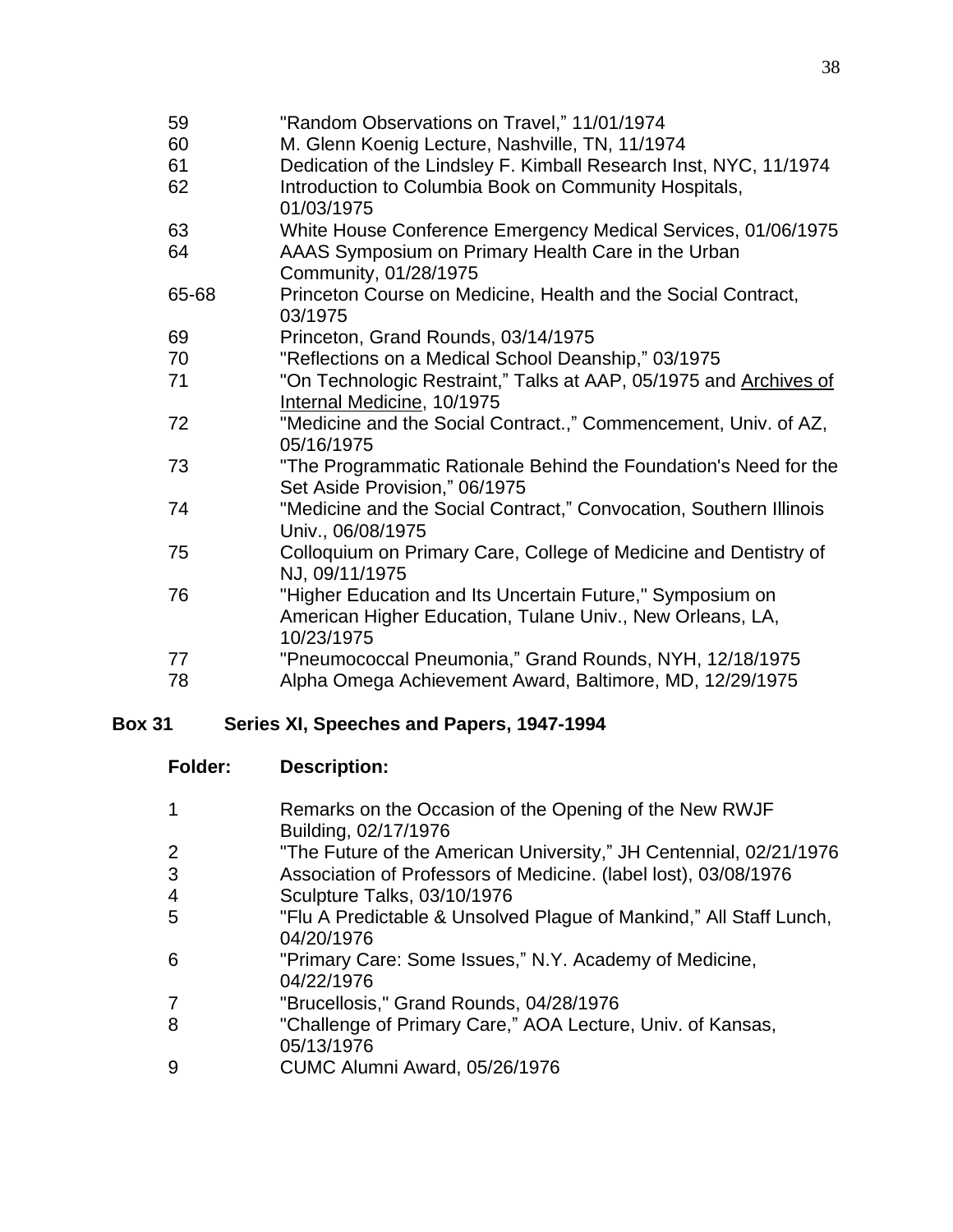| | |
|---|---|
| 59 | "Random Observations on Travel," 11/01/1974 |
| 60 | M. Glenn Koenig Lecture, Nashville, TN, 11/1974 |
| 61 | Dedication of the Lindsley F. Kimball Research Inst, NYC, 11/1974 |
| 62 | Introduction to Columbia Book on Community Hospitals, 01/03/1975 |
| 63 | White House Conference Emergency Medical Services, 01/06/1975 |
| 64 | AAAS Symposium on Primary Health Care in the Urban Community, 01/28/1975 |
| 65-68 | Princeton Course on Medicine, Health and the Social Contract, 03/1975 |
| 69 | Princeton, Grand Rounds, 03/14/1975 |
| 70 | "Reflections on a Medical School Deanship," 03/1975 |
| 71 | "On Technologic Restraint," Talks at AAP, 05/1975 and <u>Archives of Internal Medicine</u>, 10/1975 |
| 72 | "Medicine and the Social Contract.," Commencement, Univ. of AZ, 05/16/1975 |
| 73 | "The Programmatic Rationale Behind the Foundation's Need for the Set Aside Provision," 06/1975 |
| 74 | "Medicine and the Social Contract," Convocation, Southern Illinois Univ., 06/08/1975 |
| 75 | Colloquium on Primary Care, College of Medicine and Dentistry of NJ, 09/11/1975 |
| 76 | "Higher Education and Its Uncertain Future," Symposium on American Higher Education, Tulane Univ., New Orleans, LA, 10/23/1975 |
| 77 | "Pneumococcal Pneumonia," Grand Rounds, NYH, 12/18/1975 |
| 78 | Alpha Omega Achievement Award, Baltimore, MD, 12/29/1975 |

**Box 31 Series XI, Speeches and Papers, 1947-1994**

| Folder: | Description: |
|---|---|
| 1 | Remarks on the Occasion of the Opening of the New RWJF Building, 02/17/1976 |
| 2 | "The Future of the American University," JH Centennial, 02/21/1976 |
| 3 | Association of Professors of Medicine. (label lost), 03/08/1976 |
| 4 | Sculpture Talks, 03/10/1976 |
| 5 | "Flu A Predictable & Unsolved Plague of Mankind," All Staff Lunch, 04/20/1976 |
| 6 | "Primary Care: Some Issues," N.Y. Academy of Medicine, 04/22/1976 |
| 7 | "Brucellosis," Grand Rounds, 04/28/1976 |
| 8 | "Challenge of Primary Care," AOA Lecture, Univ. of Kansas, 05/13/1976 |
| 9 | CUMC Alumni Award, 05/26/1976 |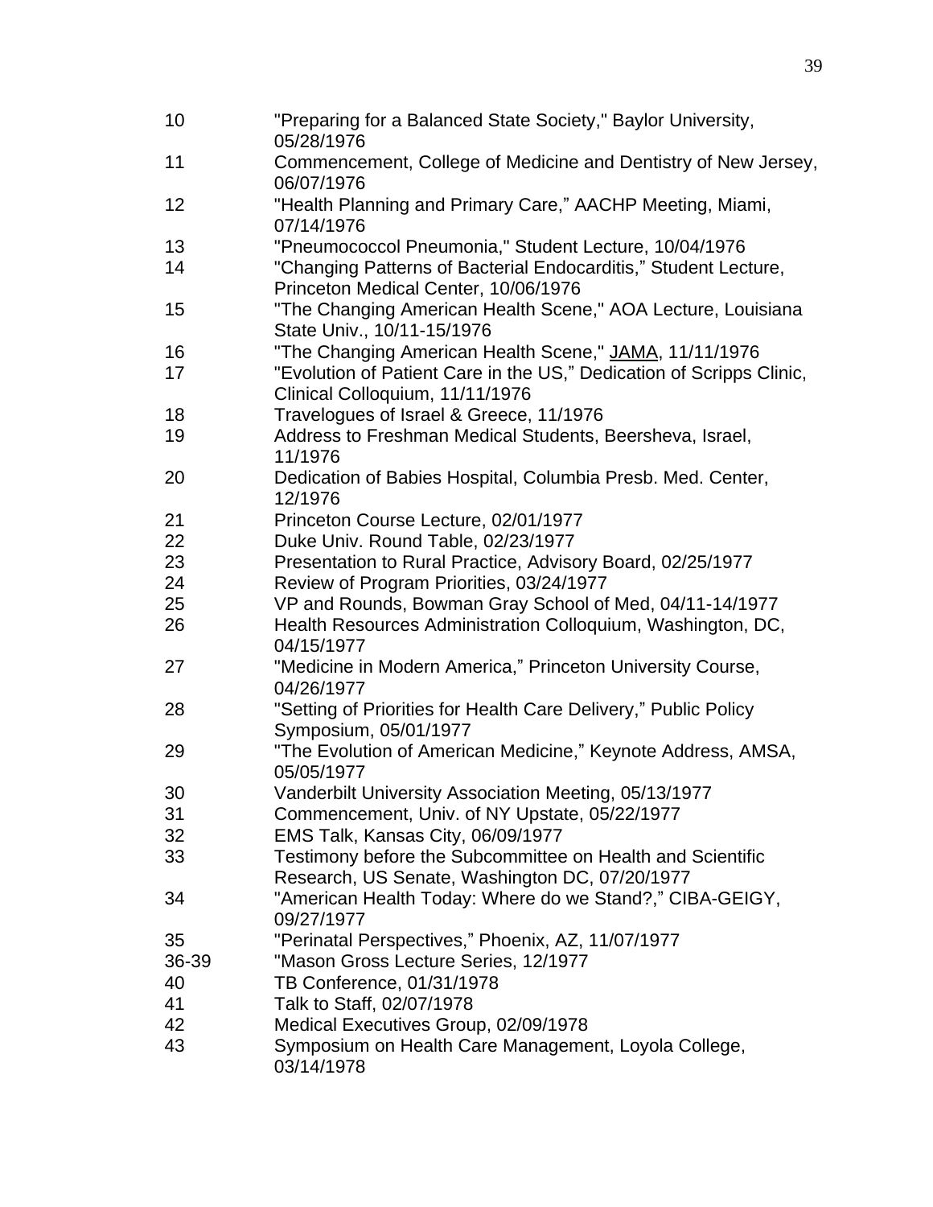| | |
|---|---|
| 10 | "Preparing for a Balanced State Society," Baylor University, 05/28/1976 |
| 11 | Commencement, College of Medicine and Dentistry of New Jersey, 06/07/1976 |
| 12 | "Health Planning and Primary Care," AACHP Meeting, Miami, 07/14/1976 |
| 13 | "Pneumococcol Pneumonia," Student Lecture, 10/04/1976 |
| 14 | "Changing Patterns of Bacterial Endocarditis," Student Lecture, Princeton Medical Center, 10/06/1976 |
| 15 | "The Changing American Health Scene," AOA Lecture, Louisiana State Univ., 10/11-15/1976 |
| 16 | "The Changing American Health Scene," JAMA, 11/11/1976 |
| 17 | "Evolution of Patient Care in the US," Dedication of Scripps Clinic, Clinical Colloquium, 11/11/1976 |
| 18 | Travelogues of Israel & Greece, 11/1976 |
| 19 | Address to Freshman Medical Students, Beersheva, Israel, 11/1976 |
| 20 | Dedication of Babies Hospital, Columbia Presb. Med. Center, 12/1976 |
| 21 | Princeton Course Lecture, 02/01/1977 |
| 22 | Duke Univ. Round Table, 02/23/1977 |
| 23 | Presentation to Rural Practice, Advisory Board, 02/25/1977 |
| 24 | Review of Program Priorities, 03/24/1977 |
| 25 | VP and Rounds, Bowman Gray School of Med, 04/11-14/1977 |
| 26 | Health Resources Administration Colloquium, Washington, DC, 04/15/1977 |
| 27 | "Medicine in Modern America," Princeton University Course, 04/26/1977 |
| 28 | "Setting of Priorities for Health Care Delivery," Public Policy Symposium, 05/01/1977 |
| 29 | "The Evolution of American Medicine," Keynote Address, AMSA, 05/05/1977 |
| 30 | Vanderbilt University Association Meeting, 05/13/1977 |
| 31 | Commencement, Univ. of NY Upstate, 05/22/1977 |
| 32 | EMS Talk, Kansas City, 06/09/1977 |
| 33 | Testimony before the Subcommittee on Health and Scientific Research, US Senate, Washington DC, 07/20/1977 |
| 34 | "American Health Today: Where do we Stand?," CIBA-GEIGY, 09/27/1977 |
| 35 | "Perinatal Perspectives," Phoenix, AZ, 11/07/1977 |
| 36-39 | "Mason Gross Lecture Series, 12/1977 |
| 40 | TB Conference, 01/31/1978 |
| 41 | Talk to Staff, 02/07/1978 |
| 42 | Medical Executives Group, 02/09/1978 |
| 43 | Symposium on Health Care Management, Loyola College, 03/14/1978 |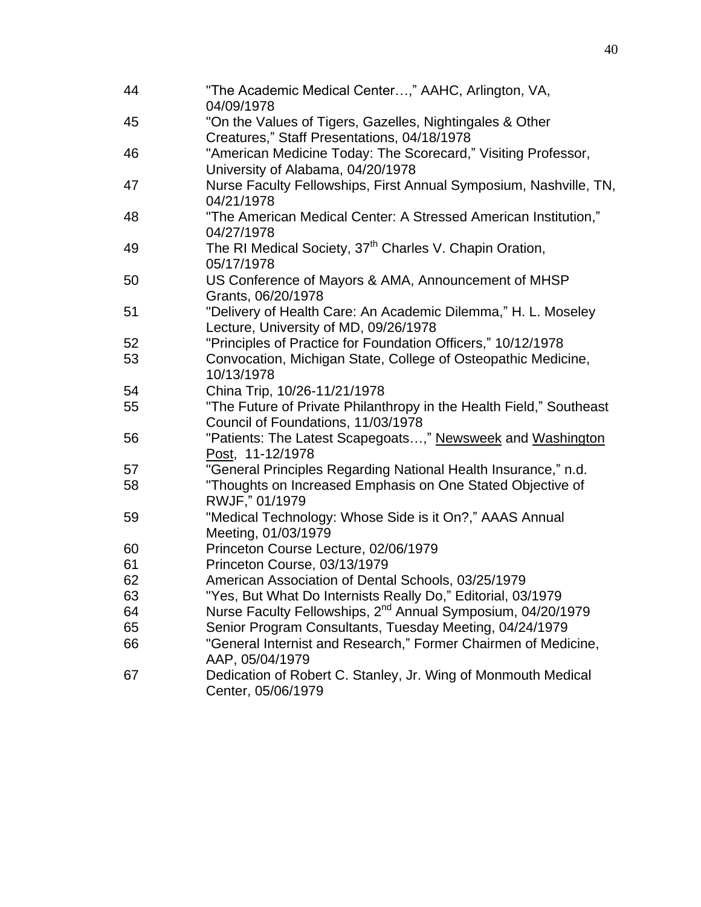| | |
|---|---|
| 44 | "The Academic Medical Center…," AAHC, Arlington, VA, 04/09/1978 |
| 45 | "On the Values of Tigers, Gazelles, Nightingales & Other Creatures," Staff Presentations, 04/18/1978 |
| 46 | "American Medicine Today: The Scorecard," Visiting Professor, University of Alabama, 04/20/1978 |
| 47 | Nurse Faculty Fellowships, First Annual Symposium, Nashville, TN, 04/21/1978 |
| 48 | "The American Medical Center: A Stressed American Institution," 04/27/1978 |
| 49 | The RI Medical Society, 37th Charles V. Chapin Oration, 05/17/1978 |
| 50 | US Conference of Mayors & AMA, Announcement of MHSP Grants, 06/20/1978 |
| 51 | "Delivery of Health Care: An Academic Dilemma," H. L. Moseley Lecture, University of MD, 09/26/1978 |
| 52 | "Principles of Practice for Foundation Officers," 10/12/1978 |
| 53 | Convocation, Michigan State, College of Osteopathic Medicine, 10/13/1978 |
| 54 | China Trip, 10/26-11/21/1978 |
| 55 | "The Future of Private Philanthropy in the Health Field," Southeast Council of Foundations, 11/03/1978 |
| 56 | "Patients: The Latest Scapegoats…," Newsweek and Washington Post, 11-12/1978 |
| 57 | "General Principles Regarding National Health Insurance," n.d. |
| 58 | "Thoughts on Increased Emphasis on One Stated Objective of RWJF," 01/1979 |
| 59 | "Medical Technology: Whose Side is it On?," AAAS Annual Meeting, 01/03/1979 |
| 60 | Princeton Course Lecture, 02/06/1979 |
| 61 | Princeton Course, 03/13/1979 |
| 62 | American Association of Dental Schools, 03/25/1979 |
| 63 | "Yes, But What Do Internists Really Do," Editorial, 03/1979 |
| 64 | Nurse Faculty Fellowships, 2nd Annual Symposium, 04/20/1979 |
| 65 | Senior Program Consultants, Tuesday Meeting, 04/24/1979 |
| 66 | "General Internist and Research," Former Chairmen of Medicine, AAP, 05/04/1979 |
| 67 | Dedication of Robert C. Stanley, Jr. Wing of Monmouth Medical Center, 05/06/1979 |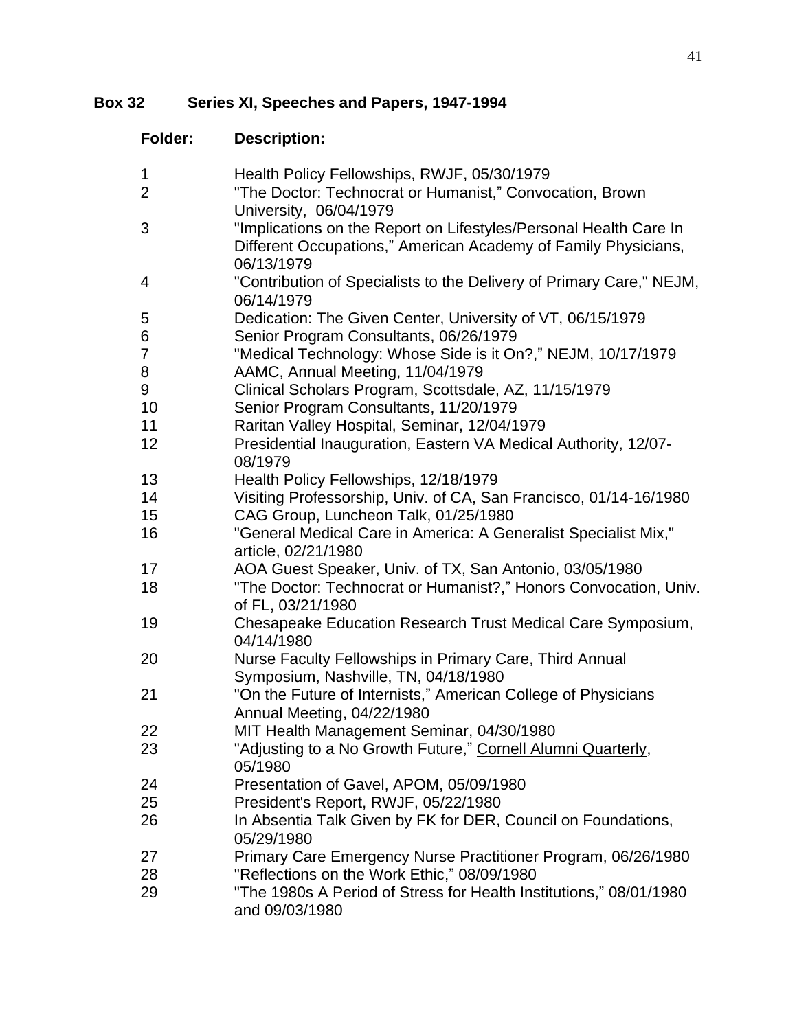## Box 32 Series XI, Speeches and Papers, 1947-1994

| Folder: | Description: |
|---|---|
| 1 | Health Policy Fellowships, RWJF, 05/30/1979 |
| 2 | "The Doctor: Technocrat or Humanist," Convocation, Brown University, 06/04/1979 |
| 3 | "Implications on the Report on Lifestyles/Personal Health Care In Different Occupations," American Academy of Family Physicians, 06/13/1979 |
| 4 | "Contribution of Specialists to the Delivery of Primary Care," NEJM, 06/14/1979 |
| 5 | Dedication: The Given Center, University of VT, 06/15/1979 |
| 6 | Senior Program Consultants, 06/26/1979 |
| 7 | "Medical Technology: Whose Side is it On?," NEJM, 10/17/1979 |
| 8 | AAMC, Annual Meeting, 11/04/1979 |
| 9 | Clinical Scholars Program, Scottsdale, AZ, 11/15/1979 |
| 10 | Senior Program Consultants, 11/20/1979 |
| 11 | Raritan Valley Hospital, Seminar, 12/04/1979 |
| 12 | Presidential Inauguration, Eastern VA Medical Authority, 12/07-08/1979 |
| 13 | Health Policy Fellowships, 12/18/1979 |
| 14 | Visiting Professorship, Univ. of CA, San Francisco, 01/14-16/1980 |
| 15 | CAG Group, Luncheon Talk, 01/25/1980 |
| 16 | "General Medical Care in America: A Generalist Specialist Mix," article, 02/21/1980 |
| 17 | AOA Guest Speaker, Univ. of TX, San Antonio, 03/05/1980 |
| 18 | "The Doctor: Technocrat or Humanist?," Honors Convocation, Univ. of FL, 03/21/1980 |
| 19 | Chesapeake Education Research Trust Medical Care Symposium, 04/14/1980 |
| 20 | Nurse Faculty Fellowships in Primary Care, Third Annual Symposium, Nashville, TN, 04/18/1980 |
| 21 | "On the Future of Internists," American College of Physicians Annual Meeting, 04/22/1980 |
| 22 | MIT Health Management Seminar, 04/30/1980 |
| 23 | "Adjusting to a No Growth Future," Cornell Alumni Quarterly, 05/1980 |
| 24 | Presentation of Gavel, APOM, 05/09/1980 |
| 25 | President's Report, RWJF, 05/22/1980 |
| 26 | In Absentia Talk Given by FK for DER, Council on Foundations, 05/29/1980 |
| 27 | Primary Care Emergency Nurse Practitioner Program, 06/26/1980 |
| 28 | "Reflections on the Work Ethic," 08/09/1980 |
| 29 | "The 1980s A Period of Stress for Health Institutions," 08/01/1980 and 09/03/1980 |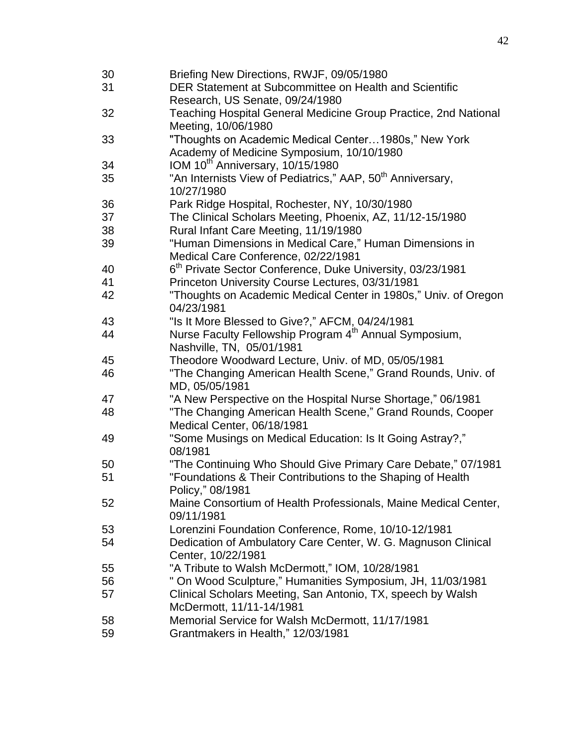| | |
|---|---|
| 30 | Briefing New Directions, RWJF, 09/05/1980 |
| 31 | DER Statement at Subcommittee on Health and Scientific Research, US Senate, 09/24/1980 |
| 32 | Teaching Hospital General Medicine Group Practice, 2nd National Meeting, 10/06/1980 |
| 33 | "Thoughts on Academic Medical Center…1980s," New York Academy of Medicine Symposium, 10/10/1980 |
| 34 | IOM 10th Anniversary, 10/15/1980 |
| 35 | "An Internists View of Pediatrics," AAP, 50th Anniversary, 10/27/1980 |
| 36 | Park Ridge Hospital, Rochester, NY, 10/30/1980 |
| 37 | The Clinical Scholars Meeting, Phoenix, AZ, 11/12-15/1980 |
| 38 | Rural Infant Care Meeting, 11/19/1980 |
| 39 | "Human Dimensions in Medical Care," Human Dimensions in Medical Care Conference, 02/22/1981 |
| 40 | 6th Private Sector Conference, Duke University, 03/23/1981 |
| 41 | Princeton University Course Lectures, 03/31/1981 |
| 42 | "Thoughts on Academic Medical Center in 1980s," Univ. of Oregon 04/23/1981 |
| 43 | "Is It More Blessed to Give?," AFCM, 04/24/1981 |
| 44 | Nurse Faculty Fellowship Program 4th Annual Symposium, Nashville, TN, 05/01/1981 |
| 45 | Theodore Woodward Lecture, Univ. of MD, 05/05/1981 |
| 46 | "The Changing American Health Scene," Grand Rounds, Univ. of MD, 05/05/1981 |
| 47 | "A New Perspective on the Hospital Nurse Shortage," 06/1981 |
| 48 | "The Changing American Health Scene," Grand Rounds, Cooper Medical Center, 06/18/1981 |
| 49 | "Some Musings on Medical Education: Is It Going Astray?," 08/1981 |
| 50 | "The Continuing Who Should Give Primary Care Debate," 07/1981 |
| 51 | "Foundations & Their Contributions to the Shaping of Health Policy," 08/1981 |
| 52 | Maine Consortium of Health Professionals, Maine Medical Center, 09/11/1981 |
| 53 | Lorenzini Foundation Conference, Rome, 10/10-12/1981 |
| 54 | Dedication of Ambulatory Care Center, W. G. Magnuson Clinical Center, 10/22/1981 |
| 55 | "A Tribute to Walsh McDermott," IOM, 10/28/1981 |
| 56 | " On Wood Sculpture," Humanities Symposium, JH, 11/03/1981 |
| 57 | Clinical Scholars Meeting, San Antonio, TX, speech by Walsh McDermott, 11/11-14/1981 |
| 58 | Memorial Service for Walsh McDermott, 11/17/1981 |
| 59 | Grantmakers in Health," 12/03/1981 |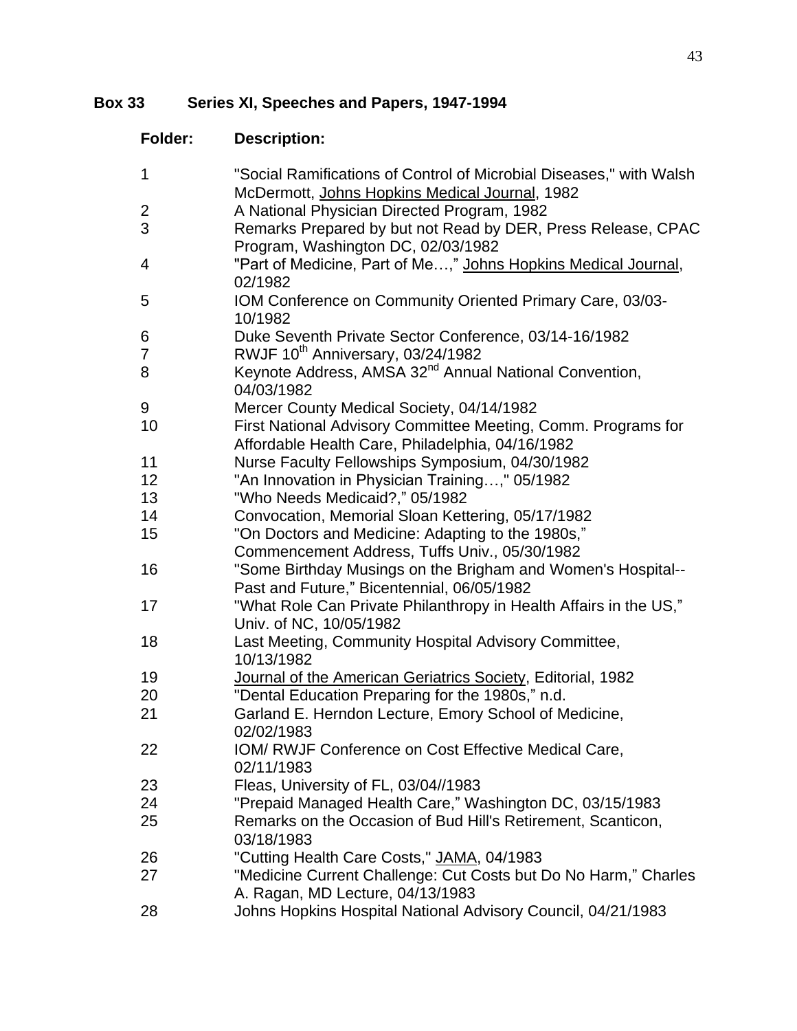## Box 33 Series XI, Speeches and Papers, 1947-1994

| Folder: | Description: |
|---|---|
| 1 | "Social Ramifications of Control of Microbial Diseases," with Walsh McDermott, Johns Hopkins Medical Journal, 1982 |
| 2 | A National Physician Directed Program, 1982 |
| 3 | Remarks Prepared by but not Read by DER, Press Release, CPAC Program, Washington DC, 02/03/1982 |
| 4 | "Part of Medicine, Part of Me…," Johns Hopkins Medical Journal, 02/1982 |
| 5 | IOM Conference on Community Oriented Primary Care, 03/03-10/1982 |
| 6 | Duke Seventh Private Sector Conference, 03/14-16/1982 |
| 7 | RWJF 10th Anniversary, 03/24/1982 |
| 8 | Keynote Address, AMSA 32nd Annual National Convention, 04/03/1982 |
| 9 | Mercer County Medical Society, 04/14/1982 |
| 10 | First National Advisory Committee Meeting, Comm. Programs for Affordable Health Care, Philadelphia, 04/16/1982 |
| 11 | Nurse Faculty Fellowships Symposium, 04/30/1982 |
| 12 | "An Innovation in Physician Training…," 05/1982 |
| 13 | "Who Needs Medicaid?," 05/1982 |
| 14 | Convocation, Memorial Sloan Kettering, 05/17/1982 |
| 15 | "On Doctors and Medicine: Adapting to the 1980s," Commencement Address, Tuffs Univ., 05/30/1982 |
| 16 | "Some Birthday Musings on the Brigham and Women's Hospital--Past and Future," Bicentennial, 06/05/1982 |
| 17 | "What Role Can Private Philanthropy in Health Affairs in the US," Univ. of NC, 10/05/1982 |
| 18 | Last Meeting, Community Hospital Advisory Committee, 10/13/1982 |
| 19 | Journal of the American Geriatrics Society, Editorial, 1982 |
| 20 | "Dental Education Preparing for the 1980s," n.d. |
| 21 | Garland E. Herndon Lecture, Emory School of Medicine, 02/02/1983 |
| 22 | IOM/ RWJF Conference on Cost Effective Medical Care, 02/11/1983 |
| 23 | Fleas, University of FL, 03/04//1983 |
| 24 | "Prepaid Managed Health Care," Washington DC, 03/15/1983 |
| 25 | Remarks on the Occasion of Bud Hill's Retirement, Scanticon, 03/18/1983 |
| 26 | "Cutting Health Care Costs," JAMA, 04/1983 |
| 27 | "Medicine Current Challenge: Cut Costs but Do No Harm," Charles A. Ragan, MD Lecture, 04/13/1983 |
| 28 | Johns Hopkins Hospital National Advisory Council, 04/21/1983 |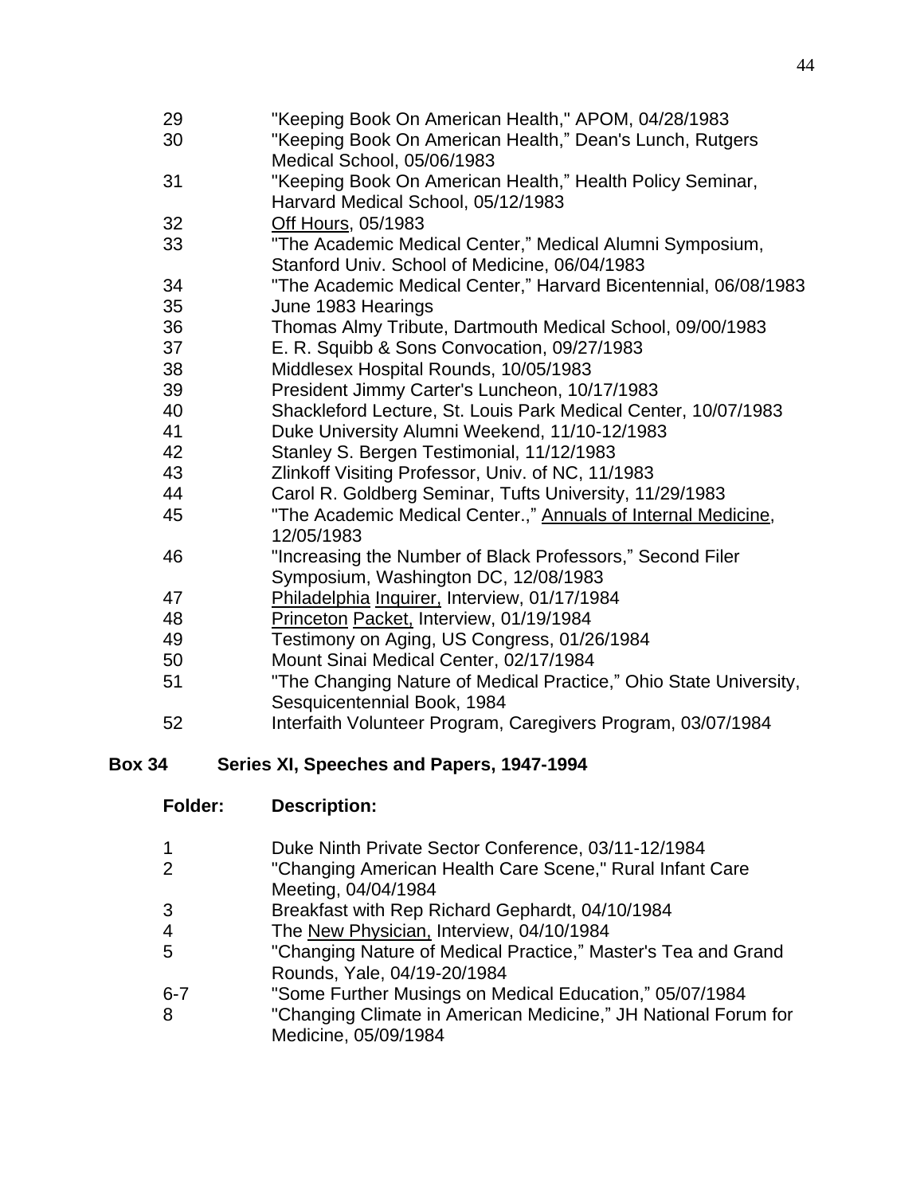| | |
|---|---|
| 29 | "Keeping Book On American Health," APOM, 04/28/1983 |
| 30 | "Keeping Book On American Health," Dean's Lunch, Rutgers Medical School, 05/06/1983 |
| 31 | "Keeping Book On American Health," Health Policy Seminar, Harvard Medical School, 05/12/1983 |
| 32 | Off Hours, 05/1983 |
| 33 | "The Academic Medical Center," Medical Alumni Symposium, Stanford Univ. School of Medicine, 06/04/1983 |
| 34 | "The Academic Medical Center," Harvard Bicentennial, 06/08/1983 |
| 35 | June 1983 Hearings |
| 36 | Thomas Almy Tribute, Dartmouth Medical School, 09/00/1983 |
| 37 | E. R. Squibb & Sons Convocation, 09/27/1983 |
| 38 | Middlesex Hospital Rounds, 10/05/1983 |
| 39 | President Jimmy Carter's Luncheon, 10/17/1983 |
| 40 | Shackleford Lecture, St. Louis Park Medical Center, 10/07/1983 |
| 41 | Duke University Alumni Weekend, 11/10-12/1983 |
| 42 | Stanley S. Bergen Testimonial, 11/12/1983 |
| 43 | Zlinkoff Visiting Professor, Univ. of NC, 11/1983 |
| 44 | Carol R. Goldberg Seminar, Tufts University, 11/29/1983 |
| 45 | "The Academic Medical Center.," Annuals of Internal Medicine, 12/05/1983 |
| 46 | "Increasing the Number of Black Professors," Second Filer Symposium, Washington DC, 12/08/1983 |
| 47 | Philadelphia Inquirer, Interview, 01/17/1984 |
| 48 | Princeton Packet, Interview, 01/19/1984 |
| 49 | Testimony on Aging, US Congress, 01/26/1984 |
| 50 | Mount Sinai Medical Center, 02/17/1984 |
| 51 | "The Changing Nature of Medical Practice," Ohio State University, Sesquicentennial Book, 1984 |
| 52 | Interfaith Volunteer Program, Caregivers Program, 03/07/1984 |

**Box 34 Series XI, Speeches and Papers, 1947-1994**

| **Folder:** | **Description:** |
|---|---|
| 1 | Duke Ninth Private Sector Conference, 03/11-12/1984 |
| 2 | "Changing American Health Care Scene," Rural Infant Care Meeting, 04/04/1984 |
| 3 | Breakfast with Rep Richard Gephardt, 04/10/1984 |
| 4 | The New Physician, Interview, 04/10/1984 |
| 5 | "Changing Nature of Medical Practice," Master's Tea and Grand Rounds, Yale, 04/19-20/1984 |
| 6-7 | "Some Further Musings on Medical Education," 05/07/1984 |
| 8 | "Changing Climate in American Medicine," JH National Forum for Medicine, 05/09/1984 |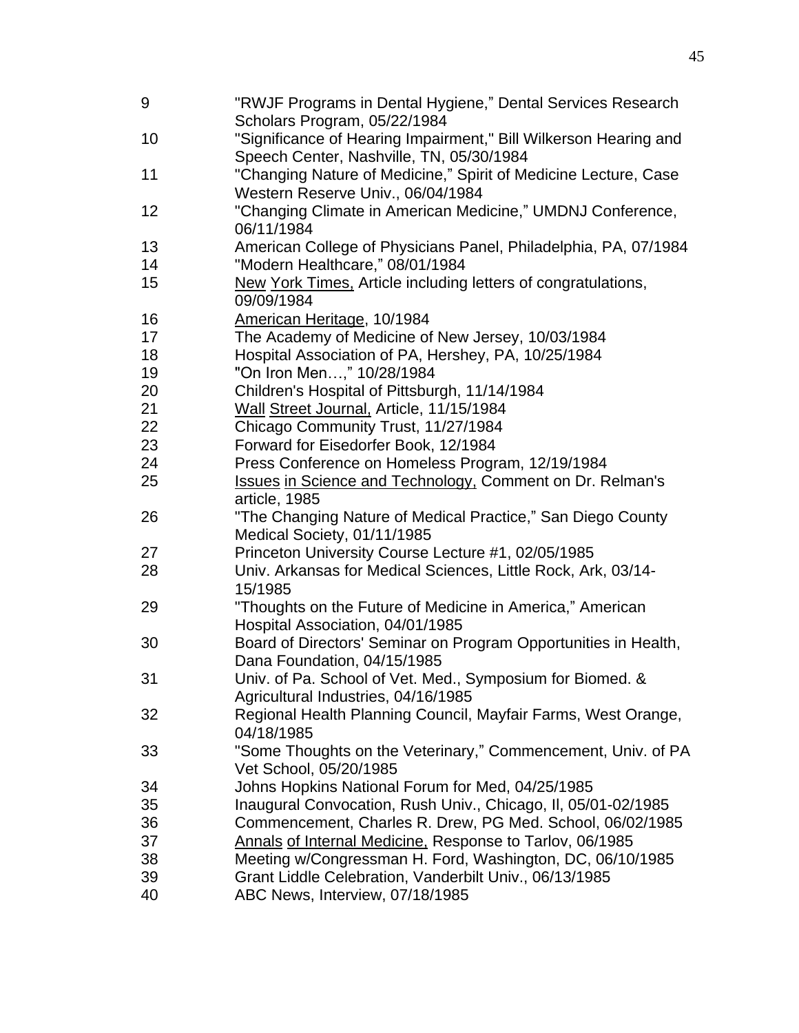| | |
|---|---|
| 9 | "RWJF Programs in Dental Hygiene," Dental Services Research Scholars Program, 05/22/1984 |
| 10 | "Significance of Hearing Impairment," Bill Wilkerson Hearing and Speech Center, Nashville, TN, 05/30/1984 |
| 11 | "Changing Nature of Medicine," Spirit of Medicine Lecture, Case Western Reserve Univ., 06/04/1984 |
| 12 | "Changing Climate in American Medicine," UMDNJ Conference, 06/11/1984 |
| 13 | American College of Physicians Panel, Philadelphia, PA, 07/1984 |
| 14 | "Modern Healthcare," 08/01/1984 |
| 15 | New York Times, Article including letters of congratulations, 09/09/1984 |
| 16 | American Heritage, 10/1984 |
| 17 | The Academy of Medicine of New Jersey, 10/03/1984 |
| 18 | Hospital Association of PA, Hershey, PA, 10/25/1984 |
| 19 | "On Iron Men…," 10/28/1984 |
| 20 | Children's Hospital of Pittsburgh, 11/14/1984 |
| 21 | Wall Street Journal, Article, 11/15/1984 |
| 22 | Chicago Community Trust, 11/27/1984 |
| 23 | Forward for Eisedorfer Book, 12/1984 |
| 24 | Press Conference on Homeless Program, 12/19/1984 |
| 25 | Issues in Science and Technology, Comment on Dr. Relman's article, 1985 |
| 26 | "The Changing Nature of Medical Practice," San Diego County Medical Society, 01/11/1985 |
| 27 | Princeton University Course Lecture #1, 02/05/1985 |
| 28 | Univ. Arkansas for Medical Sciences, Little Rock, Ark, 03/14-15/1985 |
| 29 | "Thoughts on the Future of Medicine in America," American Hospital Association, 04/01/1985 |
| 30 | Board of Directors' Seminar on Program Opportunities in Health, Dana Foundation, 04/15/1985 |
| 31 | Univ. of Pa. School of Vet. Med., Symposium for Biomed. & Agricultural Industries, 04/16/1985 |
| 32 | Regional Health Planning Council, Mayfair Farms, West Orange, 04/18/1985 |
| 33 | "Some Thoughts on the Veterinary," Commencement, Univ. of PA Vet School, 05/20/1985 |
| 34 | Johns Hopkins National Forum for Med, 04/25/1985 |
| 35 | Inaugural Convocation, Rush Univ., Chicago, Il, 05/01-02/1985 |
| 36 | Commencement, Charles R. Drew, PG Med. School, 06/02/1985 |
| 37 | Annals of Internal Medicine, Response to Tarlov, 06/1985 |
| 38 | Meeting w/Congressman H. Ford, Washington, DC, 06/10/1985 |
| 39 | Grant Liddle Celebration, Vanderbilt Univ., 06/13/1985 |
| 40 | ABC News, Interview, 07/18/1985 |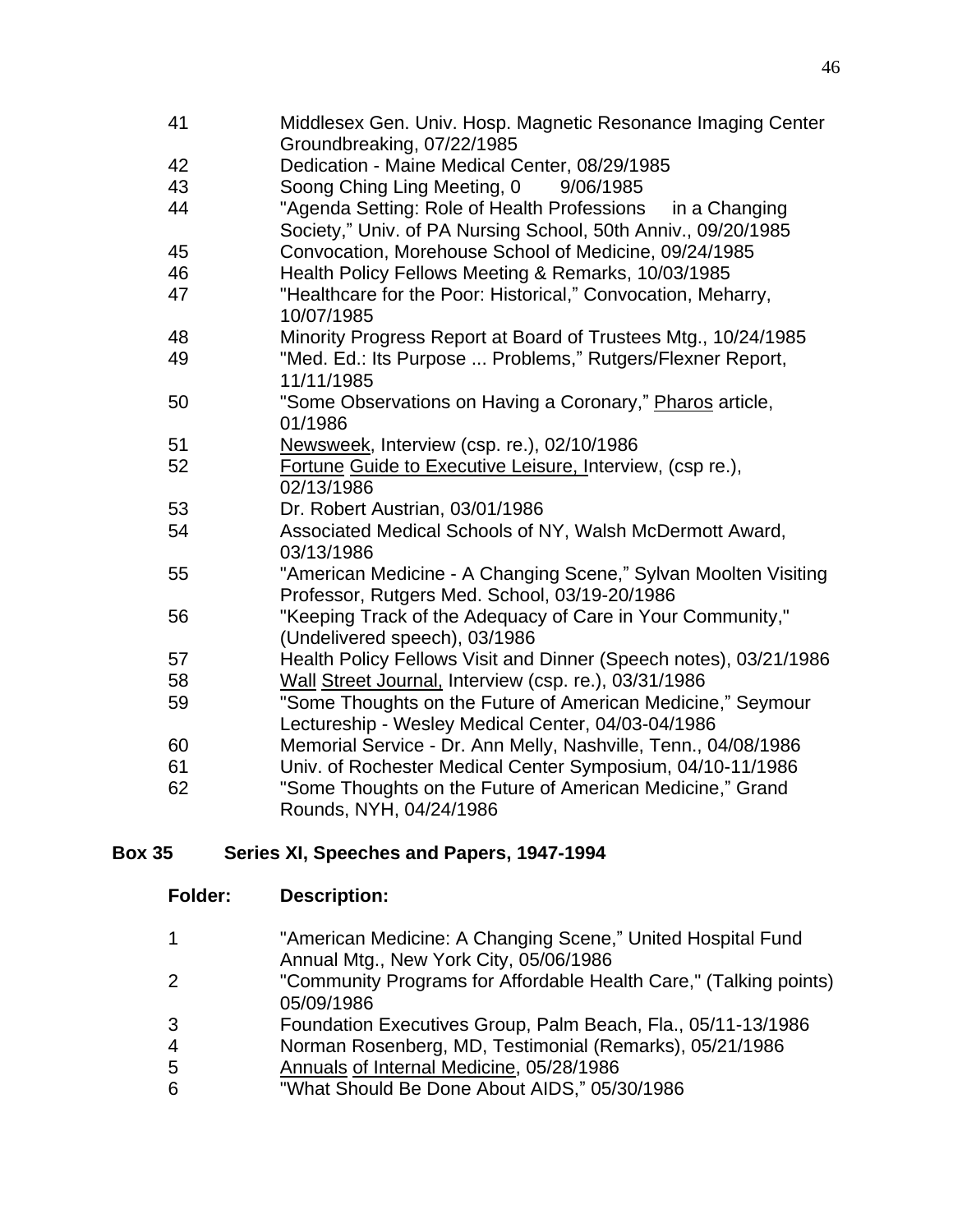| | |
|---|---|
| 41 | Middlesex Gen. Univ. Hosp. Magnetic Resonance Imaging Center Groundbreaking, 07/22/1985 |
| 42 | Dedication - Maine Medical Center, 08/29/1985 |
| 43 | Soong Ching Ling Meeting, 0 9/06/1985 |
| 44 | "Agenda Setting: Role of Health Professions in a Changing Society," Univ. of PA Nursing School, 50th Anniv., 09/20/1985 |
| 45 | Convocation, Morehouse School of Medicine, 09/24/1985 |
| 46 | Health Policy Fellows Meeting & Remarks, 10/03/1985 |
| 47 | "Healthcare for the Poor: Historical," Convocation, Meharry, 10/07/1985 |
| 48 | Minority Progress Report at Board of Trustees Mtg., 10/24/1985 |
| 49 | "Med. Ed.: Its Purpose ... Problems," Rutgers/Flexner Report, 11/11/1985 |
| 50 | "Some Observations on Having a Coronary," Pharos article, 01/1986 |
| 51 | Newsweek, Interview (csp. re.), 02/10/1986 |
| 52 | Fortune Guide to Executive Leisure, Interview, (csp re.), 02/13/1986 |
| 53 | Dr. Robert Austrian, 03/01/1986 |
| 54 | Associated Medical Schools of NY, Walsh McDermott Award, 03/13/1986 |
| 55 | "American Medicine - A Changing Scene," Sylvan Moolten Visiting Professor, Rutgers Med. School, 03/19-20/1986 |
| 56 | "Keeping Track of the Adequacy of Care in Your Community," (Undelivered speech), 03/1986 |
| 57 | Health Policy Fellows Visit and Dinner (Speech notes), 03/21/1986 |
| 58 | Wall Street Journal, Interview (csp. re.), 03/31/1986 |
| 59 | "Some Thoughts on the Future of American Medicine," Seymour Lectureship - Wesley Medical Center, 04/03-04/1986 |
| 60 | Memorial Service - Dr. Ann Melly, Nashville, Tenn., 04/08/1986 |
| 61 | Univ. of Rochester Medical Center Symposium, 04/10-11/1986 |
| 62 | "Some Thoughts on the Future of American Medicine," Grand Rounds, NYH, 04/24/1986 |

**Box 35 Series XI, Speeches and Papers, 1947-1994**

| Folder: | Description: |
|---|---|
| 1 | "American Medicine: A Changing Scene," United Hospital Fund Annual Mtg., New York City, 05/06/1986 |
| 2 | "Community Programs for Affordable Health Care," (Talking points) 05/09/1986 |
| 3 | Foundation Executives Group, Palm Beach, Fla., 05/11-13/1986 |
| 4 | Norman Rosenberg, MD, Testimonial (Remarks), 05/21/1986 |
| 5 | Annuals of Internal Medicine, 05/28/1986 |
| 6 | "What Should Be Done About AIDS," 05/30/1986 |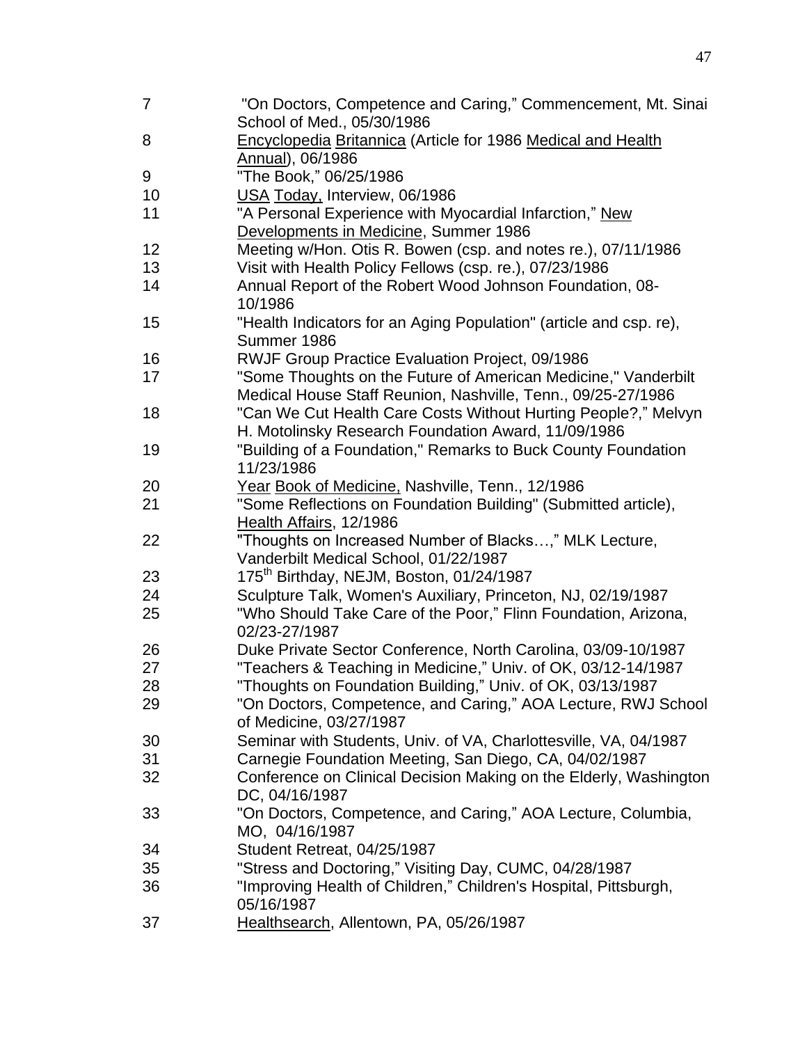| | |
|---|---|
| 7 | "On Doctors, Competence and Caring," Commencement, Mt. Sinai School of Med., 05/30/1986 |
| 8 | Encyclopedia Britannica (Article for 1986 Medical and Health Annual), 06/1986 |
| 9 | "The Book," 06/25/1986 |
| 10 | USA Today, Interview, 06/1986 |
| 11 | "A Personal Experience with Myocardial Infarction," New Developments in Medicine, Summer 1986 |
| 12 | Meeting w/Hon. Otis R. Bowen (csp. and notes re.), 07/11/1986 |
| 13 | Visit with Health Policy Fellows (csp. re.), 07/23/1986 |
| 14 | Annual Report of the Robert Wood Johnson Foundation, 08-10/1986 |
| 15 | "Health Indicators for an Aging Population" (article and csp. re), Summer 1986 |
| 16 | RWJF Group Practice Evaluation Project, 09/1986 |
| 17 | "Some Thoughts on the Future of American Medicine," Vanderbilt Medical House Staff Reunion, Nashville, Tenn., 09/25-27/1986 |
| 18 | "Can We Cut Health Care Costs Without Hurting People?," Melvyn H. Motolinsky Research Foundation Award, 11/09/1986 |
| 19 | "Building of a Foundation," Remarks to Buck County Foundation 11/23/1986 |
| 20 | Year Book of Medicine, Nashville, Tenn., 12/1986 |
| 21 | "Some Reflections on Foundation Building" (Submitted article), Health Affairs, 12/1986 |
| 22 | "Thoughts on Increased Number of Blacks…," MLK Lecture, Vanderbilt Medical School, 01/22/1987 |
| 23 | 175th Birthday, NEJM, Boston, 01/24/1987 |
| 24 | Sculpture Talk, Women's Auxiliary, Princeton, NJ, 02/19/1987 |
| 25 | "Who Should Take Care of the Poor," Flinn Foundation, Arizona, 02/23-27/1987 |
| 26 | Duke Private Sector Conference, North Carolina, 03/09-10/1987 |
| 27 | "Teachers & Teaching in Medicine," Univ. of OK, 03/12-14/1987 |
| 28 | "Thoughts on Foundation Building," Univ. of OK, 03/13/1987 |
| 29 | "On Doctors, Competence, and Caring," AOA Lecture, RWJ School of Medicine, 03/27/1987 |
| 30 | Seminar with Students, Univ. of VA, Charlottesville, VA, 04/1987 |
| 31 | Carnegie Foundation Meeting, San Diego, CA, 04/02/1987 |
| 32 | Conference on Clinical Decision Making on the Elderly, Washington DC, 04/16/1987 |
| 33 | "On Doctors, Competence, and Caring," AOA Lecture, Columbia, MO, 04/16/1987 |
| 34 | Student Retreat, 04/25/1987 |
| 35 | "Stress and Doctoring," Visiting Day, CUMC, 04/28/1987 |
| 36 | "Improving Health of Children," Children's Hospital, Pittsburgh, 05/16/1987 |
| 37 | Healthsearch, Allentown, PA, 05/26/1987 |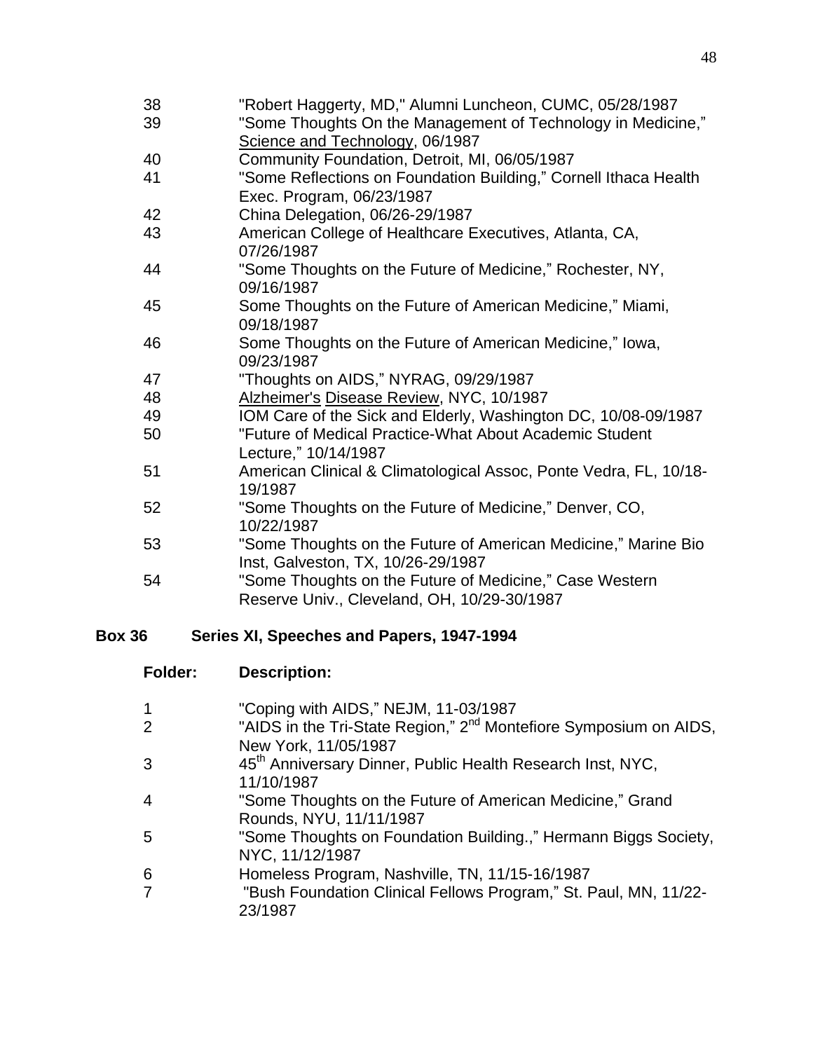| | |
|---|---|
| 38 | "Robert Haggerty, MD," Alumni Luncheon, CUMC, 05/28/1987 |
| 39 | "Some Thoughts On the Management of Technology in Medicine," Science and Technology, 06/1987 |
| 40 | Community Foundation, Detroit, MI, 06/05/1987 |
| 41 | "Some Reflections on Foundation Building," Cornell Ithaca Health Exec. Program, 06/23/1987 |
| 42 | China Delegation, 06/26-29/1987 |
| 43 | American College of Healthcare Executives, Atlanta, CA, 07/26/1987 |
| 44 | "Some Thoughts on the Future of Medicine," Rochester, NY, 09/16/1987 |
| 45 | Some Thoughts on the Future of American Medicine," Miami, 09/18/1987 |
| 46 | Some Thoughts on the Future of American Medicine," Iowa, 09/23/1987 |
| 47 | "Thoughts on AIDS," NYRAG, 09/29/1987 |
| 48 | Alzheimer's Disease Review, NYC, 10/1987 |
| 49 | IOM Care of the Sick and Elderly, Washington DC, 10/08-09/1987 |
| 50 | "Future of Medical Practice-What About Academic Student Lecture," 10/14/1987 |
| 51 | American Clinical & Climatological Assoc, Ponte Vedra, FL, 10/18-19/1987 |
| 52 | "Some Thoughts on the Future of Medicine," Denver, CO, 10/22/1987 |
| 53 | "Some Thoughts on the Future of American Medicine," Marine Bio Inst, Galveston, TX, 10/26-29/1987 |
| 54 | "Some Thoughts on the Future of Medicine," Case Western Reserve Univ., Cleveland, OH, 10/29-30/1987 |

**Box 36 Series XI, Speeches and Papers, 1947-1994**

| Folder: | Description: |
|---|---|
| 1 | "Coping with AIDS," NEJM, 11-03/1987 |
| 2 | "AIDS in the Tri-State Region," 2nd Montefiore Symposium on AIDS, New York, 11/05/1987 |
| 3 | 45th Anniversary Dinner, Public Health Research Inst, NYC, 11/10/1987 |
| 4 | "Some Thoughts on the Future of American Medicine," Grand Rounds, NYU, 11/11/1987 |
| 5 | "Some Thoughts on Foundation Building.," Hermann Biggs Society, NYC, 11/12/1987 |
| 6 | Homeless Program, Nashville, TN, 11/15-16/1987 |
| 7 | "Bush Foundation Clinical Fellows Program," St. Paul, MN, 11/22-23/1987 |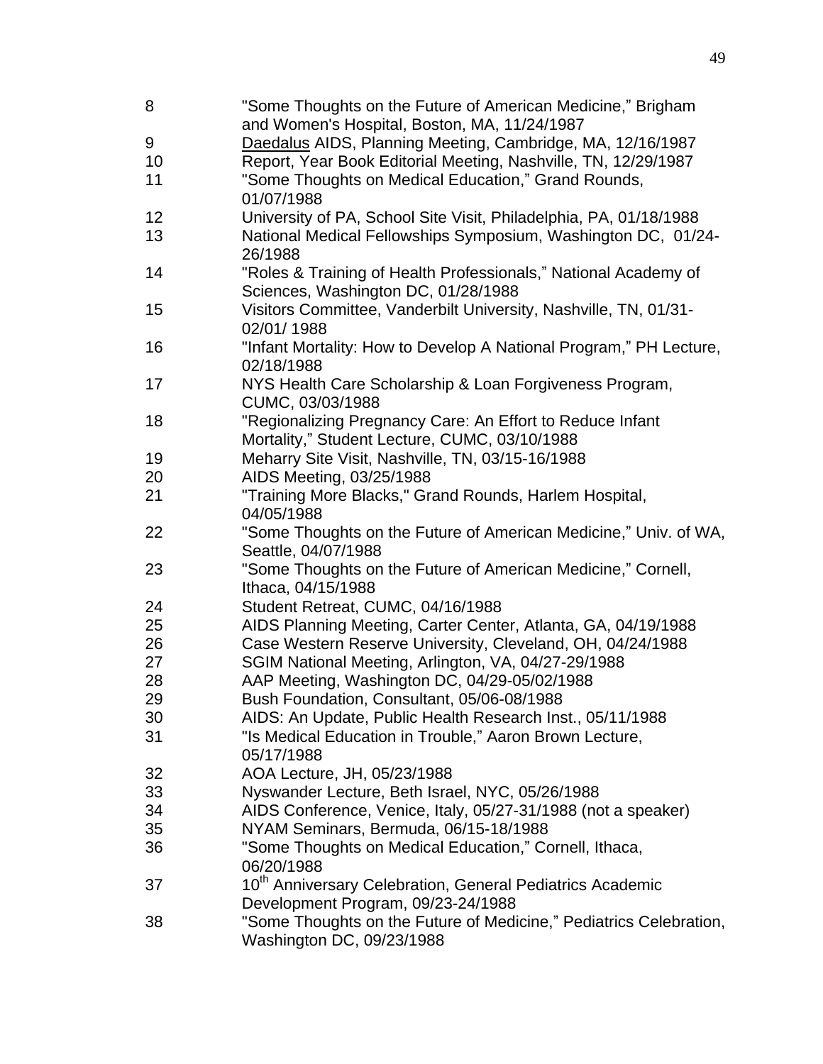8 "Some Thoughts on the Future of American Medicine," Brigham and Women's Hospital, Boston, MA, 11/24/1987

9 Daedalus AIDS, Planning Meeting, Cambridge, MA, 12/16/1987

10 Report, Year Book Editorial Meeting, Nashville, TN, 12/29/1987

11 "Some Thoughts on Medical Education," Grand Rounds, 01/07/1988

12 University of PA, School Site Visit, Philadelphia, PA, 01/18/1988

13 National Medical Fellowships Symposium, Washington DC, 01/24-26/1988

14 "Roles & Training of Health Professionals," National Academy of Sciences, Washington DC, 01/28/1988

15 Visitors Committee, Vanderbilt University, Nashville, TN, 01/31-02/01/ 1988

16 "Infant Mortality: How to Develop A National Program," PH Lecture, 02/18/1988

17 NYS Health Care Scholarship & Loan Forgiveness Program, CUMC, 03/03/1988

18 "Regionalizing Pregnancy Care: An Effort to Reduce Infant Mortality," Student Lecture, CUMC, 03/10/1988

19 Meharry Site Visit, Nashville, TN, 03/15-16/1988

20 AIDS Meeting, 03/25/1988

21 "Training More Blacks," Grand Rounds, Harlem Hospital, 04/05/1988

22 "Some Thoughts on the Future of American Medicine," Univ. of WA, Seattle, 04/07/1988

23 "Some Thoughts on the Future of American Medicine," Cornell, Ithaca, 04/15/1988

24 Student Retreat, CUMC, 04/16/1988

25 AIDS Planning Meeting, Carter Center, Atlanta, GA, 04/19/1988

26 Case Western Reserve University, Cleveland, OH, 04/24/1988

27 SGIM National Meeting, Arlington, VA, 04/27-29/1988

28 AAP Meeting, Washington DC, 04/29-05/02/1988

29 Bush Foundation, Consultant, 05/06-08/1988

30 AIDS: An Update, Public Health Research Inst., 05/11/1988

31 "Is Medical Education in Trouble," Aaron Brown Lecture, 05/17/1988

32 AOA Lecture, JH, 05/23/1988

33 Nyswander Lecture, Beth Israel, NYC, 05/26/1988

34 AIDS Conference, Venice, Italy, 05/27-31/1988 (not a speaker)

35 NYAM Seminars, Bermuda, 06/15-18/1988

36 "Some Thoughts on Medical Education," Cornell, Ithaca, 06/20/1988

37 10th Anniversary Celebration, General Pediatrics Academic Development Program, 09/23-24/1988

38 "Some Thoughts on the Future of Medicine," Pediatrics Celebration, Washington DC, 09/23/1988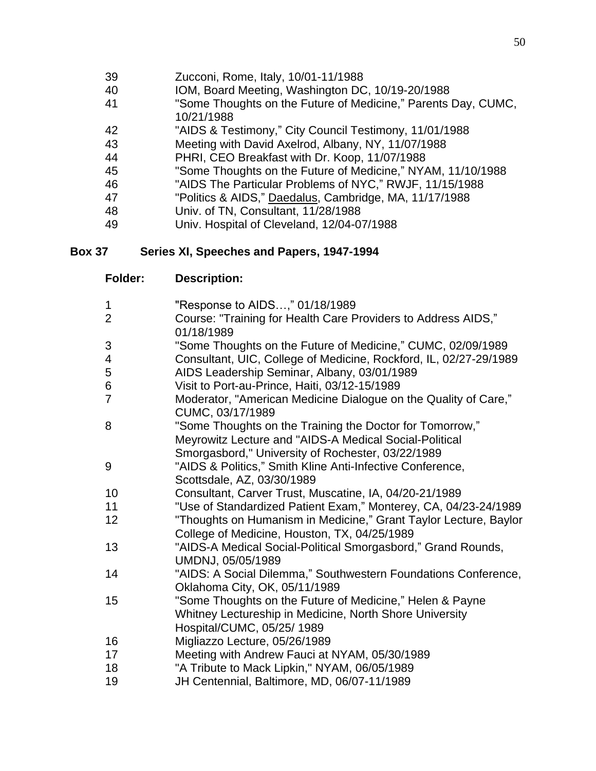| | |
|---|---|
| 39 | Zucconi, Rome, Italy, 10/01-11/1988 |
| 40 | IOM, Board Meeting, Washington DC, 10/19-20/1988 |
| 41 | "Some Thoughts on the Future of Medicine," Parents Day, CUMC, 10/21/1988 |
| 42 | "AIDS & Testimony," City Council Testimony, 11/01/1988 |
| 43 | Meeting with David Axelrod, Albany, NY, 11/07/1988 |
| 44 | PHRI, CEO Breakfast with Dr. Koop, 11/07/1988 |
| 45 | "Some Thoughts on the Future of Medicine," NYAM, 11/10/1988 |
| 46 | "AIDS The Particular Problems of NYC," RWJF, 11/15/1988 |
| 47 | "Politics & AIDS," Daedalus, Cambridge, MA, 11/17/1988 |
| 48 | Univ. of TN, Consultant, 11/28/1988 |
| 49 | Univ. Hospital of Cleveland, 12/04-07/1988 |

**Box 37 Series XI, Speeches and Papers, 1947-1994**

| **Folder:** | **Description:** |
|---|---|
| 1 | "Response to AIDS…," 01/18/1989 |
| 2 | Course: "Training for Health Care Providers to Address AIDS," 01/18/1989 |
| 3 | "Some Thoughts on the Future of Medicine," CUMC, 02/09/1989 |
| 4 | Consultant, UIC, College of Medicine, Rockford, IL, 02/27-29/1989 |
| 5 | AIDS Leadership Seminar, Albany, 03/01/1989 |
| 6 | Visit to Port-au-Prince, Haiti, 03/12-15/1989 |
| 7 | Moderator, "American Medicine Dialogue on the Quality of Care," CUMC, 03/17/1989 |
| 8 | "Some Thoughts on the Training the Doctor for Tomorrow," Meyrowitz Lecture and "AIDS-A Medical Social-Political Smorgasbord," University of Rochester, 03/22/1989 |
| 9 | "AIDS & Politics," Smith Kline Anti-Infective Conference, Scottsdale, AZ, 03/30/1989 |
| 10 | Consultant, Carver Trust, Muscatine, IA, 04/20-21/1989 |
| 11 | "Use of Standardized Patient Exam," Monterey, CA, 04/23-24/1989 |
| 12 | "Thoughts on Humanism in Medicine," Grant Taylor Lecture, Baylor College of Medicine, Houston, TX, 04/25/1989 |
| 13 | "AIDS-A Medical Social-Political Smorgasbord," Grand Rounds, UMDNJ, 05/05/1989 |
| 14 | "AIDS: A Social Dilemma," Southwestern Foundations Conference, Oklahoma City, OK, 05/11/1989 |
| 15 | "Some Thoughts on the Future of Medicine," Helen & Payne Whitney Lectureship in Medicine, North Shore University Hospital/CUMC, 05/25/ 1989 |
| 16 | Migliazzo Lecture, 05/26/1989 |
| 17 | Meeting with Andrew Fauci at NYAM, 05/30/1989 |
| 18 | "A Tribute to Mack Lipkin," NYAM, 06/05/1989 |
| 19 | JH Centennial, Baltimore, MD, 06/07-11/1989 |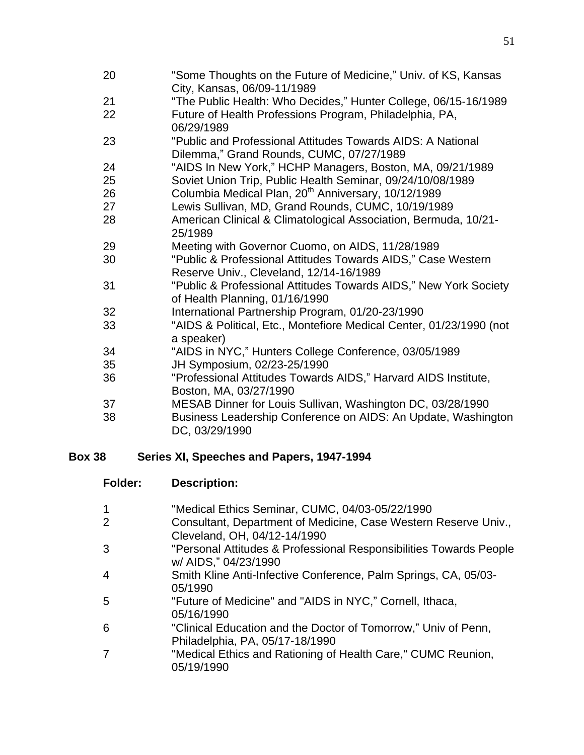| | |
|---|---|
| 20 | "Some Thoughts on the Future of Medicine," Univ. of KS, Kansas City, Kansas, 06/09-11/1989 |
| 21 | "The Public Health: Who Decides," Hunter College, 06/15-16/1989 |
| 22 | Future of Health Professions Program, Philadelphia, PA, 06/29/1989 |
| 23 | "Public and Professional Attitudes Towards AIDS: A National Dilemma," Grand Rounds, CUMC, 07/27/1989 |
| 24 | "AIDS In New York," HCHP Managers, Boston, MA, 09/21/1989 |
| 25 | Soviet Union Trip, Public Health Seminar, 09/24/10/08/1989 |
| 26 | Columbia Medical Plan, 20th Anniversary, 10/12/1989 |
| 27 | Lewis Sullivan, MD, Grand Rounds, CUMC, 10/19/1989 |
| 28 | American Clinical & Climatological Association, Bermuda, 10/21-25/1989 |
| 29 | Meeting with Governor Cuomo, on AIDS, 11/28/1989 |
| 30 | "Public & Professional Attitudes Towards AIDS," Case Western Reserve Univ., Cleveland, 12/14-16/1989 |
| 31 | "Public & Professional Attitudes Towards AIDS," New York Society of Health Planning, 01/16/1990 |
| 32 | International Partnership Program, 01/20-23/1990 |
| 33 | "AIDS & Political, Etc., Montefiore Medical Center, 01/23/1990 (not a speaker) |
| 34 | "AIDS in NYC," Hunters College Conference, 03/05/1989 |
| 35 | JH Symposium, 02/23-25/1990 |
| 36 | "Professional Attitudes Towards AIDS," Harvard AIDS Institute, Boston, MA, 03/27/1990 |
| 37 | MESAB Dinner for Louis Sullivan, Washington DC, 03/28/1990 |
| 38 | Business Leadership Conference on AIDS: An Update, Washington DC, 03/29/1990 |

**Box 38 Series XI, Speeches and Papers, 1947-1994**

| Folder: | Description: |
|---|---|
| 1 | "Medical Ethics Seminar, CUMC, 04/03-05/22/1990 |
| 2 | Consultant, Department of Medicine, Case Western Reserve Univ., Cleveland, OH, 04/12-14/1990 |
| 3 | "Personal Attitudes & Professional Responsibilities Towards People w/ AIDS," 04/23/1990 |
| 4 | Smith Kline Anti-Infective Conference, Palm Springs, CA, 05/03-05/1990 |
| 5 | "Future of Medicine" and "AIDS in NYC," Cornell, Ithaca, 05/16/1990 |
| 6 | "Clinical Education and the Doctor of Tomorrow," Univ of Penn, Philadelphia, PA, 05/17-18/1990 |
| 7 | "Medical Ethics and Rationing of Health Care," CUMC Reunion, 05/19/1990 |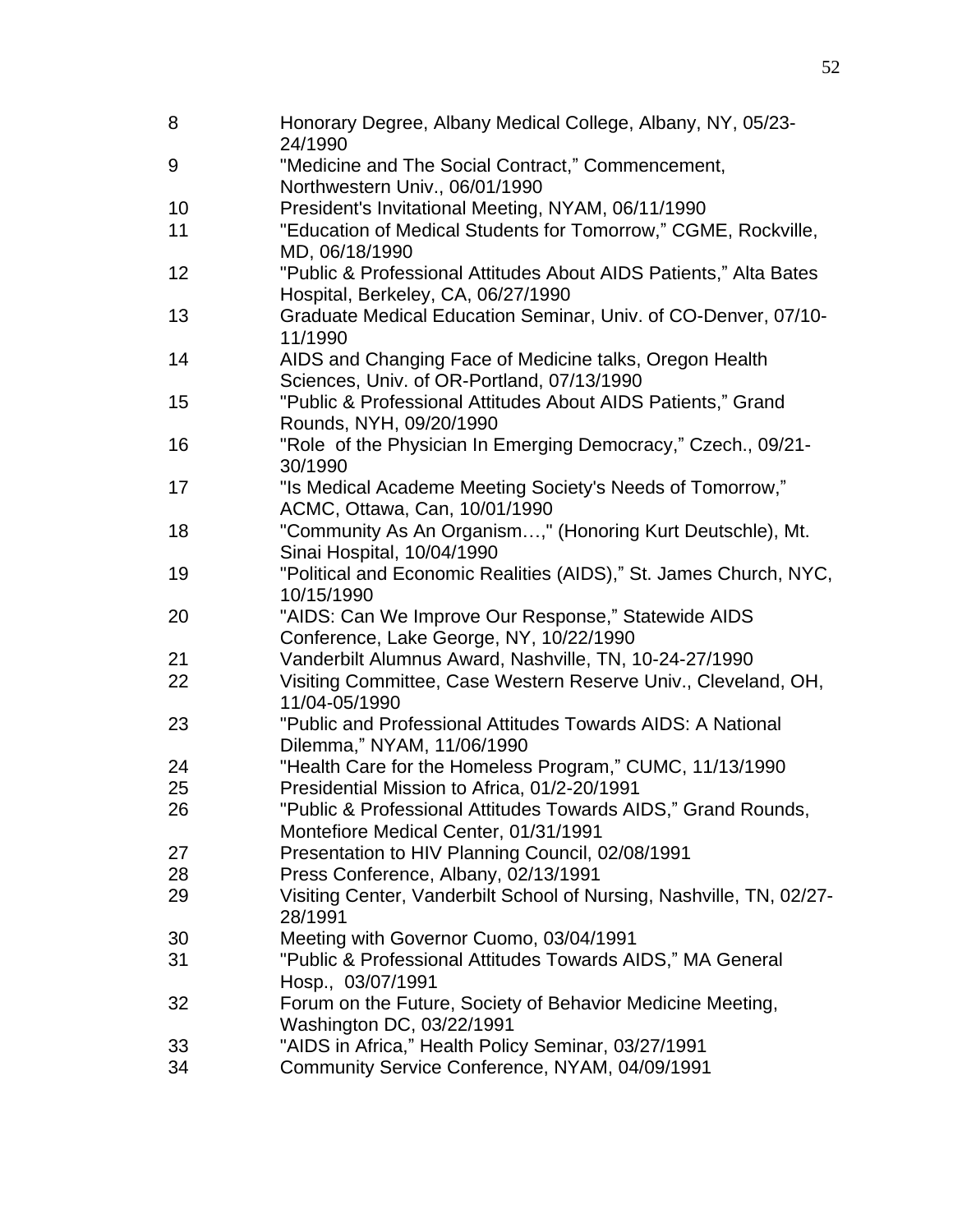| | |
|---|---|
| 8 | Honorary Degree, Albany Medical College, Albany, NY, 05/23-24/1990 |
| 9 | "Medicine and The Social Contract," Commencement, Northwestern Univ., 06/01/1990 |
| 10 | President's Invitational Meeting, NYAM, 06/11/1990 |
| 11 | "Education of Medical Students for Tomorrow," CGME, Rockville, MD, 06/18/1990 |
| 12 | "Public & Professional Attitudes About AIDS Patients," Alta Bates Hospital, Berkeley, CA, 06/27/1990 |
| 13 | Graduate Medical Education Seminar, Univ. of CO-Denver, 07/10-11/1990 |
| 14 | AIDS and Changing Face of Medicine talks, Oregon Health Sciences, Univ. of OR-Portland, 07/13/1990 |
| 15 | "Public & Professional Attitudes About AIDS Patients," Grand Rounds, NYH, 09/20/1990 |
| 16 | "Role of the Physician In Emerging Democracy," Czech., 09/21-30/1990 |
| 17 | "Is Medical Academe Meeting Society's Needs of Tomorrow," ACMC, Ottawa, Can, 10/01/1990 |
| 18 | "Community As An Organism…," (Honoring Kurt Deutschle), Mt. Sinai Hospital, 10/04/1990 |
| 19 | "Political and Economic Realities (AIDS)," St. James Church, NYC, 10/15/1990 |
| 20 | "AIDS: Can We Improve Our Response," Statewide AIDS Conference, Lake George, NY, 10/22/1990 |
| 21 | Vanderbilt Alumnus Award, Nashville, TN, 10-24-27/1990 |
| 22 | Visiting Committee, Case Western Reserve Univ., Cleveland, OH, 11/04-05/1990 |
| 23 | "Public and Professional Attitudes Towards AIDS: A National Dilemma," NYAM, 11/06/1990 |
| 24 | "Health Care for the Homeless Program," CUMC, 11/13/1990 |
| 25 | Presidential Mission to Africa, 01/2-20/1991 |
| 26 | "Public & Professional Attitudes Towards AIDS," Grand Rounds, Montefiore Medical Center, 01/31/1991 |
| 27 | Presentation to HIV Planning Council, 02/08/1991 |
| 28 | Press Conference, Albany, 02/13/1991 |
| 29 | Visiting Center, Vanderbilt School of Nursing, Nashville, TN, 02/27-28/1991 |
| 30 | Meeting with Governor Cuomo, 03/04/1991 |
| 31 | "Public & Professional Attitudes Towards AIDS," MA General Hosp., 03/07/1991 |
| 32 | Forum on the Future, Society of Behavior Medicine Meeting, Washington DC, 03/22/1991 |
| 33 | "AIDS in Africa," Health Policy Seminar, 03/27/1991 |
| 34 | Community Service Conference, NYAM, 04/09/1991 |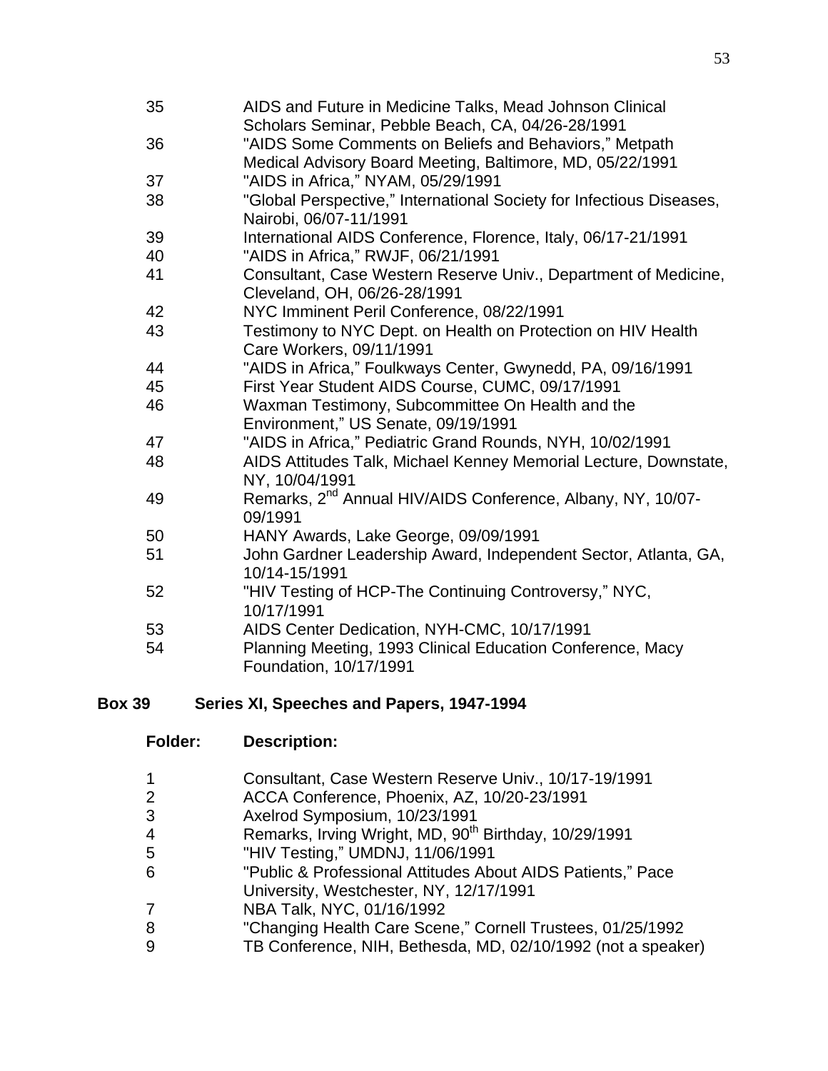| | |
|---|---|
| 35 | AIDS and Future in Medicine Talks, Mead Johnson Clinical Scholars Seminar, Pebble Beach, CA, 04/26-28/1991 |
| 36 | "AIDS Some Comments on Beliefs and Behaviors," Metpath Medical Advisory Board Meeting, Baltimore, MD, 05/22/1991 |
| 37 | "AIDS in Africa," NYAM, 05/29/1991 |
| 38 | "Global Perspective," International Society for Infectious Diseases, Nairobi, 06/07-11/1991 |
| 39 | International AIDS Conference, Florence, Italy, 06/17-21/1991 |
| 40 | "AIDS in Africa," RWJF, 06/21/1991 |
| 41 | Consultant, Case Western Reserve Univ., Department of Medicine, Cleveland, OH, 06/26-28/1991 |
| 42 | NYC Imminent Peril Conference, 08/22/1991 |
| 43 | Testimony to NYC Dept. on Health on Protection on HIV Health Care Workers, 09/11/1991 |
| 44 | "AIDS in Africa," Foulkways Center, Gwynedd, PA, 09/16/1991 |
| 45 | First Year Student AIDS Course, CUMC, 09/17/1991 |
| 46 | Waxman Testimony, Subcommittee On Health and the Environment," US Senate, 09/19/1991 |
| 47 | "AIDS in Africa," Pediatric Grand Rounds, NYH, 10/02/1991 |
| 48 | AIDS Attitudes Talk, Michael Kenney Memorial Lecture, Downstate, NY, 10/04/1991 |
| 49 | Remarks, 2nd Annual HIV/AIDS Conference, Albany, NY, 10/07-09/1991 |
| 50 | HANY Awards, Lake George, 09/09/1991 |
| 51 | John Gardner Leadership Award, Independent Sector, Atlanta, GA, 10/14-15/1991 |
| 52 | "HIV Testing of HCP-The Continuing Controversy," NYC, 10/17/1991 |
| 53 | AIDS Center Dedication, NYH-CMC, 10/17/1991 |
| 54 | Planning Meeting, 1993 Clinical Education Conference, Macy Foundation, 10/17/1991 |

**Box 39 Series XI, Speeches and Papers, 1947-1994**

| Folder: | Description: |
|---|---|
| 1 | Consultant, Case Western Reserve Univ., 10/17-19/1991 |
| 2 | ACCA Conference, Phoenix, AZ, 10/20-23/1991 |
| 3 | Axelrod Symposium, 10/23/1991 |
| 4 | Remarks, Irving Wright, MD, 90th Birthday, 10/29/1991 |
| 5 | "HIV Testing," UMDNJ, 11/06/1991 |
| 6 | "Public & Professional Attitudes About AIDS Patients," Pace University, Westchester, NY, 12/17/1991 |
| 7 | NBA Talk, NYC, 01/16/1992 |
| 8 | "Changing Health Care Scene," Cornell Trustees, 01/25/1992 |
| 9 | TB Conference, NIH, Bethesda, MD, 02/10/1992 (not a speaker) |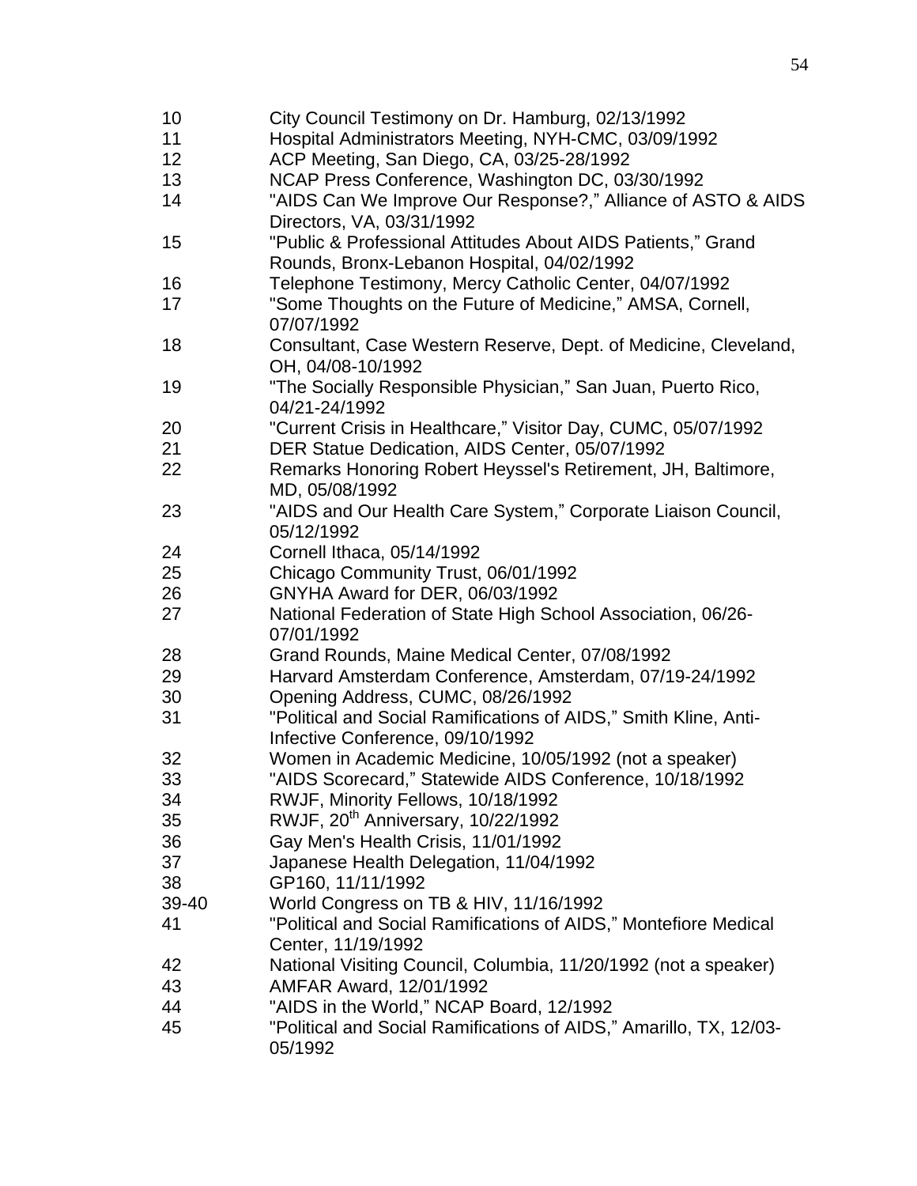| | |
|---|---|
| 10 | City Council Testimony on Dr. Hamburg, 02/13/1992 |
| 11 | Hospital Administrators Meeting, NYH-CMC, 03/09/1992 |
| 12 | ACP Meeting, San Diego, CA, 03/25-28/1992 |
| 13 | NCAP Press Conference, Washington DC, 03/30/1992 |
| 14 | "AIDS Can We Improve Our Response?," Alliance of ASTO & AIDS Directors, VA, 03/31/1992 |
| 15 | "Public & Professional Attitudes About AIDS Patients," Grand Rounds, Bronx-Lebanon Hospital, 04/02/1992 |
| 16 | Telephone Testimony, Mercy Catholic Center, 04/07/1992 |
| 17 | "Some Thoughts on the Future of Medicine," AMSA, Cornell, 07/07/1992 |
| 18 | Consultant, Case Western Reserve, Dept. of Medicine, Cleveland, OH, 04/08-10/1992 |
| 19 | "The Socially Responsible Physician," San Juan, Puerto Rico, 04/21-24/1992 |
| 20 | "Current Crisis in Healthcare," Visitor Day, CUMC, 05/07/1992 |
| 21 | DER Statue Dedication, AIDS Center, 05/07/1992 |
| 22 | Remarks Honoring Robert Heyssel's Retirement, JH, Baltimore, MD, 05/08/1992 |
| 23 | "AIDS and Our Health Care System," Corporate Liaison Council, 05/12/1992 |
| 24 | Cornell Ithaca, 05/14/1992 |
| 25 | Chicago Community Trust, 06/01/1992 |
| 26 | GNYHA Award for DER, 06/03/1992 |
| 27 | National Federation of State High School Association, 06/26-07/01/1992 |
| 28 | Grand Rounds, Maine Medical Center, 07/08/1992 |
| 29 | Harvard Amsterdam Conference, Amsterdam, 07/19-24/1992 |
| 30 | Opening Address, CUMC, 08/26/1992 |
| 31 | "Political and Social Ramifications of AIDS," Smith Kline, Anti-Infective Conference, 09/10/1992 |
| 32 | Women in Academic Medicine, 10/05/1992 (not a speaker) |
| 33 | "AIDS Scorecard," Statewide AIDS Conference, 10/18/1992 |
| 34 | RWJF, Minority Fellows, 10/18/1992 |
| 35 | RWJF, 20th Anniversary, 10/22/1992 |
| 36 | Gay Men's Health Crisis, 11/01/1992 |
| 37 | Japanese Health Delegation, 11/04/1992 |
| 38 | GP160, 11/11/1992 |
| 39-40 | World Congress on TB & HIV, 11/16/1992 |
| 41 | "Political and Social Ramifications of AIDS," Montefiore Medical Center, 11/19/1992 |
| 42 | National Visiting Council, Columbia, 11/20/1992 (not a speaker) |
| 43 | AMFAR Award, 12/01/1992 |
| 44 | "AIDS in the World," NCAP Board, 12/1992 |
| 45 | "Political and Social Ramifications of AIDS," Amarillo, TX, 12/03-05/1992 |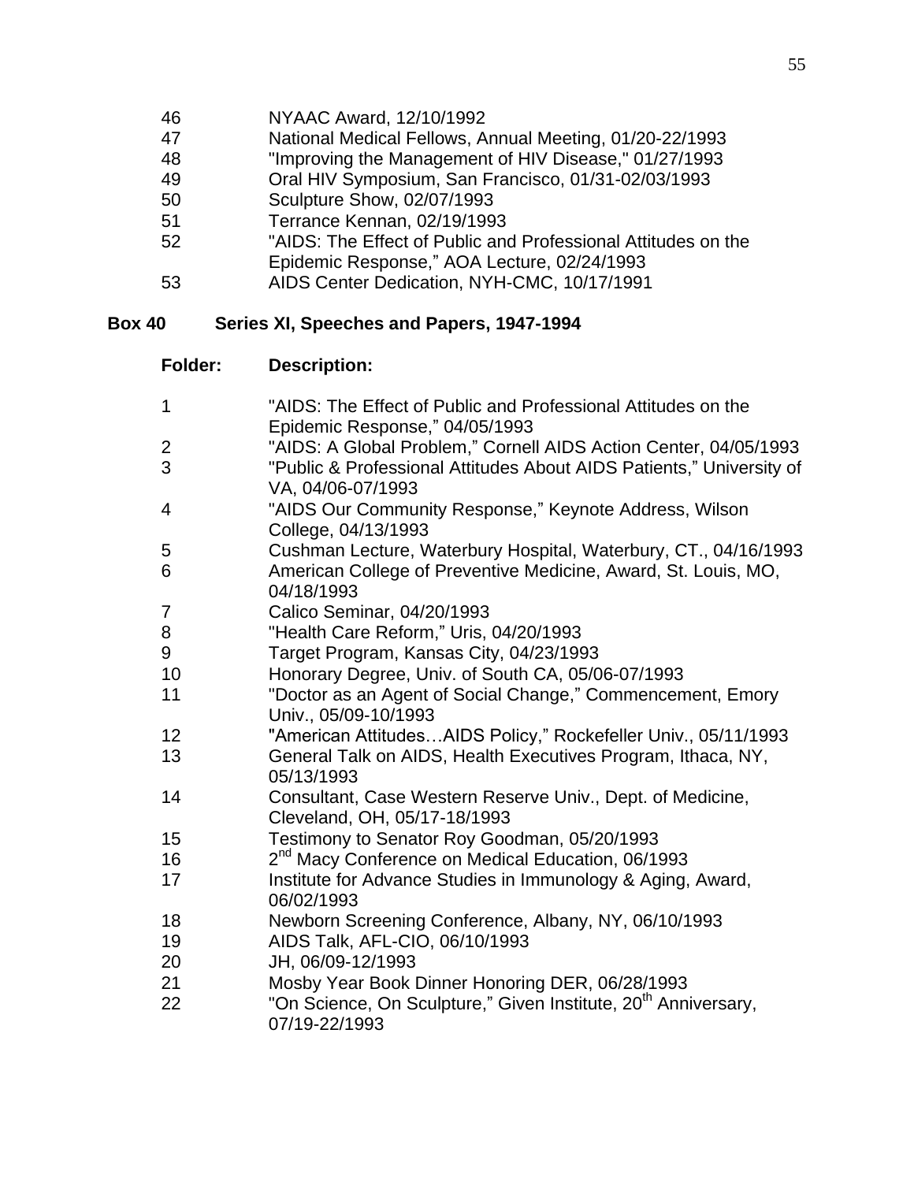| | |
|---|---|
| 46 | NYAAC Award, 12/10/1992 |
| 47 | National Medical Fellows, Annual Meeting, 01/20-22/1993 |
| 48 | "Improving the Management of HIV Disease," 01/27/1993 |
| 49 | Oral HIV Symposium, San Francisco, 01/31-02/03/1993 |
| 50 | Sculpture Show, 02/07/1993 |
| 51 | Terrance Kennan, 02/19/1993 |
| 52 | "AIDS: The Effect of Public and Professional Attitudes on the Epidemic Response," AOA Lecture, 02/24/1993 |
| 53 | AIDS Center Dedication, NYH-CMC, 10/17/1991 |

**Box 40 Series XI, Speeches and Papers, 1947-1994**

| **Folder:** | **Description:** |
|---|---|
| 1 | "AIDS: The Effect of Public and Professional Attitudes on the Epidemic Response," 04/05/1993 |
| 2 | "AIDS: A Global Problem," Cornell AIDS Action Center, 04/05/1993 |
| 3 | "Public & Professional Attitudes About AIDS Patients," University of VA, 04/06-07/1993 |
| 4 | "AIDS Our Community Response," Keynote Address, Wilson College, 04/13/1993 |
| 5 | Cushman Lecture, Waterbury Hospital, Waterbury, CT., 04/16/1993 |
| 6 | American College of Preventive Medicine, Award, St. Louis, MO, 04/18/1993 |
| 7 | Calico Seminar, 04/20/1993 |
| 8 | "Health Care Reform," Uris, 04/20/1993 |
| 9 | Target Program, Kansas City, 04/23/1993 |
| 10 | Honorary Degree, Univ. of South CA, 05/06-07/1993 |
| 11 | "Doctor as an Agent of Social Change," Commencement, Emory Univ., 05/09-10/1993 |
| 12 | "American Attitudes…AIDS Policy," Rockefeller Univ., 05/11/1993 |
| 13 | General Talk on AIDS, Health Executives Program, Ithaca, NY, 05/13/1993 |
| 14 | Consultant, Case Western Reserve Univ., Dept. of Medicine, Cleveland, OH, 05/17-18/1993 |
| 15 | Testimony to Senator Roy Goodman, 05/20/1993 |
| 16 | 2nd Macy Conference on Medical Education, 06/1993 |
| 17 | Institute for Advance Studies in Immunology & Aging, Award, 06/02/1993 |
| 18 | Newborn Screening Conference, Albany, NY, 06/10/1993 |
| 19 | AIDS Talk, AFL-CIO, 06/10/1993 |
| 20 | JH, 06/09-12/1993 |
| 21 | Mosby Year Book Dinner Honoring DER, 06/28/1993 |
| 22 | "On Science, On Sculpture," Given Institute, 20th Anniversary, 07/19-22/1993 |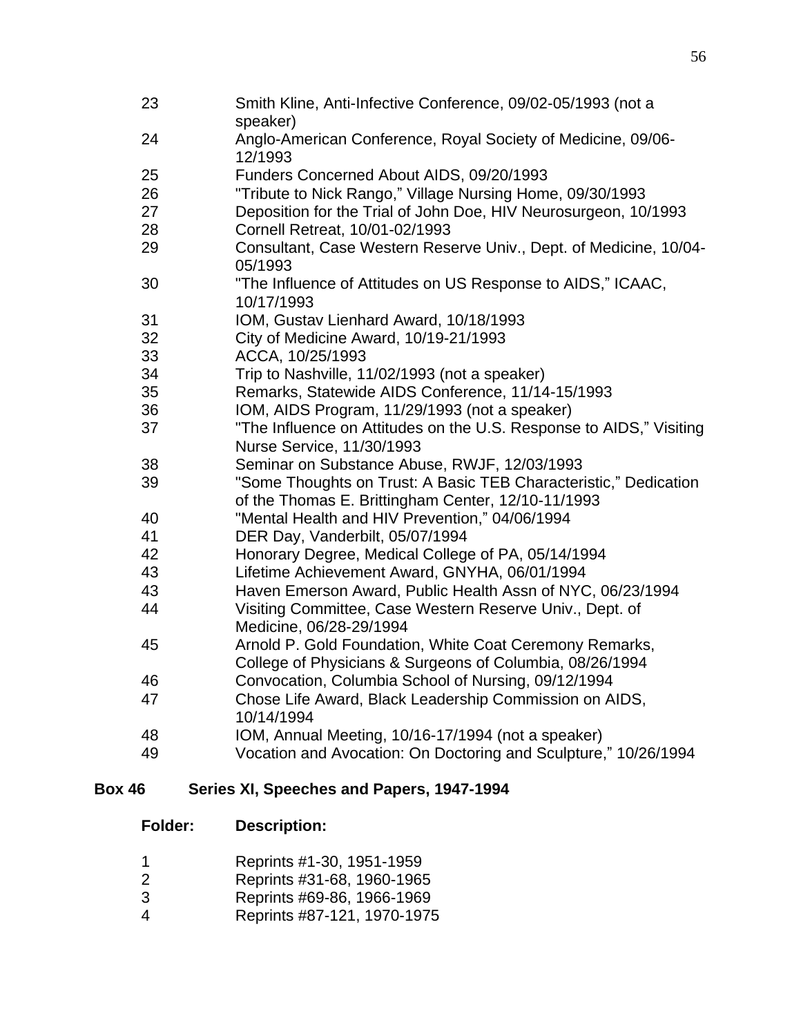| | |
|---|---|
| 23 | Smith Kline, Anti-Infective Conference, 09/02-05/1993 (not a speaker) |
| 24 | Anglo-American Conference, Royal Society of Medicine, 09/06-12/1993 |
| 25 | Funders Concerned About AIDS, 09/20/1993 |
| 26 | "Tribute to Nick Rango," Village Nursing Home, 09/30/1993 |
| 27 | Deposition for the Trial of John Doe, HIV Neurosurgeon, 10/1993 |
| 28 | Cornell Retreat, 10/01-02/1993 |
| 29 | Consultant, Case Western Reserve Univ., Dept. of Medicine, 10/04-05/1993 |
| 30 | "The Influence of Attitudes on US Response to AIDS," ICAAC, 10/17/1993 |
| 31 | IOM, Gustav Lienhard Award, 10/18/1993 |
| 32 | City of Medicine Award, 10/19-21/1993 |
| 33 | ACCA, 10/25/1993 |
| 34 | Trip to Nashville, 11/02/1993 (not a speaker) |
| 35 | Remarks, Statewide AIDS Conference, 11/14-15/1993 |
| 36 | IOM, AIDS Program, 11/29/1993 (not a speaker) |
| 37 | "The Influence on Attitudes on the U.S. Response to AIDS," Visiting Nurse Service, 11/30/1993 |
| 38 | Seminar on Substance Abuse, RWJF, 12/03/1993 |
| 39 | "Some Thoughts on Trust: A Basic TEB Characteristic," Dedication of the Thomas E. Brittingham Center, 12/10-11/1993 |
| 40 | "Mental Health and HIV Prevention," 04/06/1994 |
| 41 | DER Day, Vanderbilt, 05/07/1994 |
| 42 | Honorary Degree, Medical College of PA, 05/14/1994 |
| 43 | Lifetime Achievement Award, GNYHA, 06/01/1994 |
| 43 | Haven Emerson Award, Public Health Assn of NYC, 06/23/1994 |
| 44 | Visiting Committee, Case Western Reserve Univ., Dept. of Medicine, 06/28-29/1994 |
| 45 | Arnold P. Gold Foundation, White Coat Ceremony Remarks, College of Physicians & Surgeons of Columbia, 08/26/1994 |
| 46 | Convocation, Columbia School of Nursing, 09/12/1994 |
| 47 | Chose Life Award, Black Leadership Commission on AIDS, 10/14/1994 |
| 48 | IOM, Annual Meeting, 10/16-17/1994 (not a speaker) |
| 49 | Vocation and Avocation: On Doctoring and Sculpture," 10/26/1994 |

## Box 46 Series XI, Speeches and Papers, 1947-1994

| Folder: | Description: |
|---|---|
| 1 | Reprints #1-30, 1951-1959 |
| 2 | Reprints #31-68, 1960-1965 |
| 3 | Reprints #69-86, 1966-1969 |
| 4 | Reprints #87-121, 1970-1975 |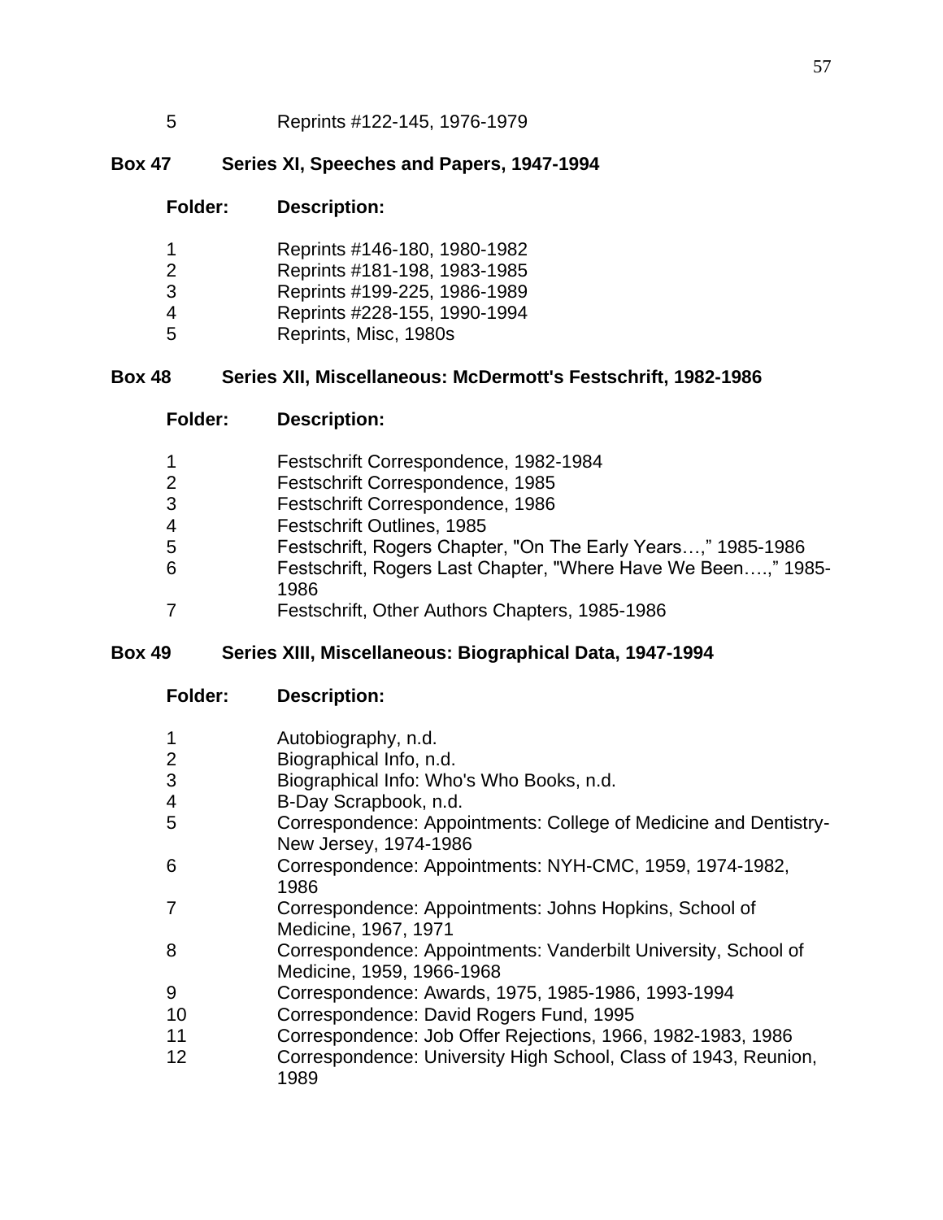| Folder: | Description: |
|---|---|
| 5 | Reprints #122-145, 1976-1979 |

**Box 47 Series XI, Speeches and Papers, 1947-1994**

| Folder: | Description: |
|---|---|
| 1 | Reprints #146-180, 1980-1982 |
| 2 | Reprints #181-198, 1983-1985 |
| 3 | Reprints #199-225, 1986-1989 |
| 4 | Reprints #228-155, 1990-1994 |
| 5 | Reprints, Misc, 1980s |

**Box 48 Series XII, Miscellaneous: McDermott's Festschrift, 1982-1986**

| Folder: | Description: |
|---|---|
| 1 | Festschrift Correspondence, 1982-1984 |
| 2 | Festschrift Correspondence, 1985 |
| 3 | Festschrift Correspondence, 1986 |
| 4 | Festschrift Outlines, 1985 |
| 5 | Festschrift, Rogers Chapter, "On The Early Years…," 1985-1986 |
| 6 | Festschrift, Rogers Last Chapter, "Where Have We Been….," 1985-1986 |
| 7 | Festschrift, Other Authors Chapters, 1985-1986 |

**Box 49 Series XIII, Miscellaneous: Biographical Data, 1947-1994**

| Folder: | Description: |
|---|---|
| 1 | Autobiography, n.d. |
| 2 | Biographical Info, n.d. |
| 3 | Biographical Info: Who's Who Books, n.d. |
| 4 | B-Day Scrapbook, n.d. |
| 5 | Correspondence: Appointments: College of Medicine and Dentistry-New Jersey, 1974-1986 |
| 6 | Correspondence: Appointments: NYH-CMC, 1959, 1974-1982, 1986 |
| 7 | Correspondence: Appointments: Johns Hopkins, School of Medicine, 1967, 1971 |
| 8 | Correspondence: Appointments: Vanderbilt University, School of Medicine, 1959, 1966-1968 |
| 9 | Correspondence: Awards, 1975, 1985-1986, 1993-1994 |
| 10 | Correspondence: David Rogers Fund, 1995 |
| 11 | Correspondence: Job Offer Rejections, 1966, 1982-1983, 1986 |
| 12 | Correspondence: University High School, Class of 1943, Reunion, 1989 |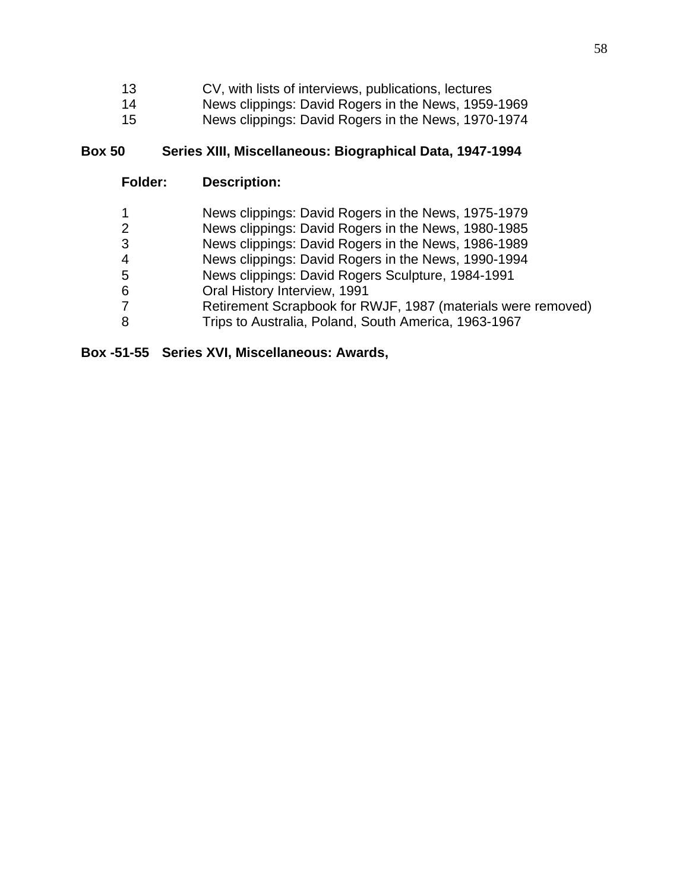| | |
|---|---|
| 13 | CV, with lists of interviews, publications, lectures |
| 14 | News clippings: David Rogers in the News, 1959-1969 |
| 15 | News clippings: David Rogers in the News, 1970-1974 |

**Box 50 Series XIII, Miscellaneous: Biographical Data, 1947-1994**

| **Folder:** | **Description:** |
|---|---|
| 1 | News clippings: David Rogers in the News, 1975-1979 |
| 2 | News clippings: David Rogers in the News, 1980-1985 |
| 3 | News clippings: David Rogers in the News, 1986-1989 |
| 4 | News clippings: David Rogers in the News, 1990-1994 |
| 5 | News clippings: David Rogers Sculpture, 1984-1991 |
| 6 | Oral History Interview, 1991 |
| 7 | Retirement Scrapbook for RWJF, 1987 (materials were removed) |
| 8 | Trips to Australia, Poland, South America, 1963-1967 |

**Box -51-55 Series XVI, Miscellaneous: Awards,**